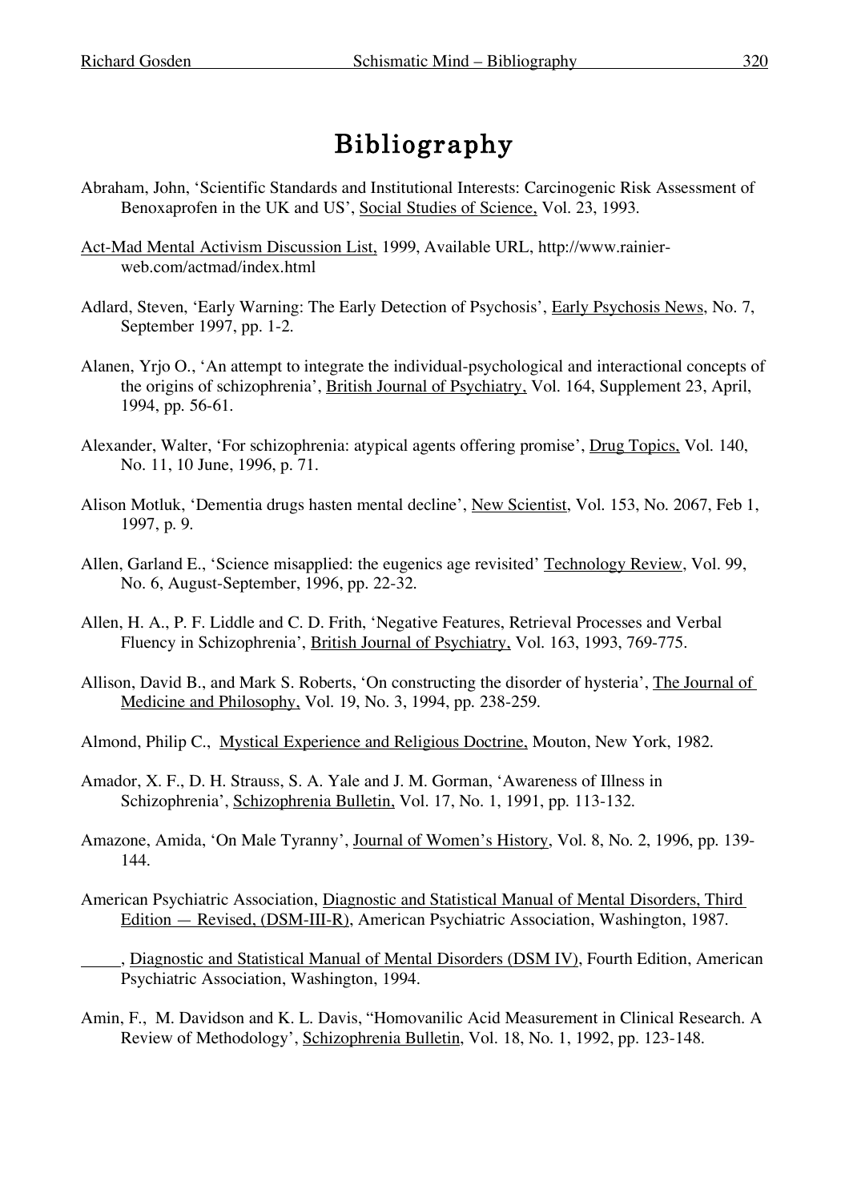# Bibliography

Abraham, John, 'Scientific Standards and Institutional Interests: Carcinogenic Risk Assessment of Benoxaprofen in the UK and US', Social Studies of Science, Vol. 23, 1993.

Act-Mad Mental Activism Discussion List, 1999, Available URL, http://www.rainier-web.com/actmad/index.html

Adlard, Steven, 'Early Warning: The Early Detection of Psychosis', Early Psychosis News, No. 7, September 1997, pp. 1-2.

Alanen, Yrjo O., 'An attempt to integrate the individual-psychological and interactional concepts of the origins of schizophrenia', British Journal of Psychiatry, Vol. 164, Supplement 23, April, 1994, pp. 56-61.

Alexander, Walter, 'For schizophrenia: atypical agents offering promise', Drug Topics, Vol. 140, No. 11, 10 June, 1996, p. 71.

Alison Motluk, 'Dementia drugs hasten mental decline', New Scientist, Vol. 153, No. 2067, Feb 1, 1997, p. 9.

Allen, Garland E., 'Science misapplied: the eugenics age revisited' Technology Review, Vol. 99, No. 6, August-September, 1996, pp. 22-32.

Allen, H. A., P. F. Liddle and C. D. Frith, 'Negative Features, Retrieval Processes and Verbal Fluency in Schizophrenia', British Journal of Psychiatry, Vol. 163, 1993, 769-775.

Allison, David B., and Mark S. Roberts, 'On constructing the disorder of hysteria', The Journal of Medicine and Philosophy, Vol. 19, No. 3, 1994, pp. 238-259.

Almond, Philip C., Mystical Experience and Religious Doctrine, Mouton, New York, 1982.

Amador, X. F., D. H. Strauss, S. A. Yale and J. M. Gorman, 'Awareness of Illness in Schizophrenia', Schizophrenia Bulletin, Vol. 17, No. 1, 1991, pp. 113-132.

Amazone, Amida, 'On Male Tyranny', Journal of Women's History, Vol. 8, No. 2, 1996, pp. 139-144.

American Psychiatric Association, Diagnostic and Statistical Manual of Mental Disorders, Third Edition — Revised, (DSM-III-R), American Psychiatric Association, Washington, 1987.

_____, Diagnostic and Statistical Manual of Mental Disorders (DSM IV), Fourth Edition, American Psychiatric Association, Washington, 1994.

Amin, F., M. Davidson and K. L. Davis, "Homovanilic Acid Measurement in Clinical Research. A Review of Methodology', Schizophrenia Bulletin, Vol. 18, No. 1, 1992, pp. 123-148.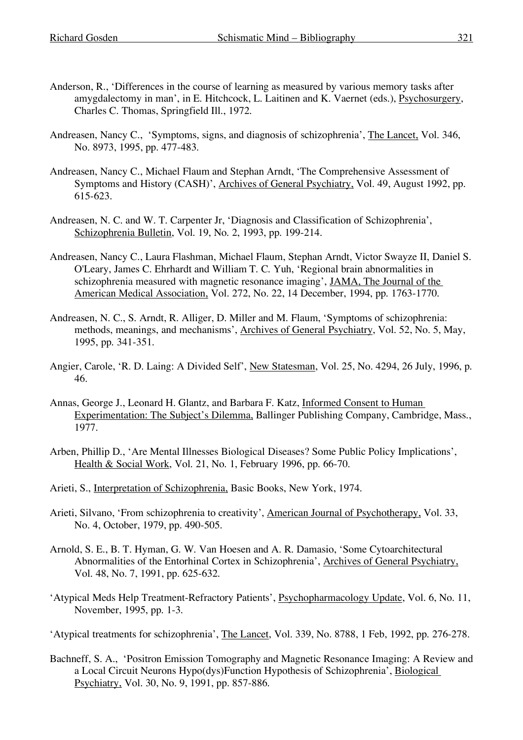Anderson, R., 'Differences in the course of learning as measured by various memory tasks after amygdalectomy in man', in E. Hitchcock, L. Laitinen and K. Vaernet (eds.), Psychosurgery, Charles C. Thomas, Springfield Ill., 1972.

Andreasen, Nancy C., 'Symptoms, signs, and diagnosis of schizophrenia', The Lancet, Vol. 346, No. 8973, 1995, pp. 477-483.

Andreasen, Nancy C., Michael Flaum and Stephan Arndt, 'The Comprehensive Assessment of Symptoms and History (CASH)', Archives of General Psychiatry, Vol. 49, August 1992, pp. 615-623.

Andreasen, N. C. and W. T. Carpenter Jr, 'Diagnosis and Classification of Schizophrenia', Schizophrenia Bulletin, Vol. 19, No. 2, 1993, pp. 199-214.

Andreasen, Nancy C., Laura Flashman, Michael Flaum, Stephan Arndt, Victor Swayze II, Daniel S. O'Leary, James C. Ehrhardt and William T. C. Yuh, 'Regional brain abnormalities in schizophrenia measured with magnetic resonance imaging', JAMA, The Journal of the American Medical Association, Vol. 272, No. 22, 14 December, 1994, pp. 1763-1770.

Andreasen, N. C., S. Arndt, R. Alliger, D. Miller and M. Flaum, 'Symptoms of schizophrenia: methods, meanings, and mechanisms', Archives of General Psychiatry, Vol. 52, No. 5, May, 1995, pp. 341-351.

Angier, Carole, 'R. D. Laing: A Divided Self', New Statesman, Vol. 25, No. 4294, 26 July, 1996, p. 46.

Annas, George J., Leonard H. Glantz, and Barbara F. Katz, Informed Consent to Human Experimentation: The Subject's Dilemma, Ballinger Publishing Company, Cambridge, Mass., 1977.

Arben, Phillip D., 'Are Mental Illnesses Biological Diseases? Some Public Policy Implications', Health & Social Work, Vol. 21, No. 1, February 1996, pp. 66-70.

Arieti, S., Interpretation of Schizophrenia, Basic Books, New York, 1974.

Arieti, Silvano, 'From schizophrenia to creativity', American Journal of Psychotherapy, Vol. 33, No. 4, October, 1979, pp. 490-505.

Arnold, S. E., B. T. Hyman, G. W. Van Hoesen and A. R. Damasio, 'Some Cytoarchitectural Abnormalities of the Entorhinal Cortex in Schizophrenia', Archives of General Psychiatry, Vol. 48, No. 7, 1991, pp. 625-632.

'Atypical Meds Help Treatment-Refractory Patients', Psychopharmacology Update, Vol. 6, No. 11, November, 1995, pp. 1-3.

'Atypical treatments for schizophrenia', The Lancet, Vol. 339, No. 8788, 1 Feb, 1992, pp. 276-278.

Bachneff, S. A., 'Positron Emission Tomography and Magnetic Resonance Imaging: A Review and a Local Circuit Neurons Hypo(dys)Function Hypothesis of Schizophrenia', Biological Psychiatry, Vol. 30, No. 9, 1991, pp. 857-886.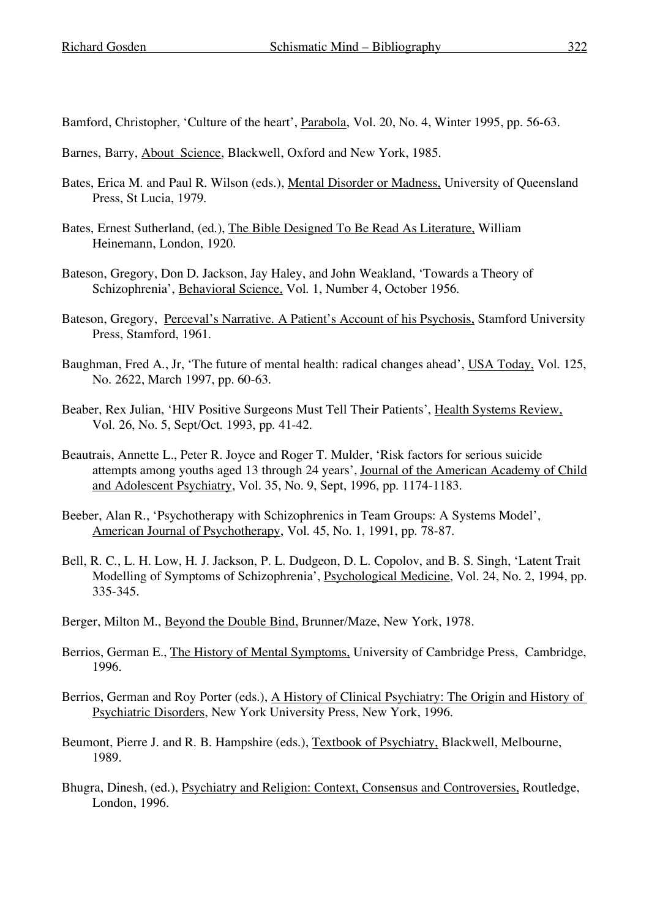Bamford, Christopher, 'Culture of the heart', Parabola, Vol. 20, No. 4, Winter 1995, pp. 56-63.

Barnes, Barry, About Science, Blackwell, Oxford and New York, 1985.

Bates, Erica M. and Paul R. Wilson (eds.), Mental Disorder or Madness, University of Queensland Press, St Lucia, 1979.

Bates, Ernest Sutherland, (ed.), The Bible Designed To Be Read As Literature, William Heinemann, London, 1920.

Bateson, Gregory, Don D. Jackson, Jay Haley, and John Weakland, 'Towards a Theory of Schizophrenia', Behavioral Science, Vol. 1, Number 4, October 1956.

Bateson, Gregory, Perceval's Narrative. A Patient's Account of his Psychosis, Stamford University Press, Stamford, 1961.

Baughman, Fred A., Jr, 'The future of mental health: radical changes ahead', USA Today, Vol. 125, No. 2622, March 1997, pp. 60-63.

Beaber, Rex Julian, 'HIV Positive Surgeons Must Tell Their Patients', Health Systems Review, Vol. 26, No. 5, Sept/Oct. 1993, pp. 41-42.

Beautrais, Annette L., Peter R. Joyce and Roger T. Mulder, 'Risk factors for serious suicide attempts among youths aged 13 through 24 years', Journal of the American Academy of Child and Adolescent Psychiatry, Vol. 35, No. 9, Sept, 1996, pp. 1174-1183.

Beeber, Alan R., 'Psychotherapy with Schizophrenics in Team Groups: A Systems Model', American Journal of Psychotherapy, Vol. 45, No. 1, 1991, pp. 78-87.

Bell, R. C., L. H. Low, H. J. Jackson, P. L. Dudgeon, D. L. Copolov, and B. S. Singh, 'Latent Trait Modelling of Symptoms of Schizophrenia', Psychological Medicine, Vol. 24, No. 2, 1994, pp. 335-345.

Berger, Milton M., Beyond the Double Bind, Brunner/Maze, New York, 1978.

Berrios, German E., The History of Mental Symptoms, University of Cambridge Press, Cambridge, 1996.

Berrios, German and Roy Porter (eds.), A History of Clinical Psychiatry: The Origin and History of Psychiatric Disorders, New York University Press, New York, 1996.

Beumont, Pierre J. and R. B. Hampshire (eds.), Textbook of Psychiatry, Blackwell, Melbourne, 1989.

Bhugra, Dinesh, (ed.), Psychiatry and Religion: Context, Consensus and Controversies, Routledge, London, 1996.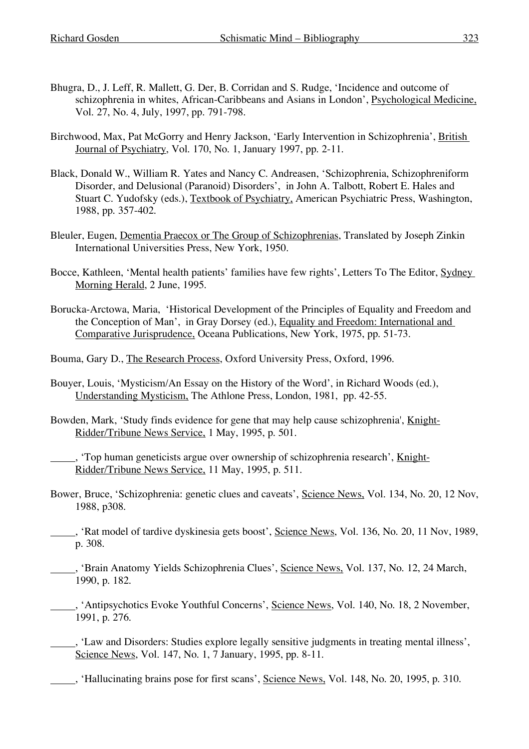Bhugra, D., J. Leff, R. Mallett, G. Der, B. Corridan and S. Rudge, 'Incidence and outcome of schizophrenia in whites, African-Caribbeans and Asians in London', Psychological Medicine, Vol. 27, No. 4, July, 1997, pp. 791-798.

Birchwood, Max, Pat McGorry and Henry Jackson, 'Early Intervention in Schizophrenia', British Journal of Psychiatry, Vol. 170, No. 1, January 1997, pp. 2-11.

Black, Donald W., William R. Yates and Nancy C. Andreasen, 'Schizophrenia, Schizophreniform Disorder, and Delusional (Paranoid) Disorders', in John A. Talbott, Robert E. Hales and Stuart C. Yudofsky (eds.), Textbook of Psychiatry, American Psychiatric Press, Washington, 1988, pp. 357-402.

Bleuler, Eugen, Dementia Praecox or The Group of Schizophrenias, Translated by Joseph Zinkin International Universities Press, New York, 1950.

Bocce, Kathleen, 'Mental health patients' families have few rights', Letters To The Editor, Sydney Morning Herald, 2 June, 1995.

Borucka-Arctowa, Maria, 'Historical Development of the Principles of Equality and Freedom and the Conception of Man', in Gray Dorsey (ed.), Equality and Freedom: International and Comparative Jurisprudence, Oceana Publications, New York, 1975, pp. 51-73.

Bouma, Gary D., The Research Process, Oxford University Press, Oxford, 1996.

Bouyer, Louis, 'Mysticism/An Essay on the History of the Word', in Richard Woods (ed.), Understanding Mysticism, The Athlone Press, London, 1981, pp. 42-55.

Bowden, Mark, 'Study finds evidence for gene that may help cause schizophrenia', Knight-Ridder/Tribune News Service, 1 May, 1995, p. 501.

_____, 'Top human geneticists argue over ownership of schizophrenia research', Knight-Ridder/Tribune News Service, 11 May, 1995, p. 511.

Bower, Bruce, 'Schizophrenia: genetic clues and caveats', Science News, Vol. 134, No. 20, 12 Nov, 1988, p308.

_____, 'Rat model of tardive dyskinesia gets boost', Science News, Vol. 136, No. 20, 11 Nov, 1989, p. 308.

_____, 'Brain Anatomy Yields Schizophrenia Clues', Science News, Vol. 137, No. 12, 24 March, 1990, p. 182.

_____, 'Antipsychotics Evoke Youthful Concerns', Science News, Vol. 140, No. 18, 2 November, 1991, p. 276.

_____, 'Law and Disorders: Studies explore legally sensitive judgments in treating mental illness', Science News, Vol. 147, No. 1, 7 January, 1995, pp. 8-11.

_____, 'Hallucinating brains pose for first scans', Science News, Vol. 148, No. 20, 1995, p. 310.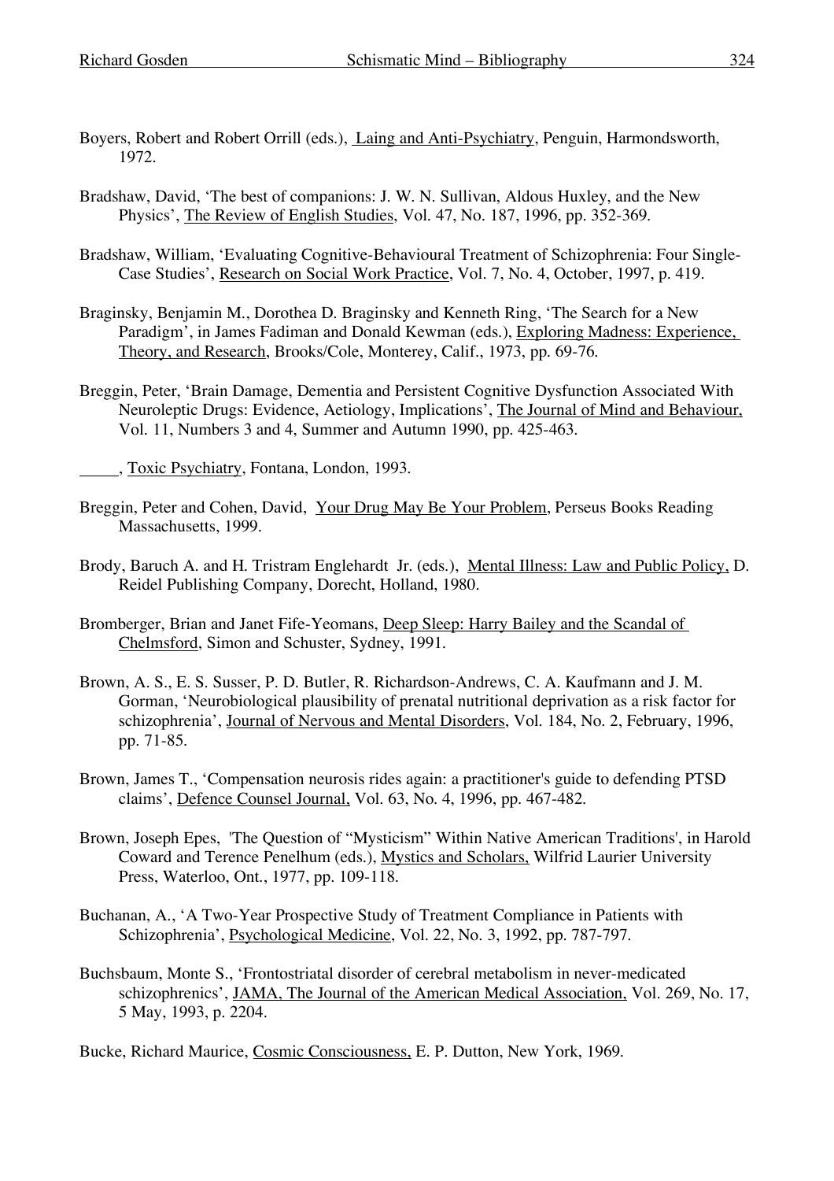Boyers, Robert and Robert Orrill (eds.), Laing and Anti-Psychiatry, Penguin, Harmondsworth, 1972.

Bradshaw, David, 'The best of companions: J. W. N. Sullivan, Aldous Huxley, and the New Physics', The Review of English Studies, Vol. 47, No. 187, 1996, pp. 352-369.

Bradshaw, William, 'Evaluating Cognitive-Behavioural Treatment of Schizophrenia: Four Single-Case Studies', Research on Social Work Practice, Vol. 7, No. 4, October, 1997, p. 419.

Braginsky, Benjamin M., Dorothea D. Braginsky and Kenneth Ring, 'The Search for a New Paradigm', in James Fadiman and Donald Kewman (eds.), Exploring Madness: Experience, Theory, and Research, Brooks/Cole, Monterey, Calif., 1973, pp. 69-76.

Breggin, Peter, 'Brain Damage, Dementia and Persistent Cognitive Dysfunction Associated With Neuroleptic Drugs: Evidence, Aetiology, Implications', The Journal of Mind and Behaviour, Vol. 11, Numbers 3 and 4, Summer and Autumn 1990, pp. 425-463.

_____, Toxic Psychiatry, Fontana, London, 1993.

Breggin, Peter and Cohen, David, Your Drug May Be Your Problem, Perseus Books Reading Massachusetts, 1999.

Brody, Baruch A. and H. Tristram Englehardt Jr. (eds.), Mental Illness: Law and Public Policy, D. Reidel Publishing Company, Dorecht, Holland, 1980.

Bromberger, Brian and Janet Fife-Yeomans, Deep Sleep: Harry Bailey and the Scandal of Chelmsford, Simon and Schuster, Sydney, 1991.

Brown, A. S., E. S. Susser, P. D. Butler, R. Richardson-Andrews, C. A. Kaufmann and J. M. Gorman, 'Neurobiological plausibility of prenatal nutritional deprivation as a risk factor for schizophrenia', Journal of Nervous and Mental Disorders, Vol. 184, No. 2, February, 1996, pp. 71-85.

Brown, James T., 'Compensation neurosis rides again: a practitioner's guide to defending PTSD claims', Defence Counsel Journal, Vol. 63, No. 4, 1996, pp. 467-482.

Brown, Joseph Epes, 'The Question of "Mysticism" Within Native American Traditions', in Harold Coward and Terence Penelhum (eds.), Mystics and Scholars, Wilfrid Laurier University Press, Waterloo, Ont., 1977, pp. 109-118.

Buchanan, A., 'A Two-Year Prospective Study of Treatment Compliance in Patients with Schizophrenia', Psychological Medicine, Vol. 22, No. 3, 1992, pp. 787-797.

Buchsbaum, Monte S., 'Frontostriatal disorder of cerebral metabolism in never-medicated schizophrenics', JAMA, The Journal of the American Medical Association, Vol. 269, No. 17, 5 May, 1993, p. 2204.

Bucke, Richard Maurice, Cosmic Consciousness, E. P. Dutton, New York, 1969.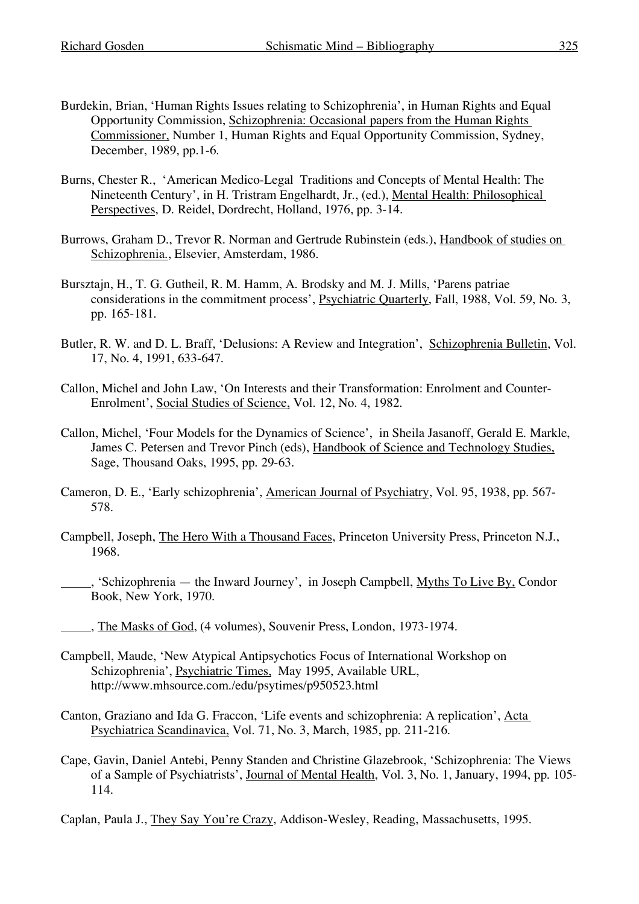Burdekin, Brian, 'Human Rights Issues relating to Schizophrenia', in Human Rights and Equal Opportunity Commission, Schizophrenia: Occasional papers from the Human Rights Commissioner, Number 1, Human Rights and Equal Opportunity Commission, Sydney, December, 1989, pp.1-6.

Burns, Chester R., 'American Medico-Legal Traditions and Concepts of Mental Health: The Nineteenth Century', in H. Tristram Engelhardt, Jr., (ed.), Mental Health: Philosophical Perspectives, D. Reidel, Dordrecht, Holland, 1976, pp. 3-14.

Burrows, Graham D., Trevor R. Norman and Gertrude Rubinstein (eds.), Handbook of studies on Schizophrenia., Elsevier, Amsterdam, 1986.

Bursztajn, H., T. G. Gutheil, R. M. Hamm, A. Brodsky and M. J. Mills, 'Parens patriae considerations in the commitment process', Psychiatric Quarterly, Fall, 1988, Vol. 59, No. 3, pp. 165-181.

Butler, R. W. and D. L. Braff, 'Delusions: A Review and Integration', Schizophrenia Bulletin, Vol. 17, No. 4, 1991, 633-647.

Callon, Michel and John Law, 'On Interests and their Transformation: Enrolment and Counter-Enrolment', Social Studies of Science, Vol. 12, No. 4, 1982.

Callon, Michel, 'Four Models for the Dynamics of Science', in Sheila Jasanoff, Gerald E. Markle, James C. Petersen and Trevor Pinch (eds), Handbook of Science and Technology Studies, Sage, Thousand Oaks, 1995, pp. 29-63.

Cameron, D. E., 'Early schizophrenia', American Journal of Psychiatry, Vol. 95, 1938, pp. 567-578.

Campbell, Joseph, The Hero With a Thousand Faces, Princeton University Press, Princeton N.J., 1968.

_____, 'Schizophrenia — the Inward Journey', in Joseph Campbell, Myths To Live By, Condor Book, New York, 1970.

_____, The Masks of God, (4 volumes), Souvenir Press, London, 1973-1974.

Campbell, Maude, 'New Atypical Antipsychotics Focus of International Workshop on Schizophrenia', Psychiatric Times, May 1995, Available URL, http://www.mhsource.com./edu/psytimes/p950523.html

Canton, Graziano and Ida G. Fraccon, 'Life events and schizophrenia: A replication', Acta Psychiatrica Scandinavica, Vol. 71, No. 3, March, 1985, pp. 211-216.

Cape, Gavin, Daniel Antebi, Penny Standen and Christine Glazebrook, 'Schizophrenia: The Views of a Sample of Psychiatrists', Journal of Mental Health, Vol. 3, No. 1, January, 1994, pp. 105-114.

Caplan, Paula J., They Say You're Crazy, Addison-Wesley, Reading, Massachusetts, 1995.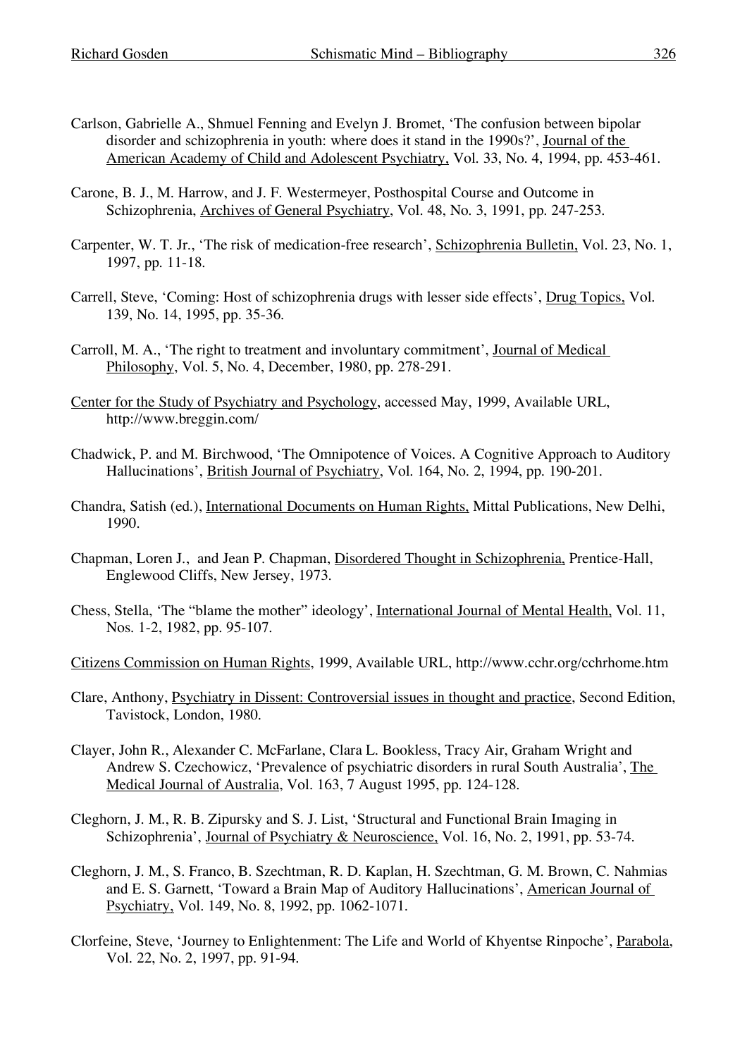Carlson, Gabrielle A., Shmuel Fenning and Evelyn J. Bromet, 'The confusion between bipolar disorder and schizophrenia in youth: where does it stand in the 1990s?', Journal of the American Academy of Child and Adolescent Psychiatry, Vol. 33, No. 4, 1994, pp. 453-461.

Carone, B. J., M. Harrow, and J. F. Westermeyer, Posthospital Course and Outcome in Schizophrenia, Archives of General Psychiatry, Vol. 48, No. 3, 1991, pp. 247-253.

Carpenter, W. T. Jr., 'The risk of medication-free research', Schizophrenia Bulletin, Vol. 23, No. 1, 1997, pp. 11-18.

Carrell, Steve, 'Coming: Host of schizophrenia drugs with lesser side effects', Drug Topics, Vol. 139, No. 14, 1995, pp. 35-36.

Carroll, M. A., 'The right to treatment and involuntary commitment', Journal of Medical Philosophy, Vol. 5, No. 4, December, 1980, pp. 278-291.

Center for the Study of Psychiatry and Psychology, accessed May, 1999, Available URL, http://www.breggin.com/

Chadwick, P. and M. Birchwood, 'The Omnipotence of Voices. A Cognitive Approach to Auditory Hallucinations', British Journal of Psychiatry, Vol. 164, No. 2, 1994, pp. 190-201.

Chandra, Satish (ed.), International Documents on Human Rights, Mittal Publications, New Delhi, 1990.

Chapman, Loren J., and Jean P. Chapman, Disordered Thought in Schizophrenia, Prentice-Hall, Englewood Cliffs, New Jersey, 1973.

Chess, Stella, 'The "blame the mother" ideology', International Journal of Mental Health, Vol. 11, Nos. 1-2, 1982, pp. 95-107.

Citizens Commission on Human Rights, 1999, Available URL, http://www.cchr.org/cchrhome.htm

Clare, Anthony, Psychiatry in Dissent: Controversial issues in thought and practice, Second Edition, Tavistock, London, 1980.

Clayer, John R., Alexander C. McFarlane, Clara L. Bookless, Tracy Air, Graham Wright and Andrew S. Czechowicz, 'Prevalence of psychiatric disorders in rural South Australia', The Medical Journal of Australia, Vol. 163, 7 August 1995, pp. 124-128.

Cleghorn, J. M., R. B. Zipursky and S. J. List, 'Structural and Functional Brain Imaging in Schizophrenia', Journal of Psychiatry & Neuroscience, Vol. 16, No. 2, 1991, pp. 53-74.

Cleghorn, J. M., S. Franco, B. Szechtman, R. D. Kaplan, H. Szechtman, G. M. Brown, C. Nahmias and E. S. Garnett, 'Toward a Brain Map of Auditory Hallucinations', American Journal of Psychiatry, Vol. 149, No. 8, 1992, pp. 1062-1071.

Clorfeine, Steve, 'Journey to Enlightenment: The Life and World of Khyentse Rinpoche', Parabola, Vol. 22, No. 2, 1997, pp. 91-94.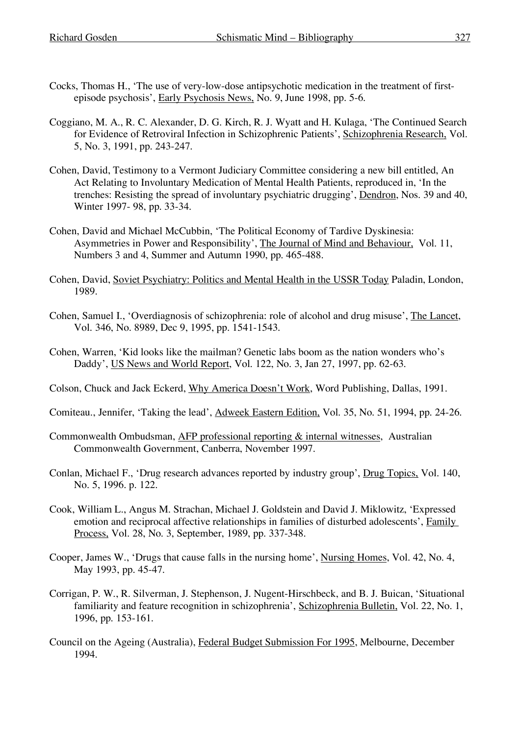Cocks, Thomas H., 'The use of very-low-dose antipsychotic medication in the treatment of first-episode psychosis', Early Psychosis News, No. 9, June 1998, pp. 5-6.

Coggiano, M. A., R. C. Alexander, D. G. Kirch, R. J. Wyatt and H. Kulaga, 'The Continued Search for Evidence of Retroviral Infection in Schizophrenic Patients', Schizophrenia Research, Vol. 5, No. 3, 1991, pp. 243-247.

Cohen, David, Testimony to a Vermont Judiciary Committee considering a new bill entitled, An Act Relating to Involuntary Medication of Mental Health Patients, reproduced in, 'In the trenches: Resisting the spread of involuntary psychiatric drugging', Dendron, Nos. 39 and 40, Winter 1997- 98, pp. 33-34.

Cohen, David and Michael McCubbin, 'The Political Economy of Tardive Dyskinesia: Asymmetries in Power and Responsibility', The Journal of Mind and Behaviour, Vol. 11, Numbers 3 and 4, Summer and Autumn 1990, pp. 465-488.

Cohen, David, Soviet Psychiatry: Politics and Mental Health in the USSR Today Paladin, London, 1989.

Cohen, Samuel I., 'Overdiagnosis of schizophrenia: role of alcohol and drug misuse', The Lancet, Vol. 346, No. 8989, Dec 9, 1995, pp. 1541-1543.

Cohen, Warren, 'Kid looks like the mailman? Genetic labs boom as the nation wonders who's Daddy', US News and World Report, Vol. 122, No. 3, Jan 27, 1997, pp. 62-63.

Colson, Chuck and Jack Eckerd, Why America Doesn't Work, Word Publishing, Dallas, 1991.

Comiteau., Jennifer, 'Taking the lead', Adweek Eastern Edition, Vol. 35, No. 51, 1994, pp. 24-26.

Commonwealth Ombudsman, AFP professional reporting & internal witnesses, Australian Commonwealth Government, Canberra, November 1997.

Conlan, Michael F., 'Drug research advances reported by industry group', Drug Topics, Vol. 140, No. 5, 1996. p. 122.

Cook, William L., Angus M. Strachan, Michael J. Goldstein and David J. Miklowitz, 'Expressed emotion and reciprocal affective relationships in families of disturbed adolescents', Family Process, Vol. 28, No. 3, September, 1989, pp. 337-348.

Cooper, James W., 'Drugs that cause falls in the nursing home', Nursing Homes, Vol. 42, No. 4, May 1993, pp. 45-47.

Corrigan, P. W., R. Silverman, J. Stephenson, J. Nugent-Hirschbeck, and B. J. Buican, 'Situational familiarity and feature recognition in schizophrenia', Schizophrenia Bulletin, Vol. 22, No. 1, 1996, pp. 153-161.

Council on the Ageing (Australia), Federal Budget Submission For 1995, Melbourne, December 1994.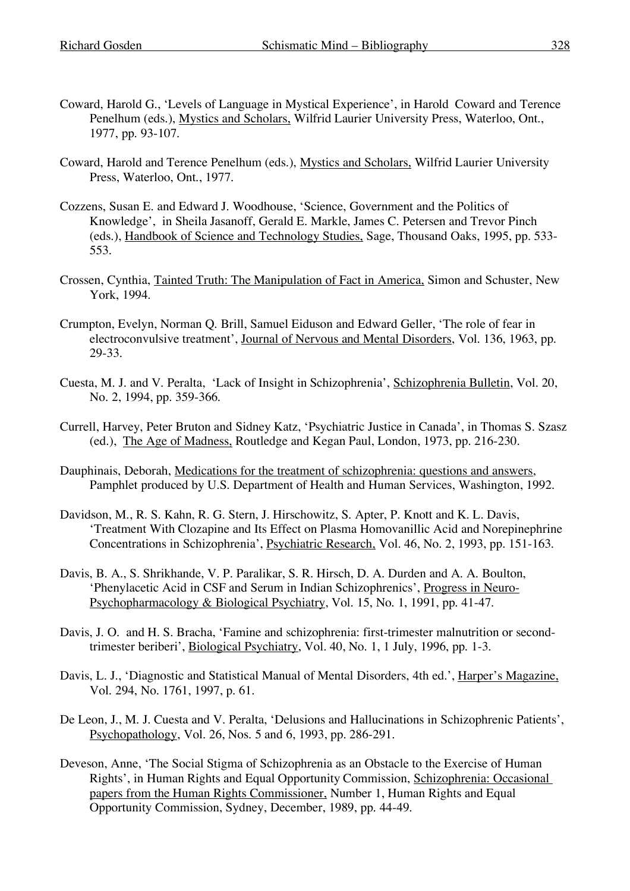Coward, Harold G., 'Levels of Language in Mystical Experience', in Harold Coward and Terence Penelhum (eds.), Mystics and Scholars, Wilfrid Laurier University Press, Waterloo, Ont., 1977, pp. 93-107.

Coward, Harold and Terence Penelhum (eds.), Mystics and Scholars, Wilfrid Laurier University Press, Waterloo, Ont., 1977.

Cozzens, Susan E. and Edward J. Woodhouse, 'Science, Government and the Politics of Knowledge', in Sheila Jasanoff, Gerald E. Markle, James C. Petersen and Trevor Pinch (eds.), Handbook of Science and Technology Studies, Sage, Thousand Oaks, 1995, pp. 533-553.

Crossen, Cynthia, Tainted Truth: The Manipulation of Fact in America, Simon and Schuster, New York, 1994.

Crumpton, Evelyn, Norman Q. Brill, Samuel Eiduson and Edward Geller, 'The role of fear in electroconvulsive treatment', Journal of Nervous and Mental Disorders, Vol. 136, 1963, pp. 29-33.

Cuesta, M. J. and V. Peralta, 'Lack of Insight in Schizophrenia', Schizophrenia Bulletin, Vol. 20, No. 2, 1994, pp. 359-366.

Currell, Harvey, Peter Bruton and Sidney Katz, 'Psychiatric Justice in Canada', in Thomas S. Szasz (ed.), The Age of Madness, Routledge and Kegan Paul, London, 1973, pp. 216-230.

Dauphinais, Deborah, Medications for the treatment of schizophrenia: questions and answers, Pamphlet produced by U.S. Department of Health and Human Services, Washington, 1992.

Davidson, M., R. S. Kahn, R. G. Stern, J. Hirschowitz, S. Apter, P. Knott and K. L. Davis, 'Treatment With Clozapine and Its Effect on Plasma Homovanillic Acid and Norepinephrine Concentrations in Schizophrenia', Psychiatric Research, Vol. 46, No. 2, 1993, pp. 151-163.

Davis, B. A., S. Shrikhande, V. P. Paralikar, S. R. Hirsch, D. A. Durden and A. A. Boulton, 'Phenylacetic Acid in CSF and Serum in Indian Schizophrenics', Progress in Neuro-Psychopharmacology & Biological Psychiatry, Vol. 15, No. 1, 1991, pp. 41-47.

Davis, J. O. and H. S. Bracha, 'Famine and schizophrenia: first-trimester malnutrition or second-trimester beriberi', Biological Psychiatry, Vol. 40, No. 1, 1 July, 1996, pp. 1-3.

Davis, L. J., 'Diagnostic and Statistical Manual of Mental Disorders, 4th ed.', Harper's Magazine, Vol. 294, No. 1761, 1997, p. 61.

De Leon, J., M. J. Cuesta and V. Peralta, 'Delusions and Hallucinations in Schizophrenic Patients', Psychopathology, Vol. 26, Nos. 5 and 6, 1993, pp. 286-291.

Deveson, Anne, 'The Social Stigma of Schizophrenia as an Obstacle to the Exercise of Human Rights', in Human Rights and Equal Opportunity Commission, Schizophrenia: Occasional papers from the Human Rights Commissioner, Number 1, Human Rights and Equal Opportunity Commission, Sydney, December, 1989, pp. 44-49.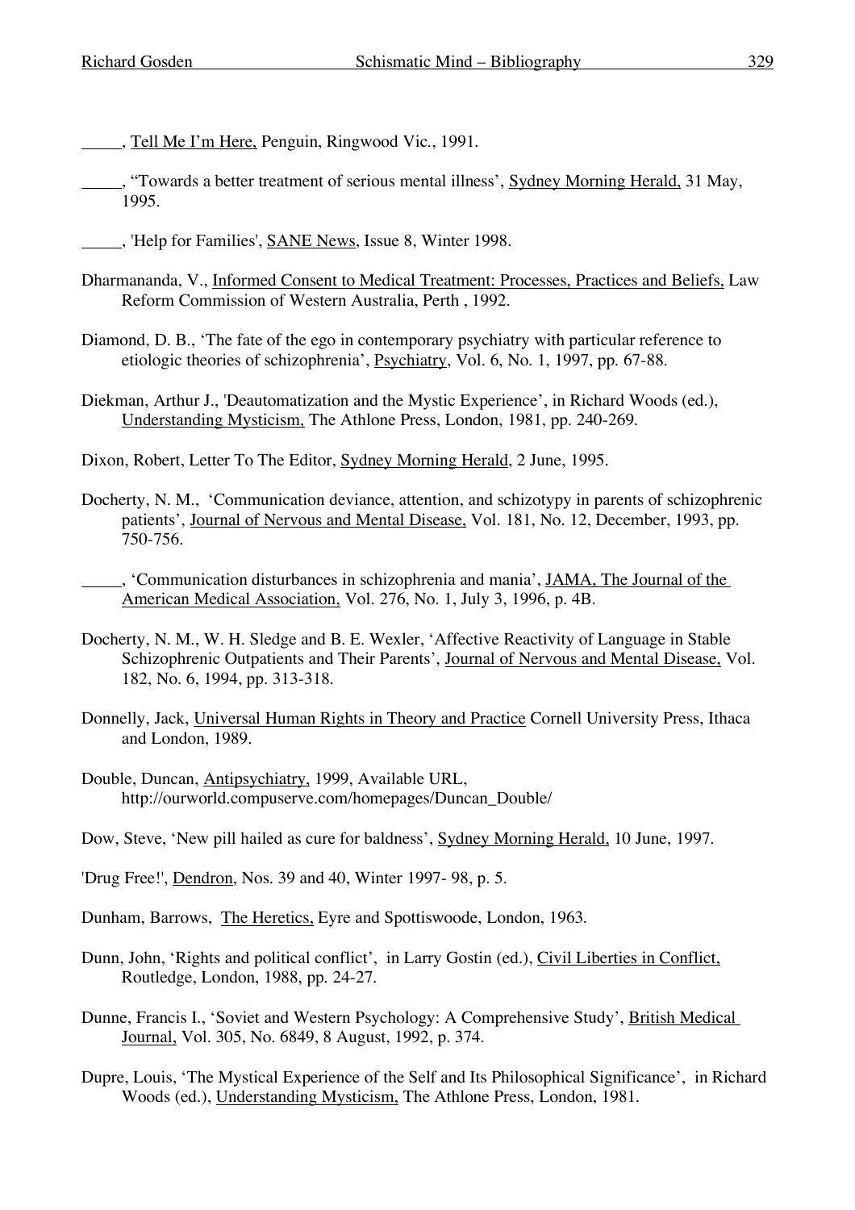_____, Tell Me I'm Here, Penguin, Ringwood Vic., 1991.

_____, "Towards a better treatment of serious mental illness', Sydney Morning Herald, 31 May, 1995.

_____, 'Help for Families', SANE News, Issue 8, Winter 1998.

Dharmananda, V., Informed Consent to Medical Treatment: Processes, Practices and Beliefs, Law Reform Commission of Western Australia, Perth , 1992.

Diamond, D. B., 'The fate of the ego in contemporary psychiatry with particular reference to etiologic theories of schizophrenia', Psychiatry, Vol. 6, No. 1, 1997, pp. 67-88.

Diekman, Arthur J., 'Deautomatization and the Mystic Experience', in Richard Woods (ed.), Understanding Mysticism, The Athlone Press, London, 1981, pp. 240-269.

Dixon, Robert, Letter To The Editor, Sydney Morning Herald, 2 June, 1995.

Docherty, N. M., 'Communication deviance, attention, and schizotypy in parents of schizophrenic patients', Journal of Nervous and Mental Disease, Vol. 181, No. 12, December, 1993, pp. 750-756.

_____, 'Communication disturbances in schizophrenia and mania', JAMA, The Journal of the American Medical Association, Vol. 276, No. 1, July 3, 1996, p. 4B.

Docherty, N. M., W. H. Sledge and B. E. Wexler, 'Affective Reactivity of Language in Stable Schizophrenic Outpatients and Their Parents', Journal of Nervous and Mental Disease, Vol. 182, No. 6, 1994, pp. 313-318.

Donnelly, Jack, Universal Human Rights in Theory and Practice Cornell University Press, Ithaca and London, 1989.

Double, Duncan, Antipsychiatry, 1999, Available URL, http://ourworld.compuserve.com/homepages/Duncan_Double/

Dow, Steve, 'New pill hailed as cure for baldness', Sydney Morning Herald, 10 June, 1997.

'Drug Free!', Dendron, Nos. 39 and 40, Winter 1997- 98, p. 5.

Dunham, Barrows, The Heretics, Eyre and Spottiswoode, London, 1963.

Dunn, John, 'Rights and political conflict', in Larry Gostin (ed.), Civil Liberties in Conflict, Routledge, London, 1988, pp. 24-27.

Dunne, Francis I., 'Soviet and Western Psychology: A Comprehensive Study', British Medical Journal, Vol. 305, No. 6849, 8 August, 1992, p. 374.

Dupre, Louis, 'The Mystical Experience of the Self and Its Philosophical Significance', in Richard Woods (ed.), Understanding Mysticism, The Athlone Press, London, 1981.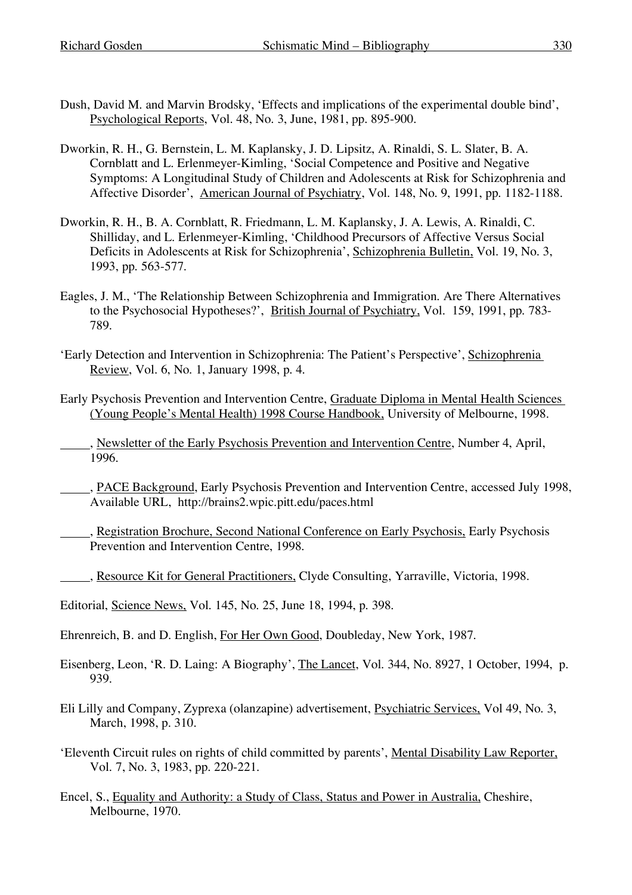Dush, David M. and Marvin Brodsky, 'Effects and implications of the experimental double bind', Psychological Reports, Vol. 48, No. 3, June, 1981, pp. 895-900.

Dworkin, R. H., G. Bernstein, L. M. Kaplansky, J. D. Lipsitz, A. Rinaldi, S. L. Slater, B. A. Cornblatt and L. Erlenmeyer-Kimling, 'Social Competence and Positive and Negative Symptoms: A Longitudinal Study of Children and Adolescents at Risk for Schizophrenia and Affective Disorder', American Journal of Psychiatry, Vol. 148, No. 9, 1991, pp. 1182-1188.

Dworkin, R. H., B. A. Cornblatt, R. Friedmann, L. M. Kaplansky, J. A. Lewis, A. Rinaldi, C. Shilliday, and L. Erlenmeyer-Kimling, 'Childhood Precursors of Affective Versus Social Deficits in Adolescents at Risk for Schizophrenia', Schizophrenia Bulletin, Vol. 19, No. 3, 1993, pp. 563-577.

Eagles, J. M., 'The Relationship Between Schizophrenia and Immigration. Are There Alternatives to the Psychosocial Hypotheses?', British Journal of Psychiatry, Vol. 159, 1991, pp. 783-789.

'Early Detection and Intervention in Schizophrenia: The Patient's Perspective', Schizophrenia Review, Vol. 6, No. 1, January 1998, p. 4.

Early Psychosis Prevention and Intervention Centre, Graduate Diploma in Mental Health Sciences (Young People's Mental Health) 1998 Course Handbook, University of Melbourne, 1998.

_____, Newsletter of the Early Psychosis Prevention and Intervention Centre, Number 4, April, 1996.

_____, PACE Background, Early Psychosis Prevention and Intervention Centre, accessed July 1998, Available URL, http://brains2.wpic.pitt.edu/paces.html

_____, Registration Brochure, Second National Conference on Early Psychosis, Early Psychosis Prevention and Intervention Centre, 1998.

_____, Resource Kit for General Practitioners, Clyde Consulting, Yarraville, Victoria, 1998.

Editorial, Science News, Vol. 145, No. 25, June 18, 1994, p. 398.

Ehrenreich, B. and D. English, For Her Own Good, Doubleday, New York, 1987.

Eisenberg, Leon, 'R. D. Laing: A Biography', The Lancet, Vol. 344, No. 8927, 1 October, 1994, p. 939.

Eli Lilly and Company, Zyprexa (olanzapine) advertisement, Psychiatric Services, Vol 49, No. 3, March, 1998, p. 310.

'Eleventh Circuit rules on rights of child committed by parents', Mental Disability Law Reporter, Vol. 7, No. 3, 1983, pp. 220-221.

Encel, S., Equality and Authority: a Study of Class, Status and Power in Australia, Cheshire, Melbourne, 1970.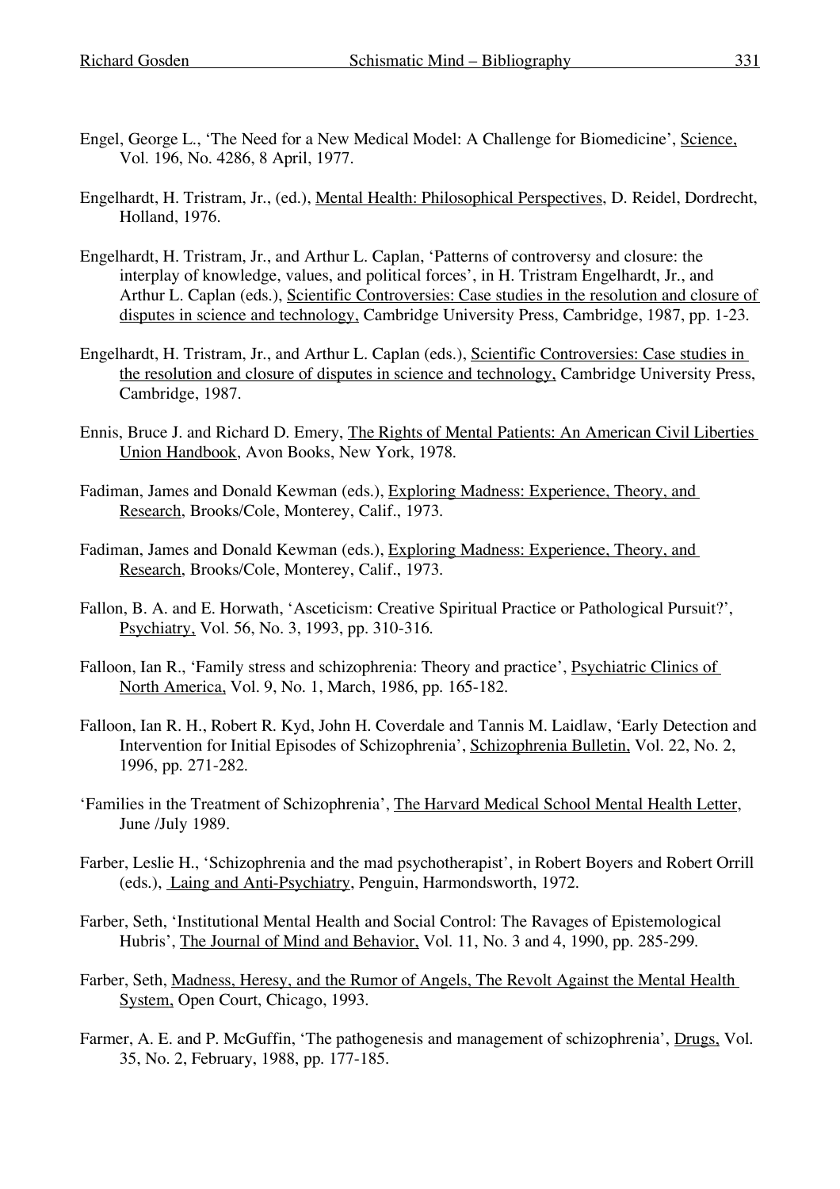Engel, George L., 'The Need for a New Medical Model: A Challenge for Biomedicine', Science, Vol. 196, No. 4286, 8 April, 1977.

Engelhardt, H. Tristram, Jr., (ed.), Mental Health: Philosophical Perspectives, D. Reidel, Dordrecht, Holland, 1976.

Engelhardt, H. Tristram, Jr., and Arthur L. Caplan, 'Patterns of controversy and closure: the interplay of knowledge, values, and political forces', in H. Tristram Engelhardt, Jr., and Arthur L. Caplan (eds.), Scientific Controversies: Case studies in the resolution and closure of disputes in science and technology, Cambridge University Press, Cambridge, 1987, pp. 1-23.

Engelhardt, H. Tristram, Jr., and Arthur L. Caplan (eds.), Scientific Controversies: Case studies in the resolution and closure of disputes in science and technology, Cambridge University Press, Cambridge, 1987.

Ennis, Bruce J. and Richard D. Emery, The Rights of Mental Patients: An American Civil Liberties Union Handbook, Avon Books, New York, 1978.

Fadiman, James and Donald Kewman (eds.), Exploring Madness: Experience, Theory, and Research, Brooks/Cole, Monterey, Calif., 1973.

Fadiman, James and Donald Kewman (eds.), Exploring Madness: Experience, Theory, and Research, Brooks/Cole, Monterey, Calif., 1973.

Fallon, B. A. and E. Horwath, 'Asceticism: Creative Spiritual Practice or Pathological Pursuit?', Psychiatry, Vol. 56, No. 3, 1993, pp. 310-316.

Falloon, Ian R., 'Family stress and schizophrenia: Theory and practice', Psychiatric Clinics of North America, Vol. 9, No. 1, March, 1986, pp. 165-182.

Falloon, Ian R. H., Robert R. Kyd, John H. Coverdale and Tannis M. Laidlaw, 'Early Detection and Intervention for Initial Episodes of Schizophrenia', Schizophrenia Bulletin, Vol. 22, No. 2, 1996, pp. 271-282.

'Families in the Treatment of Schizophrenia', The Harvard Medical School Mental Health Letter, June /July 1989.

Farber, Leslie H., 'Schizophrenia and the mad psychotherapist', in Robert Boyers and Robert Orrill (eds.), Laing and Anti-Psychiatry, Penguin, Harmondsworth, 1972.

Farber, Seth, 'Institutional Mental Health and Social Control: The Ravages of Epistemological Hubris', The Journal of Mind and Behavior, Vol. 11, No. 3 and 4, 1990, pp. 285-299.

Farber, Seth, Madness, Heresy, and the Rumor of Angels, The Revolt Against the Mental Health System, Open Court, Chicago, 1993.

Farmer, A. E. and P. McGuffin, 'The pathogenesis and management of schizophrenia', Drugs, Vol. 35, No. 2, February, 1988, pp. 177-185.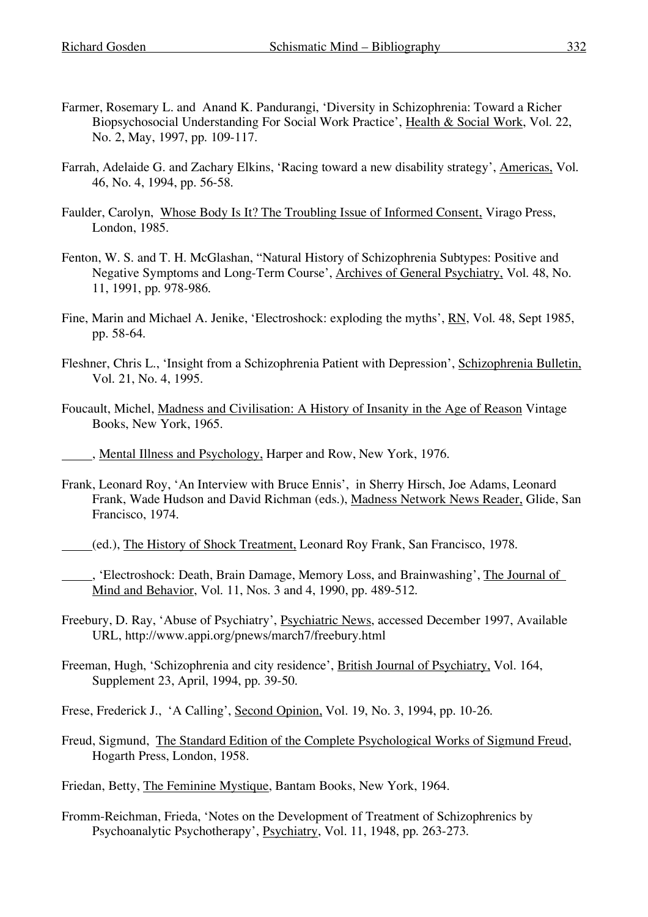Farmer, Rosemary L. and Anand K. Pandurangi, 'Diversity in Schizophrenia: Toward a Richer Biopsychosocial Understanding For Social Work Practice', <u>Health & Social Work</u>, Vol. 22, No. 2, May, 1997, pp. 109-117.

Farrah, Adelaide G. and Zachary Elkins, 'Racing toward a new disability strategy', <u>Americas,</u> Vol. 46, No. 4, 1994, pp. 56-58.

Faulder, Carolyn, <u>Whose Body Is It? The Troubling Issue of Informed Consent,</u> Virago Press, London, 1985.

Fenton, W. S. and T. H. McGlashan, "Natural History of Schizophrenia Subtypes: Positive and Negative Symptoms and Long-Term Course', <u>Archives of General Psychiatry,</u> Vol. 48, No. 11, 1991, pp. 978-986.

Fine, Marin and Michael A. Jenike, 'Electroshock: exploding the myths', <u>RN</u>, Vol. 48, Sept 1985, pp. 58-64.

Fleshner, Chris L., 'Insight from a Schizophrenia Patient with Depression', <u>Schizophrenia Bulletin,</u> Vol. 21, No. 4, 1995.

Foucault, Michel, <u>Madness and Civilisation: A History of Insanity in the Age of Reason</u> Vintage Books, New York, 1965.

_____, <u>Mental Illness and Psychology,</u> Harper and Row, New York, 1976.

Frank, Leonard Roy, 'An Interview with Bruce Ennis', in Sherry Hirsch, Joe Adams, Leonard Frank, Wade Hudson and David Richman (eds.), <u>Madness Network News Reader,</u> Glide, San Francisco, 1974.

_____(ed.), <u>The History of Shock Treatment,</u> Leonard Roy Frank, San Francisco, 1978.

_____, 'Electroshock: Death, Brain Damage, Memory Loss, and Brainwashing', <u>The Journal of Mind and Behavior</u>, Vol. 11, Nos. 3 and 4, 1990, pp. 489-512.

Freebury, D. Ray, 'Abuse of Psychiatry', <u>Psychiatric News</u>, accessed December 1997, Available URL, http://www.appi.org/pnews/march7/freebury.html

Freeman, Hugh, 'Schizophrenia and city residence', <u>British Journal of Psychiatry,</u> Vol. 164, Supplement 23, April, 1994, pp. 39-50.

Frese, Frederick J., 'A Calling', <u>Second Opinion,</u> Vol. 19, No. 3, 1994, pp. 10-26.

Freud, Sigmund, <u>The Standard Edition of the Complete Psychological Works of Sigmund Freud</u>, Hogarth Press, London, 1958.

Friedan, Betty, <u>The Feminine Mystique</u>, Bantam Books, New York, 1964.

Fromm-Reichman, Frieda, 'Notes on the Development of Treatment of Schizophrenics by Psychoanalytic Psychotherapy', <u>Psychiatry</u>, Vol. 11, 1948, pp. 263-273.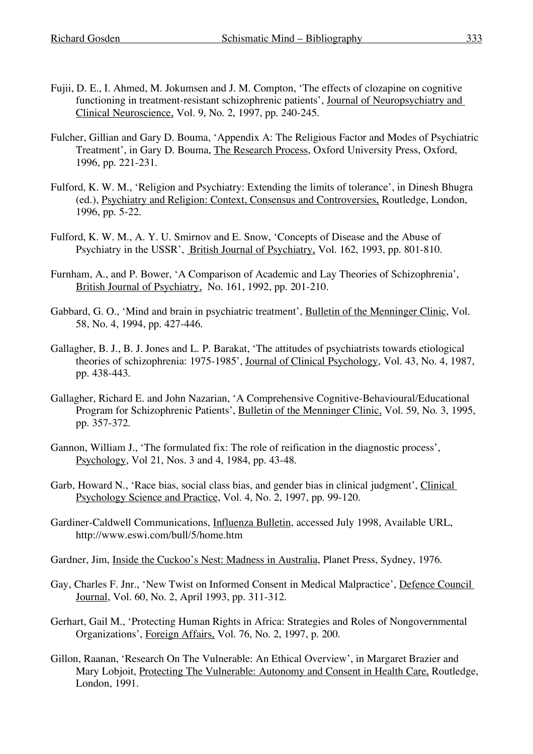Fujii, D. E., I. Ahmed, M. Jokumsen and J. M. Compton, 'The effects of clozapine on cognitive functioning in treatment-resistant schizophrenic patients', Journal of Neuropsychiatry and Clinical Neuroscience, Vol. 9, No. 2, 1997, pp. 240-245.

Fulcher, Gillian and Gary D. Bouma, 'Appendix A: The Religious Factor and Modes of Psychiatric Treatment', in Gary D. Bouma, The Research Process, Oxford University Press, Oxford, 1996, pp. 221-231.

Fulford, K. W. M., 'Religion and Psychiatry: Extending the limits of tolerance', in Dinesh Bhugra (ed.), Psychiatry and Religion: Context, Consensus and Controversies, Routledge, London, 1996, pp. 5-22.

Fulford, K. W. M., A. Y. U. Smirnov and E. Snow, 'Concepts of Disease and the Abuse of Psychiatry in the USSR', British Journal of Psychiatry, Vol. 162, 1993, pp. 801-810.

Furnham, A., and P. Bower, 'A Comparison of Academic and Lay Theories of Schizophrenia', British Journal of Psychiatry, No. 161, 1992, pp. 201-210.

Gabbard, G. O., 'Mind and brain in psychiatric treatment', Bulletin of the Menninger Clinic, Vol. 58, No. 4, 1994, pp. 427-446.

Gallagher, B. J., B. J. Jones and L. P. Barakat, 'The attitudes of psychiatrists towards etiological theories of schizophrenia: 1975-1985', Journal of Clinical Psychology, Vol. 43, No. 4, 1987, pp. 438-443.

Gallagher, Richard E. and John Nazarian, 'A Comprehensive Cognitive-Behavioural/Educational Program for Schizophrenic Patients', Bulletin of the Menninger Clinic, Vol. 59, No. 3, 1995, pp. 357-372.

Gannon, William J., 'The formulated fix: The role of reification in the diagnostic process', Psychology, Vol 21, Nos. 3 and 4, 1984, pp. 43-48.

Garb, Howard N., 'Race bias, social class bias, and gender bias in clinical judgment', Clinical Psychology Science and Practice, Vol. 4, No. 2, 1997, pp. 99-120.

Gardiner-Caldwell Communications, Influenza Bulletin, accessed July 1998, Available URL, http://www.eswi.com/bull/5/home.htm

Gardner, Jim, Inside the Cuckoo's Nest: Madness in Australia, Planet Press, Sydney, 1976.

Gay, Charles F. Jnr., 'New Twist on Informed Consent in Medical Malpractice', Defence Council Journal, Vol. 60, No. 2, April 1993, pp. 311-312.

Gerhart, Gail M., 'Protecting Human Rights in Africa: Strategies and Roles of Nongovernmental Organizations', Foreign Affairs, Vol. 76, No. 2, 1997, p. 200.

Gillon, Raanan, 'Research On The Vulnerable: An Ethical Overview', in Margaret Brazier and Mary Lobjoit, Protecting The Vulnerable: Autonomy and Consent in Health Care, Routledge, London, 1991.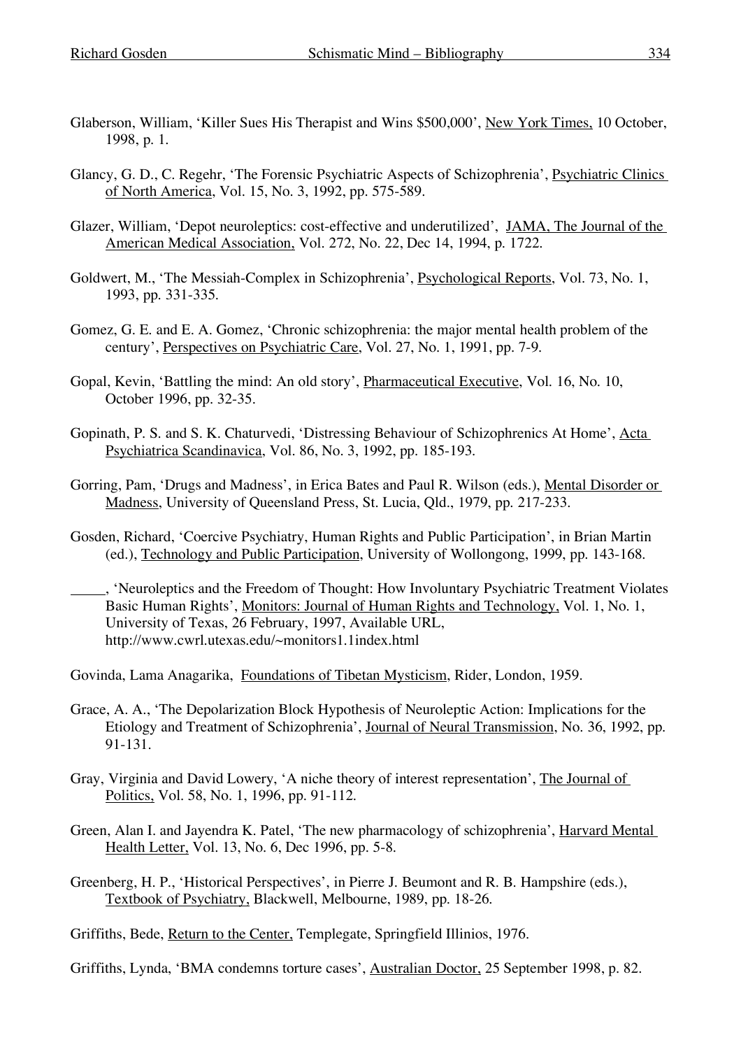Glaberson, William, 'Killer Sues His Therapist and Wins $500,000', New York Times, 10 October, 1998, p. 1.

Glancy, G. D., C. Regehr, 'The Forensic Psychiatric Aspects of Schizophrenia', Psychiatric Clinics of North America, Vol. 15, No. 3, 1992, pp. 575-589.

Glazer, William, 'Depot neuroleptics: cost-effective and underutilized', JAMA, The Journal of the American Medical Association, Vol. 272, No. 22, Dec 14, 1994, p. 1722.

Goldwert, M., 'The Messiah-Complex in Schizophrenia', Psychological Reports, Vol. 73, No. 1, 1993, pp. 331-335.

Gomez, G. E. and E. A. Gomez, 'Chronic schizophrenia: the major mental health problem of the century', Perspectives on Psychiatric Care, Vol. 27, No. 1, 1991, pp. 7-9.

Gopal, Kevin, 'Battling the mind: An old story', Pharmaceutical Executive, Vol. 16, No. 10, October 1996, pp. 32-35.

Gopinath, P. S. and S. K. Chaturvedi, 'Distressing Behaviour of Schizophrenics At Home', Acta Psychiatrica Scandinavica, Vol. 86, No. 3, 1992, pp. 185-193.

Gorring, Pam, 'Drugs and Madness', in Erica Bates and Paul R. Wilson (eds.), Mental Disorder or Madness, University of Queensland Press, St. Lucia, Qld., 1979, pp. 217-233.

Gosden, Richard, 'Coercive Psychiatry, Human Rights and Public Participation', in Brian Martin (ed.), Technology and Public Participation, University of Wollongong, 1999, pp. 143-168.

\_\_\_\_\_, 'Neuroleptics and the Freedom of Thought: How Involuntary Psychiatric Treatment Violates Basic Human Rights', Monitors: Journal of Human Rights and Technology, Vol. 1, No. 1, University of Texas, 26 February, 1997, Available URL, http://www.cwrl.utexas.edu/~monitors1.1index.html

Govinda, Lama Anagarika, Foundations of Tibetan Mysticism, Rider, London, 1959.

Grace, A. A., 'The Depolarization Block Hypothesis of Neuroleptic Action: Implications for the Etiology and Treatment of Schizophrenia', Journal of Neural Transmission, No. 36, 1992, pp. 91-131.

Gray, Virginia and David Lowery, 'A niche theory of interest representation', The Journal of Politics, Vol. 58, No. 1, 1996, pp. 91-112.

Green, Alan I. and Jayendra K. Patel, 'The new pharmacology of schizophrenia', Harvard Mental Health Letter, Vol. 13, No. 6, Dec 1996, pp. 5-8.

Greenberg, H. P., 'Historical Perspectives', in Pierre J. Beumont and R. B. Hampshire (eds.), Textbook of Psychiatry, Blackwell, Melbourne, 1989, pp. 18-26.

Griffiths, Bede, Return to the Center, Templegate, Springfield Illinios, 1976.

Griffiths, Lynda, 'BMA condemns torture cases', Australian Doctor, 25 September 1998, p. 82.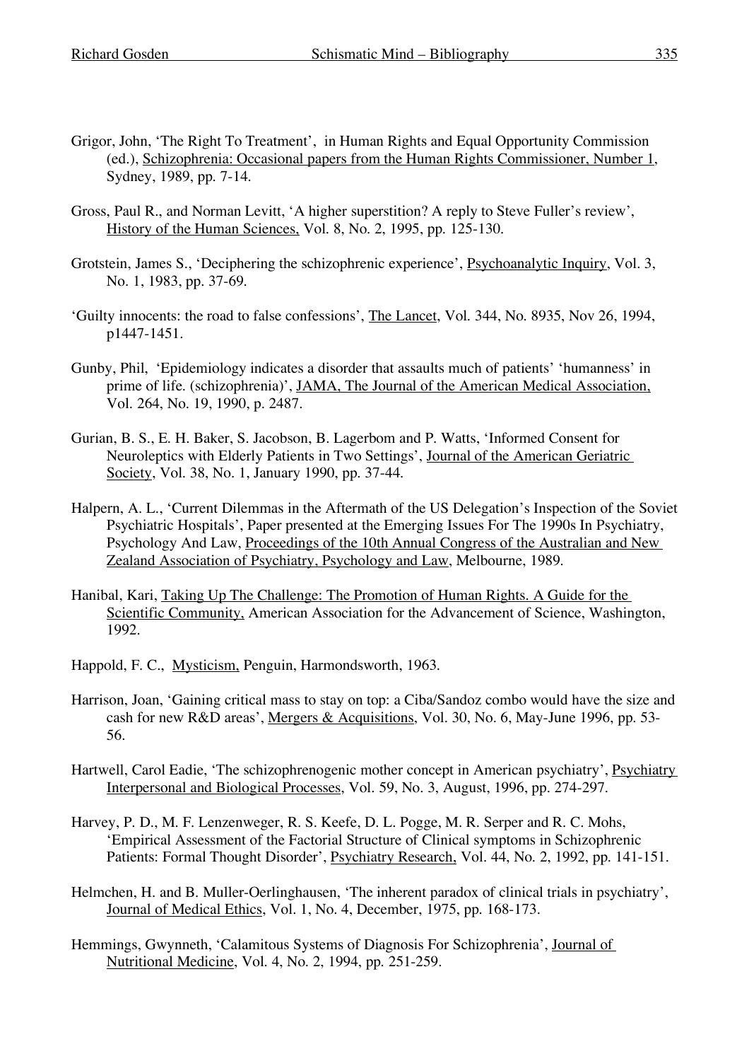Grigor, John, 'The Right To Treatment', in Human Rights and Equal Opportunity Commission (ed.), Schizophrenia: Occasional papers from the Human Rights Commissioner, Number 1, Sydney, 1989, pp. 7-14.

Gross, Paul R., and Norman Levitt, 'A higher superstition? A reply to Steve Fuller's review', History of the Human Sciences, Vol. 8, No. 2, 1995, pp. 125-130.

Grotstein, James S., 'Deciphering the schizophrenic experience', Psychoanalytic Inquiry, Vol. 3, No. 1, 1983, pp. 37-69.

'Guilty innocents: the road to false confessions', The Lancet, Vol. 344, No. 8935, Nov 26, 1994, p1447-1451.

Gunby, Phil, 'Epidemiology indicates a disorder that assaults much of patients' 'humanness' in prime of life. (schizophrenia)', JAMA, The Journal of the American Medical Association, Vol. 264, No. 19, 1990, p. 2487.

Gurian, B. S., E. H. Baker, S. Jacobson, B. Lagerbom and P. Watts, 'Informed Consent for Neuroleptics with Elderly Patients in Two Settings', Journal of the American Geriatric Society, Vol. 38, No. 1, January 1990, pp. 37-44.

Halpern, A. L., 'Current Dilemmas in the Aftermath of the US Delegation's Inspection of the Soviet Psychiatric Hospitals', Paper presented at the Emerging Issues For The 1990s In Psychiatry, Psychology And Law, Proceedings of the 10th Annual Congress of the Australian and New Zealand Association of Psychiatry, Psychology and Law, Melbourne, 1989.

Hanibal, Kari, Taking Up The Challenge: The Promotion of Human Rights. A Guide for the Scientific Community, American Association for the Advancement of Science, Washington, 1992.

Happold, F. C., Mysticism, Penguin, Harmondsworth, 1963.

Harrison, Joan, 'Gaining critical mass to stay on top: a Ciba/Sandoz combo would have the size and cash for new R&D areas', Mergers & Acquisitions, Vol. 30, No. 6, May-June 1996, pp. 53-56.

Hartwell, Carol Eadie, 'The schizophrenogenic mother concept in American psychiatry', Psychiatry Interpersonal and Biological Processes, Vol. 59, No. 3, August, 1996, pp. 274-297.

Harvey, P. D., M. F. Lenzenweger, R. S. Keefe, D. L. Pogge, M. R. Serper and R. C. Mohs, 'Empirical Assessment of the Factorial Structure of Clinical symptoms in Schizophrenic Patients: Formal Thought Disorder', Psychiatry Research, Vol. 44, No. 2, 1992, pp. 141-151.

Helmchen, H. and B. Muller-Oerlinghausen, 'The inherent paradox of clinical trials in psychiatry', Journal of Medical Ethics, Vol. 1, No. 4, December, 1975, pp. 168-173.

Hemmings, Gwynneth, 'Calamitous Systems of Diagnosis For Schizophrenia', Journal of Nutritional Medicine, Vol. 4, No. 2, 1994, pp. 251-259.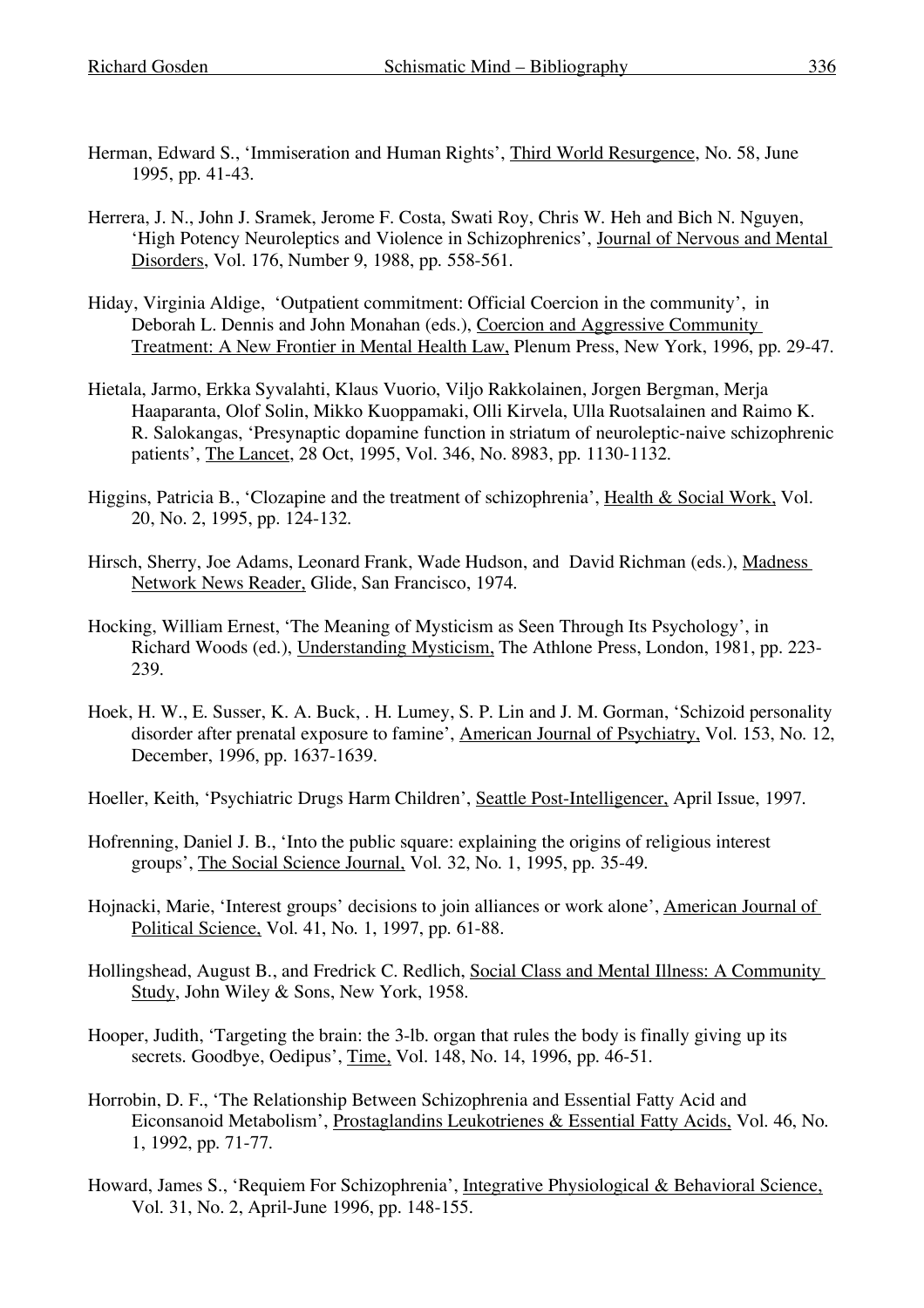Herman, Edward S., 'Immiseration and Human Rights', Third World Resurgence, No. 58, June 1995, pp. 41-43.

Herrera, J. N., John J. Sramek, Jerome F. Costa, Swati Roy, Chris W. Heh and Bich N. Nguyen, 'High Potency Neuroleptics and Violence in Schizophrenics', Journal of Nervous and Mental Disorders, Vol. 176, Number 9, 1988, pp. 558-561.

Hiday, Virginia Aldige, 'Outpatient commitment: Official Coercion in the community', in Deborah L. Dennis and John Monahan (eds.), Coercion and Aggressive Community Treatment: A New Frontier in Mental Health Law, Plenum Press, New York, 1996, pp. 29-47.

Hietala, Jarmo, Erkka Syvalahti, Klaus Vuorio, Viljo Rakkolainen, Jorgen Bergman, Merja Haaparanta, Olof Solin, Mikko Kuoppamaki, Olli Kirvela, Ulla Ruotsalainen and Raimo K. R. Salokangas, 'Presynaptic dopamine function in striatum of neuroleptic-naive schizophrenic patients', The Lancet, 28 Oct, 1995, Vol. 346, No. 8983, pp. 1130-1132.

Higgins, Patricia B., 'Clozapine and the treatment of schizophrenia', Health & Social Work, Vol. 20, No. 2, 1995, pp. 124-132.

Hirsch, Sherry, Joe Adams, Leonard Frank, Wade Hudson, and David Richman (eds.), Madness Network News Reader, Glide, San Francisco, 1974.

Hocking, William Ernest, 'The Meaning of Mysticism as Seen Through Its Psychology', in Richard Woods (ed.), Understanding Mysticism, The Athlone Press, London, 1981, pp. 223-239.

Hoek, H. W., E. Susser, K. A. Buck, . H. Lumey, S. P. Lin and J. M. Gorman, 'Schizoid personality disorder after prenatal exposure to famine', American Journal of Psychiatry, Vol. 153, No. 12, December, 1996, pp. 1637-1639.

Hoeller, Keith, 'Psychiatric Drugs Harm Children', Seattle Post-Intelligencer, April Issue, 1997.

Hofrenning, Daniel J. B., 'Into the public square: explaining the origins of religious interest groups', The Social Science Journal, Vol. 32, No. 1, 1995, pp. 35-49.

Hojnacki, Marie, 'Interest groups' decisions to join alliances or work alone', American Journal of Political Science, Vol. 41, No. 1, 1997, pp. 61-88.

Hollingshead, August B., and Fredrick C. Redlich, Social Class and Mental Illness: A Community Study, John Wiley & Sons, New York, 1958.

Hooper, Judith, 'Targeting the brain: the 3-lb. organ that rules the body is finally giving up its secrets. Goodbye, Oedipus', Time, Vol. 148, No. 14, 1996, pp. 46-51.

Horrobin, D. F., 'The Relationship Between Schizophrenia and Essential Fatty Acid and Eiconsanoid Metabolism', Prostaglandins Leukotrienes & Essential Fatty Acids, Vol. 46, No. 1, 1992, pp. 71-77.

Howard, James S., 'Requiem For Schizophrenia', Integrative Physiological & Behavioral Science, Vol. 31, No. 2, April-June 1996, pp. 148-155.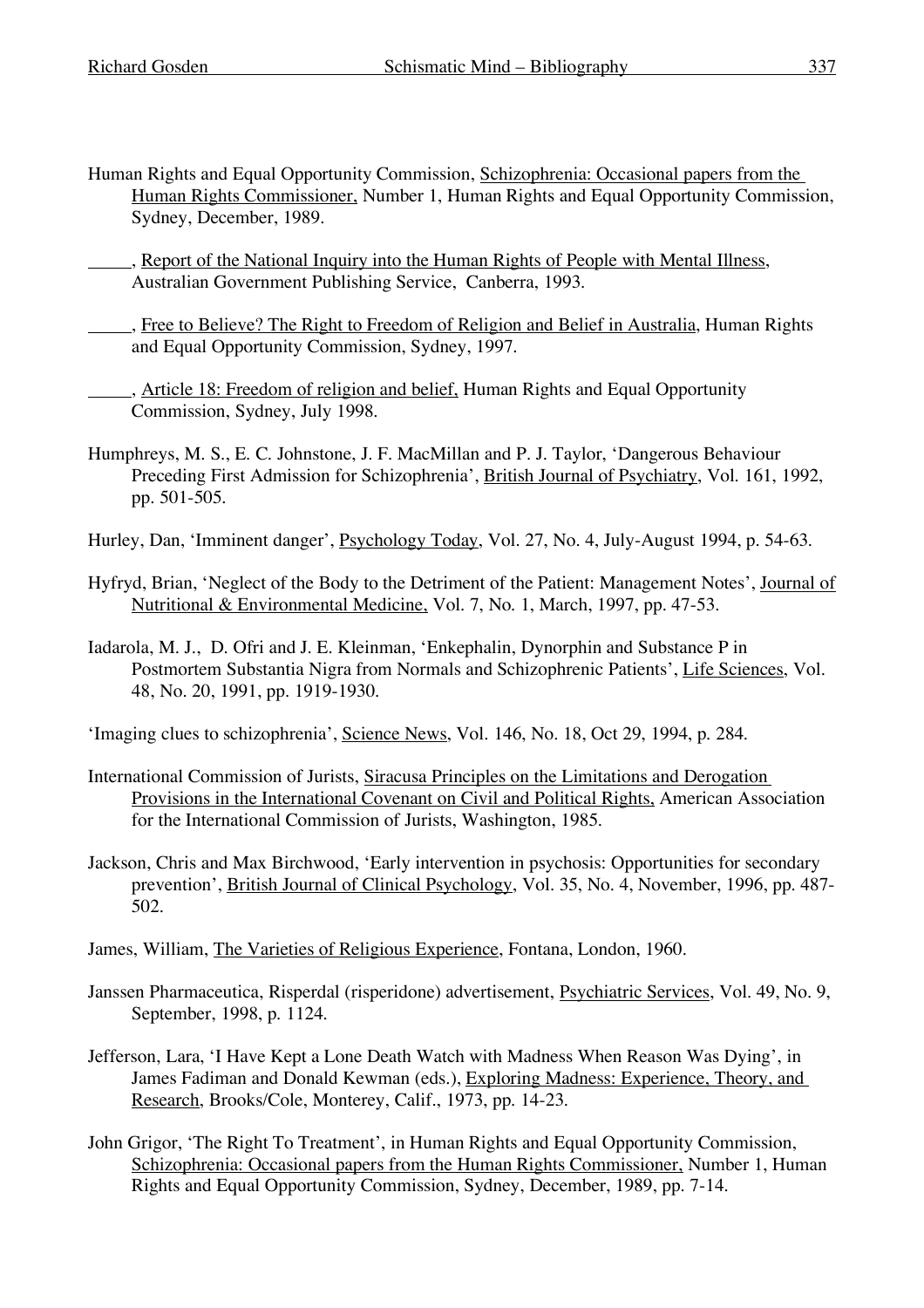Human Rights and Equal Opportunity Commission, Schizophrenia: Occasional papers from the Human Rights Commissioner, Number 1, Human Rights and Equal Opportunity Commission, Sydney, December, 1989.

_____, Report of the National Inquiry into the Human Rights of People with Mental Illness, Australian Government Publishing Service, Canberra, 1993.

_____, Free to Believe? The Right to Freedom of Religion and Belief in Australia, Human Rights and Equal Opportunity Commission, Sydney, 1997.

_____, Article 18: Freedom of religion and belief, Human Rights and Equal Opportunity Commission, Sydney, July 1998.

Humphreys, M. S., E. C. Johnstone, J. F. MacMillan and P. J. Taylor, 'Dangerous Behaviour Preceding First Admission for Schizophrenia', British Journal of Psychiatry, Vol. 161, 1992, pp. 501-505.

Hurley, Dan, 'Imminent danger', Psychology Today, Vol. 27, No. 4, July-August 1994, p. 54-63.

Hyfryd, Brian, 'Neglect of the Body to the Detriment of the Patient: Management Notes', Journal of Nutritional & Environmental Medicine, Vol. 7, No. 1, March, 1997, pp. 47-53.

Iadarola, M. J., D. Ofri and J. E. Kleinman, 'Enkephalin, Dynorphin and Substance P in Postmortem Substantia Nigra from Normals and Schizophrenic Patients', Life Sciences, Vol. 48, No. 20, 1991, pp. 1919-1930.

'Imaging clues to schizophrenia', Science News, Vol. 146, No. 18, Oct 29, 1994, p. 284.

International Commission of Jurists, Siracusa Principles on the Limitations and Derogation Provisions in the International Covenant on Civil and Political Rights, American Association for the International Commission of Jurists, Washington, 1985.

Jackson, Chris and Max Birchwood, 'Early intervention in psychosis: Opportunities for secondary prevention', British Journal of Clinical Psychology, Vol. 35, No. 4, November, 1996, pp. 487-502.

James, William, The Varieties of Religious Experience, Fontana, London, 1960.

Janssen Pharmaceutica, Risperdal (risperidone) advertisement, Psychiatric Services, Vol. 49, No. 9, September, 1998, p. 1124.

Jefferson, Lara, 'I Have Kept a Lone Death Watch with Madness When Reason Was Dying', in James Fadiman and Donald Kewman (eds.), Exploring Madness: Experience, Theory, and Research, Brooks/Cole, Monterey, Calif., 1973, pp. 14-23.

John Grigor, 'The Right To Treatment', in Human Rights and Equal Opportunity Commission, Schizophrenia: Occasional papers from the Human Rights Commissioner, Number 1, Human Rights and Equal Opportunity Commission, Sydney, December, 1989, pp. 7-14.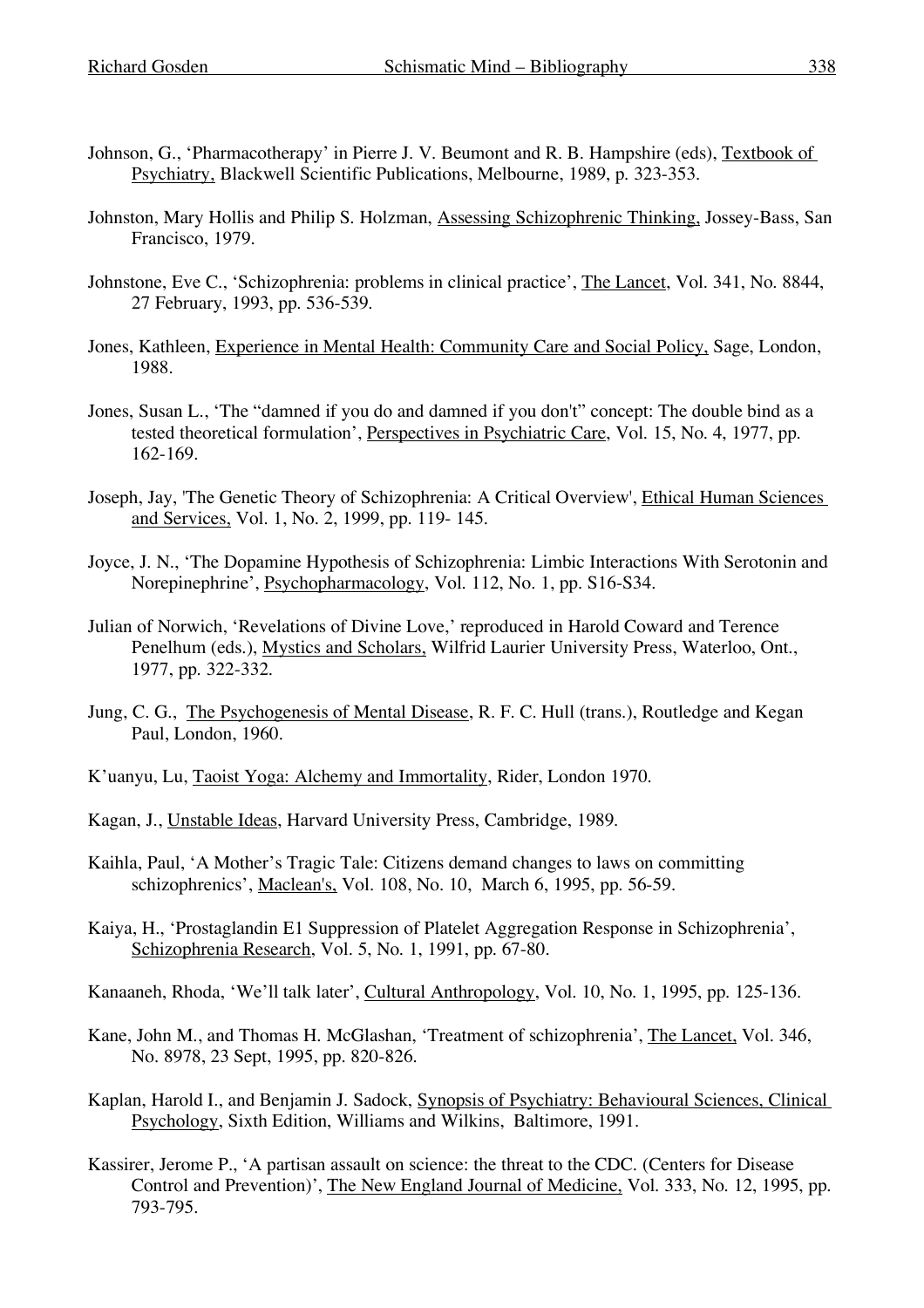Johnson, G., 'Pharmacotherapy' in Pierre J. V. Beumont and R. B. Hampshire (eds), Textbook of Psychiatry, Blackwell Scientific Publications, Melbourne, 1989, p. 323-353.

Johnston, Mary Hollis and Philip S. Holzman, Assessing Schizophrenic Thinking, Jossey-Bass, San Francisco, 1979.

Johnstone, Eve C., 'Schizophrenia: problems in clinical practice', The Lancet, Vol. 341, No. 8844, 27 February, 1993, pp. 536-539.

Jones, Kathleen, Experience in Mental Health: Community Care and Social Policy, Sage, London, 1988.

Jones, Susan L., 'The "damned if you do and damned if you don't" concept: The double bind as a tested theoretical formulation', Perspectives in Psychiatric Care, Vol. 15, No. 4, 1977, pp. 162-169.

Joseph, Jay, 'The Genetic Theory of Schizophrenia: A Critical Overview', Ethical Human Sciences and Services, Vol. 1, No. 2, 1999, pp. 119- 145.

Joyce, J. N., 'The Dopamine Hypothesis of Schizophrenia: Limbic Interactions With Serotonin and Norepinephrine', Psychopharmacology, Vol. 112, No. 1, pp. S16-S34.

Julian of Norwich, 'Revelations of Divine Love,' reproduced in Harold Coward and Terence Penelhum (eds.), Mystics and Scholars, Wilfrid Laurier University Press, Waterloo, Ont., 1977, pp. 322-332.

Jung, C. G., The Psychogenesis of Mental Disease, R. F. C. Hull (trans.), Routledge and Kegan Paul, London, 1960.

K'uanyu, Lu, Taoist Yoga: Alchemy and Immortality, Rider, London 1970.

Kagan, J., Unstable Ideas, Harvard University Press, Cambridge, 1989.

Kaihla, Paul, 'A Mother's Tragic Tale: Citizens demand changes to laws on committing schizophrenics', Maclean's, Vol. 108, No. 10, March 6, 1995, pp. 56-59.

Kaiya, H., 'Prostaglandin E1 Suppression of Platelet Aggregation Response in Schizophrenia', Schizophrenia Research, Vol. 5, No. 1, 1991, pp. 67-80.

Kanaaneh, Rhoda, 'We'll talk later', Cultural Anthropology, Vol. 10, No. 1, 1995, pp. 125-136.

Kane, John M., and Thomas H. McGlashan, 'Treatment of schizophrenia', The Lancet, Vol. 346, No. 8978, 23 Sept, 1995, pp. 820-826.

Kaplan, Harold I., and Benjamin J. Sadock, Synopsis of Psychiatry: Behavioural Sciences, Clinical Psychology, Sixth Edition, Williams and Wilkins, Baltimore, 1991.

Kassirer, Jerome P., 'A partisan assault on science: the threat to the CDC. (Centers for Disease Control and Prevention)', The New England Journal of Medicine, Vol. 333, No. 12, 1995, pp. 793-795.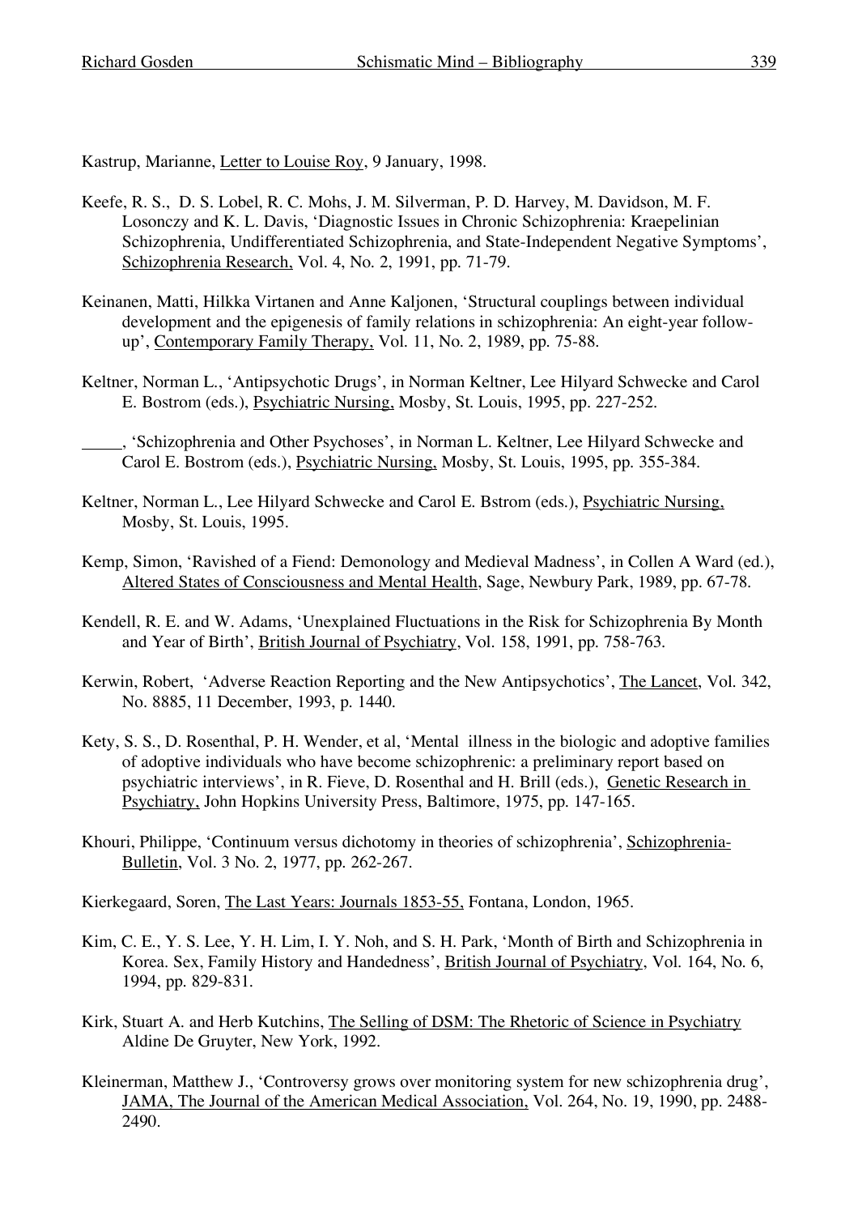Kastrup, Marianne, Letter to Louise Roy, 9 January, 1998.

Keefe, R. S., D. S. Lobel, R. C. Mohs, J. M. Silverman, P. D. Harvey, M. Davidson, M. F. Losonczy and K. L. Davis, 'Diagnostic Issues in Chronic Schizophrenia: Kraepelinian Schizophrenia, Undifferentiated Schizophrenia, and State-Independent Negative Symptoms', Schizophrenia Research, Vol. 4, No. 2, 1991, pp. 71-79.

Keinanen, Matti, Hilkka Virtanen and Anne Kaljonen, 'Structural couplings between individual development and the epigenesis of family relations in schizophrenia: An eight-year follow-up', Contemporary Family Therapy, Vol. 11, No. 2, 1989, pp. 75-88.

Keltner, Norman L., 'Antipsychotic Drugs', in Norman Keltner, Lee Hilyard Schwecke and Carol E. Bostrom (eds.), Psychiatric Nursing, Mosby, St. Louis, 1995, pp. 227-252.

_____, 'Schizophrenia and Other Psychoses', in Norman L. Keltner, Lee Hilyard Schwecke and Carol E. Bostrom (eds.), Psychiatric Nursing, Mosby, St. Louis, 1995, pp. 355-384.

Keltner, Norman L., Lee Hilyard Schwecke and Carol E. Bstrom (eds.), Psychiatric Nursing, Mosby, St. Louis, 1995.

Kemp, Simon, 'Ravished of a Fiend: Demonology and Medieval Madness', in Collen A Ward (ed.), Altered States of Consciousness and Mental Health, Sage, Newbury Park, 1989, pp. 67-78.

Kendell, R. E. and W. Adams, 'Unexplained Fluctuations in the Risk for Schizophrenia By Month and Year of Birth', British Journal of Psychiatry, Vol. 158, 1991, pp. 758-763.

Kerwin, Robert, 'Adverse Reaction Reporting and the New Antipsychotics', The Lancet, Vol. 342, No. 8885, 11 December, 1993, p. 1440.

Kety, S. S., D. Rosenthal, P. H. Wender, et al, 'Mental illness in the biologic and adoptive families of adoptive individuals who have become schizophrenic: a preliminary report based on psychiatric interviews', in R. Fieve, D. Rosenthal and H. Brill (eds.), Genetic Research in Psychiatry, John Hopkins University Press, Baltimore, 1975, pp. 147-165.

Khouri, Philippe, 'Continuum versus dichotomy in theories of schizophrenia', Schizophrenia-Bulletin, Vol. 3 No. 2, 1977, pp. 262-267.

Kierkegaard, Soren, The Last Years: Journals 1853-55, Fontana, London, 1965.

Kim, C. E., Y. S. Lee, Y. H. Lim, I. Y. Noh, and S. H. Park, 'Month of Birth and Schizophrenia in Korea. Sex, Family History and Handedness', British Journal of Psychiatry, Vol. 164, No. 6, 1994, pp. 829-831.

Kirk, Stuart A. and Herb Kutchins, The Selling of DSM: The Rhetoric of Science in Psychiatry Aldine De Gruyter, New York, 1992.

Kleinerman, Matthew J., 'Controversy grows over monitoring system for new schizophrenia drug', JAMA, The Journal of the American Medical Association, Vol. 264, No. 19, 1990, pp. 2488-2490.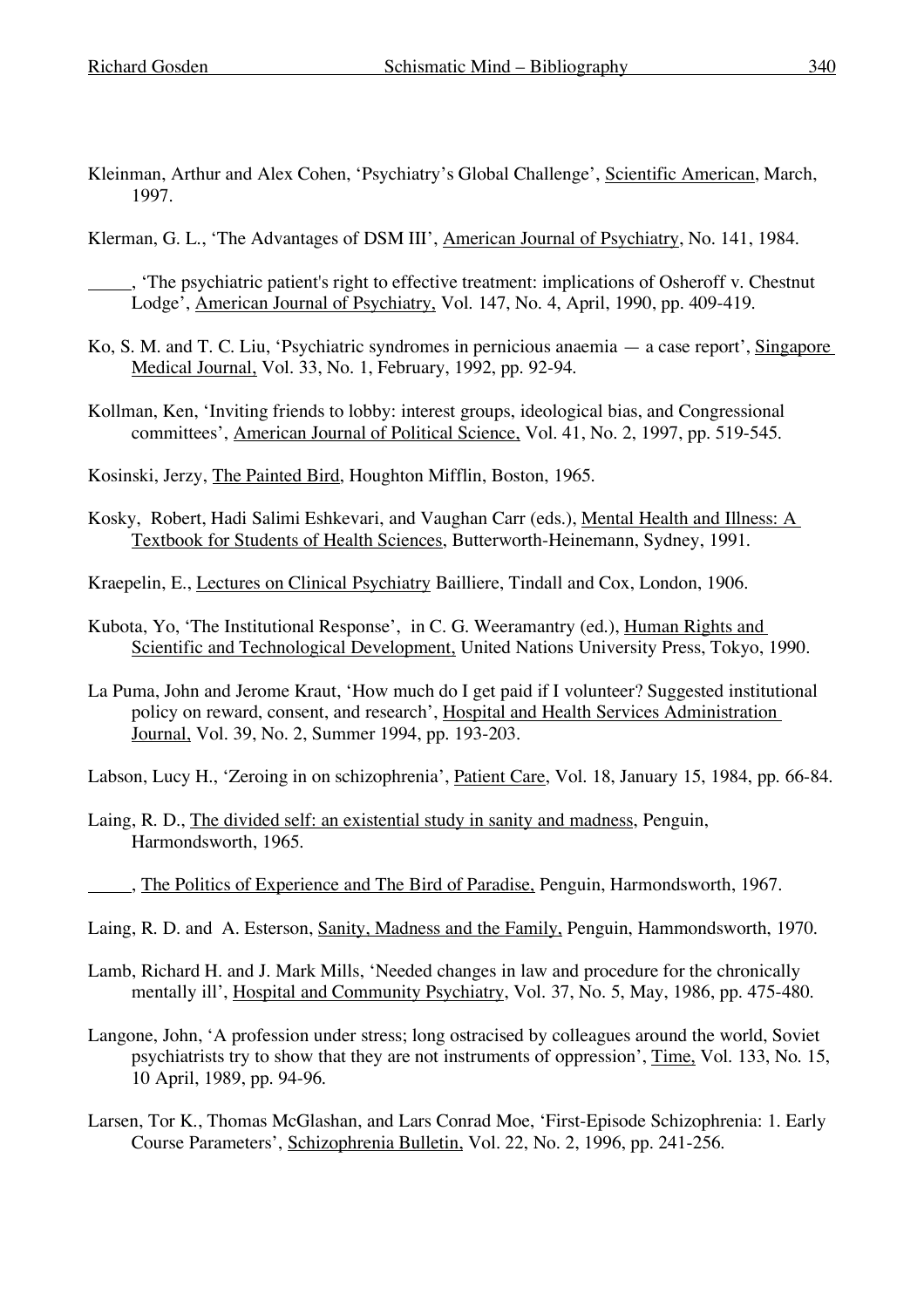Kleinman, Arthur and Alex Cohen, 'Psychiatry's Global Challenge', Scientific American, March, 1997.

Klerman, G. L., 'The Advantages of DSM III', American Journal of Psychiatry, No. 141, 1984.

_____, 'The psychiatric patient's right to effective treatment: implications of Osheroff v. Chestnut Lodge', American Journal of Psychiatry, Vol. 147, No. 4, April, 1990, pp. 409-419.

Ko, S. M. and T. C. Liu, 'Psychiatric syndromes in pernicious anaemia — a case report', Singapore Medical Journal, Vol. 33, No. 1, February, 1992, pp. 92-94.

Kollman, Ken, 'Inviting friends to lobby: interest groups, ideological bias, and Congressional committees', American Journal of Political Science, Vol. 41, No. 2, 1997, pp. 519-545.

Kosinski, Jerzy, The Painted Bird, Houghton Mifflin, Boston, 1965.

Kosky, Robert, Hadi Salimi Eshkevari, and Vaughan Carr (eds.), Mental Health and Illness: A Textbook for Students of Health Sciences, Butterworth-Heinemann, Sydney, 1991.

Kraepelin, E., Lectures on Clinical Psychiatry Bailliere, Tindall and Cox, London, 1906.

Kubota, Yo, 'The Institutional Response', in C. G. Weeramantry (ed.), Human Rights and Scientific and Technological Development, United Nations University Press, Tokyo, 1990.

La Puma, John and Jerome Kraut, 'How much do I get paid if I volunteer? Suggested institutional policy on reward, consent, and research', Hospital and Health Services Administration Journal, Vol. 39, No. 2, Summer 1994, pp. 193-203.

Labson, Lucy H., 'Zeroing in on schizophrenia', Patient Care, Vol. 18, January 15, 1984, pp. 66-84.

Laing, R. D., The divided self: an existential study in sanity and madness, Penguin, Harmondsworth, 1965.

_____, The Politics of Experience and The Bird of Paradise, Penguin, Harmondsworth, 1967.

Laing, R. D. and A. Esterson, Sanity, Madness and the Family, Penguin, Hammondsworth, 1970.

Lamb, Richard H. and J. Mark Mills, 'Needed changes in law and procedure for the chronically mentally ill', Hospital and Community Psychiatry, Vol. 37, No. 5, May, 1986, pp. 475-480.

Langone, John, 'A profession under stress; long ostracised by colleagues around the world, Soviet psychiatrists try to show that they are not instruments of oppression', Time, Vol. 133, No. 15, 10 April, 1989, pp. 94-96.

Larsen, Tor K., Thomas McGlashan, and Lars Conrad Moe, 'First-Episode Schizophrenia: 1. Early Course Parameters', Schizophrenia Bulletin, Vol. 22, No. 2, 1996, pp. 241-256.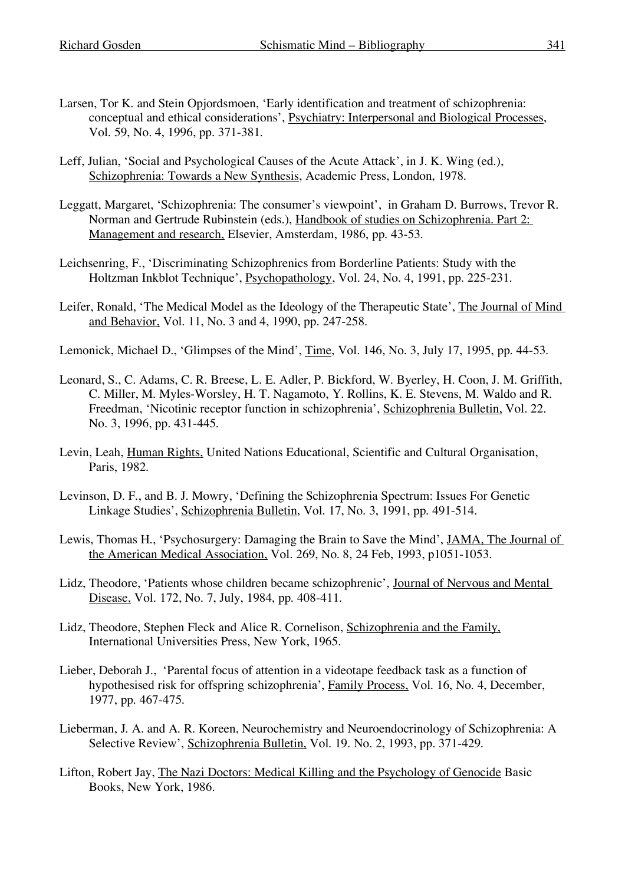Larsen, Tor K. and Stein Opjordsmoen, 'Early identification and treatment of schizophrenia: conceptual and ethical considerations', Psychiatry: Interpersonal and Biological Processes, Vol. 59, No. 4, 1996, pp. 371-381.

Leff, Julian, 'Social and Psychological Causes of the Acute Attack', in J. K. Wing (ed.), Schizophrenia: Towards a New Synthesis, Academic Press, London, 1978.

Leggatt, Margaret, 'Schizophrenia: The consumer's viewpoint', in Graham D. Burrows, Trevor R. Norman and Gertrude Rubinstein (eds.), Handbook of studies on Schizophrenia. Part 2: Management and research, Elsevier, Amsterdam, 1986, pp. 43-53.

Leichsenring, F., 'Discriminating Schizophrenics from Borderline Patients: Study with the Holtzman Inkblot Technique', Psychopathology, Vol. 24, No. 4, 1991, pp. 225-231.

Leifer, Ronald, 'The Medical Model as the Ideology of the Therapeutic State', The Journal of Mind and Behavior, Vol. 11, No. 3 and 4, 1990, pp. 247-258.

Lemonick, Michael D., 'Glimpses of the Mind', Time, Vol. 146, No. 3, July 17, 1995, pp. 44-53.

Leonard, S., C. Adams, C. R. Breese, L. E. Adler, P. Bickford, W. Byerley, H. Coon, J. M. Griffith, C. Miller, M. Myles-Worsley, H. T. Nagamoto, Y. Rollins, K. E. Stevens, M. Waldo and R. Freedman, 'Nicotinic receptor function in schizophrenia', Schizophrenia Bulletin, Vol. 22. No. 3, 1996, pp. 431-445.

Levin, Leah, Human Rights, United Nations Educational, Scientific and Cultural Organisation, Paris, 1982.

Levinson, D. F., and B. J. Mowry, 'Defining the Schizophrenia Spectrum: Issues For Genetic Linkage Studies', Schizophrenia Bulletin, Vol. 17, No. 3, 1991, pp. 491-514.

Lewis, Thomas H., 'Psychosurgery: Damaging the Brain to Save the Mind', JAMA, The Journal of the American Medical Association, Vol. 269, No. 8, 24 Feb, 1993, p1051-1053.

Lidz, Theodore, 'Patients whose children became schizophrenic', Journal of Nervous and Mental Disease, Vol. 172, No. 7, July, 1984, pp. 408-411.

Lidz, Theodore, Stephen Fleck and Alice R. Cornelison, Schizophrenia and the Family, International Universities Press, New York, 1965.

Lieber, Deborah J., 'Parental focus of attention in a videotape feedback task as a function of hypothesised risk for offspring schizophrenia', Family Process, Vol. 16, No. 4, December, 1977, pp. 467-475.

Lieberman, J. A. and A. R. Koreen, Neurochemistry and Neuroendocrinology of Schizophrenia: A Selective Review', Schizophrenia Bulletin, Vol. 19. No. 2, 1993, pp. 371-429.

Lifton, Robert Jay, The Nazi Doctors: Medical Killing and the Psychology of Genocide Basic Books, New York, 1986.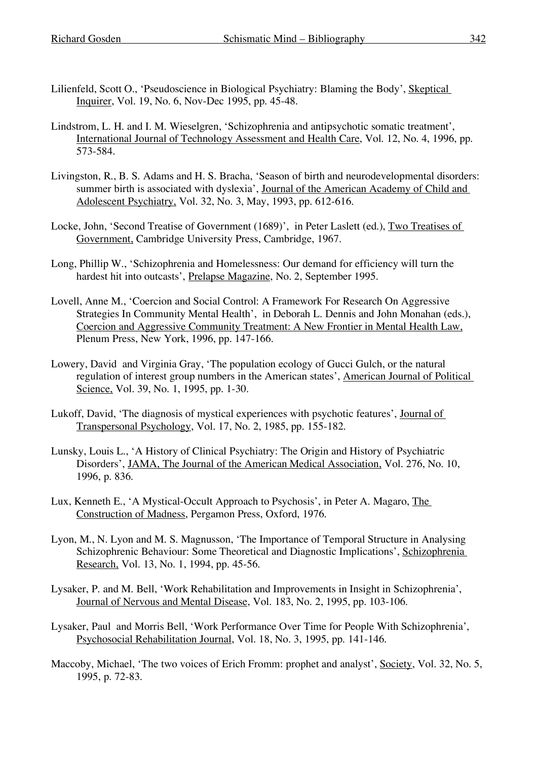Lilienfeld, Scott O., ‘Pseudoscience in Biological Psychiatry: Blaming the Body’, Skeptical Inquirer, Vol. 19, No. 6, Nov-Dec 1995, pp. 45-48.

Lindstrom, L. H. and I. M. Wieselgren, ‘Schizophrenia and antipsychotic somatic treatment’, International Journal of Technology Assessment and Health Care, Vol. 12, No. 4, 1996, pp. 573-584.

Livingston, R., B. S. Adams and H. S. Bracha, ‘Season of birth and neurodevelopmental disorders: summer birth is associated with dyslexia’, Journal of the American Academy of Child and Adolescent Psychiatry, Vol. 32, No. 3, May, 1993, pp. 612-616.

Locke, John, ‘Second Treatise of Government (1689)’, in Peter Laslett (ed.), Two Treatises of Government, Cambridge University Press, Cambridge, 1967.

Long, Phillip W., ‘Schizophrenia and Homelessness: Our demand for efficiency will turn the hardest hit into outcasts’, Prelapse Magazine, No. 2, September 1995.

Lovell, Anne M., ‘Coercion and Social Control: A Framework For Research On Aggressive Strategies In Community Mental Health’, in Deborah L. Dennis and John Monahan (eds.), Coercion and Aggressive Community Treatment: A New Frontier in Mental Health Law, Plenum Press, New York, 1996, pp. 147-166.

Lowery, David and Virginia Gray, ‘The population ecology of Gucci Gulch, or the natural regulation of interest group numbers in the American states’, American Journal of Political Science, Vol. 39, No. 1, 1995, pp. 1-30.

Lukoff, David, ‘The diagnosis of mystical experiences with psychotic features’, Journal of Transpersonal Psychology, Vol. 17, No. 2, 1985, pp. 155-182.

Lunsky, Louis L., ‘A History of Clinical Psychiatry: The Origin and History of Psychiatric Disorders’, JAMA, The Journal of the American Medical Association, Vol. 276, No. 10, 1996, p. 836.

Lux, Kenneth E., ‘A Mystical-Occult Approach to Psychosis’, in Peter A. Magaro, The Construction of Madness, Pergamon Press, Oxford, 1976.

Lyon, M., N. Lyon and M. S. Magnusson, ‘The Importance of Temporal Structure in Analysing Schizophrenic Behaviour: Some Theoretical and Diagnostic Implications’, Schizophrenia Research, Vol. 13, No. 1, 1994, pp. 45-56.

Lysaker, P. and M. Bell, ‘Work Rehabilitation and Improvements in Insight in Schizophrenia’, Journal of Nervous and Mental Disease, Vol. 183, No. 2, 1995, pp. 103-106.

Lysaker, Paul and Morris Bell, ‘Work Performance Over Time for People With Schizophrenia’, Psychosocial Rehabilitation Journal, Vol. 18, No. 3, 1995, pp. 141-146.

Maccoby, Michael, ‘The two voices of Erich Fromm: prophet and analyst’, Society, Vol. 32, No. 5, 1995, p. 72-83.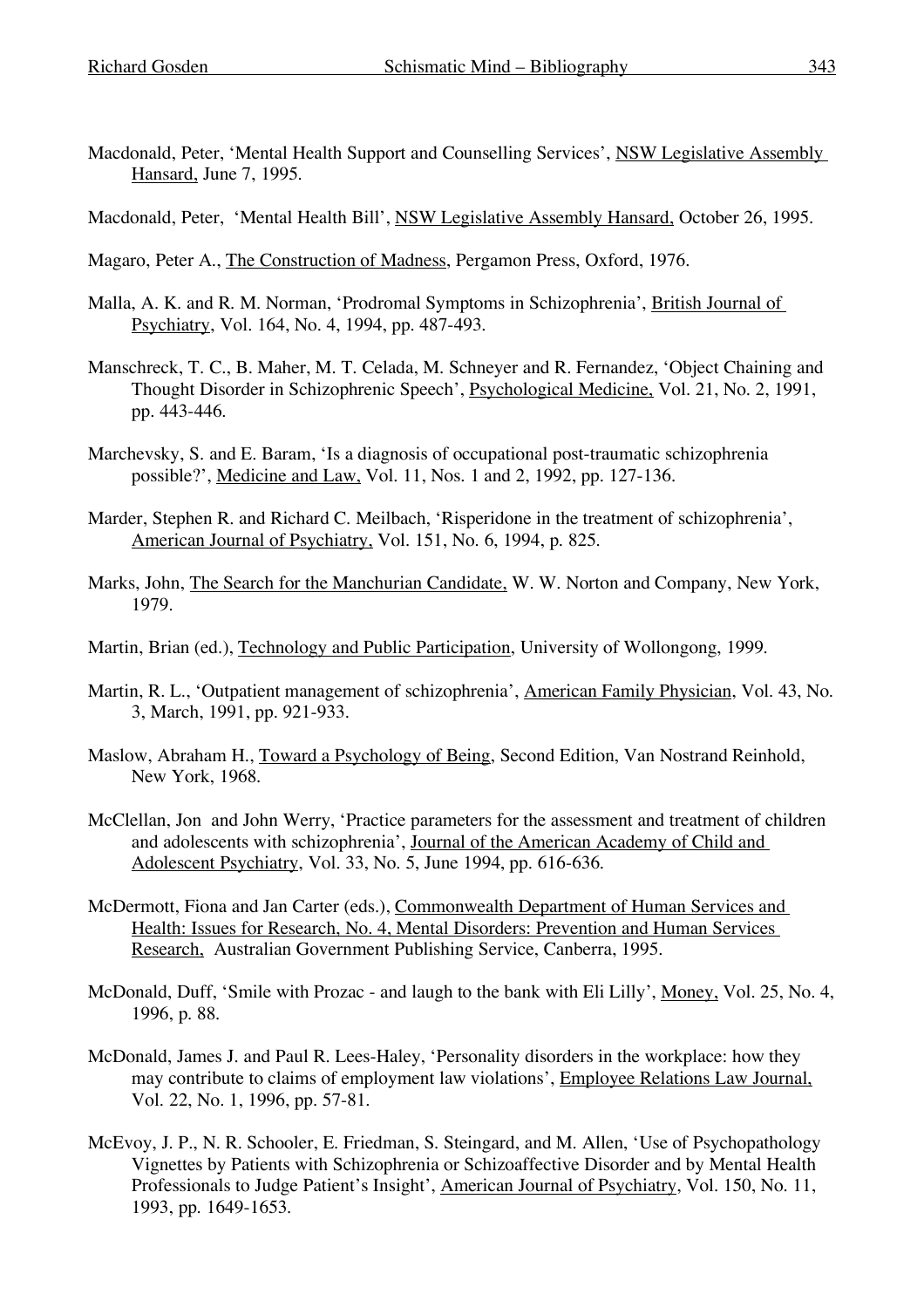Macdonald, Peter, 'Mental Health Support and Counselling Services', NSW Legislative Assembly Hansard, June 7, 1995.

Macdonald, Peter, 'Mental Health Bill', NSW Legislative Assembly Hansard, October 26, 1995.

Magaro, Peter A., The Construction of Madness, Pergamon Press, Oxford, 1976.

Malla, A. K. and R. M. Norman, 'Prodromal Symptoms in Schizophrenia', British Journal of Psychiatry, Vol. 164, No. 4, 1994, pp. 487-493.

Manschreck, T. C., B. Maher, M. T. Celada, M. Schneyer and R. Fernandez, 'Object Chaining and Thought Disorder in Schizophrenic Speech', Psychological Medicine, Vol. 21, No. 2, 1991, pp. 443-446.

Marchevsky, S. and E. Baram, 'Is a diagnosis of occupational post-traumatic schizophrenia possible?', Medicine and Law, Vol. 11, Nos. 1 and 2, 1992, pp. 127-136.

Marder, Stephen R. and Richard C. Meilbach, 'Risperidone in the treatment of schizophrenia', American Journal of Psychiatry, Vol. 151, No. 6, 1994, p. 825.

Marks, John, The Search for the Manchurian Candidate, W. W. Norton and Company, New York, 1979.

Martin, Brian (ed.), Technology and Public Participation, University of Wollongong, 1999.

Martin, R. L., 'Outpatient management of schizophrenia', American Family Physician, Vol. 43, No. 3, March, 1991, pp. 921-933.

Maslow, Abraham H., Toward a Psychology of Being, Second Edition, Van Nostrand Reinhold, New York, 1968.

McClellan, Jon and John Werry, 'Practice parameters for the assessment and treatment of children and adolescents with schizophrenia', Journal of the American Academy of Child and Adolescent Psychiatry, Vol. 33, No. 5, June 1994, pp. 616-636.

McDermott, Fiona and Jan Carter (eds.), Commonwealth Department of Human Services and Health: Issues for Research, No. 4, Mental Disorders: Prevention and Human Services Research, Australian Government Publishing Service, Canberra, 1995.

McDonald, Duff, 'Smile with Prozac - and laugh to the bank with Eli Lilly', Money, Vol. 25, No. 4, 1996, p. 88.

McDonald, James J. and Paul R. Lees-Haley, 'Personality disorders in the workplace: how they may contribute to claims of employment law violations', Employee Relations Law Journal, Vol. 22, No. 1, 1996, pp. 57-81.

McEvoy, J. P., N. R. Schooler, E. Friedman, S. Steingard, and M. Allen, 'Use of Psychopathology Vignettes by Patients with Schizophrenia or Schizoaffective Disorder and by Mental Health Professionals to Judge Patient's Insight', American Journal of Psychiatry, Vol. 150, No. 11, 1993, pp. 1649-1653.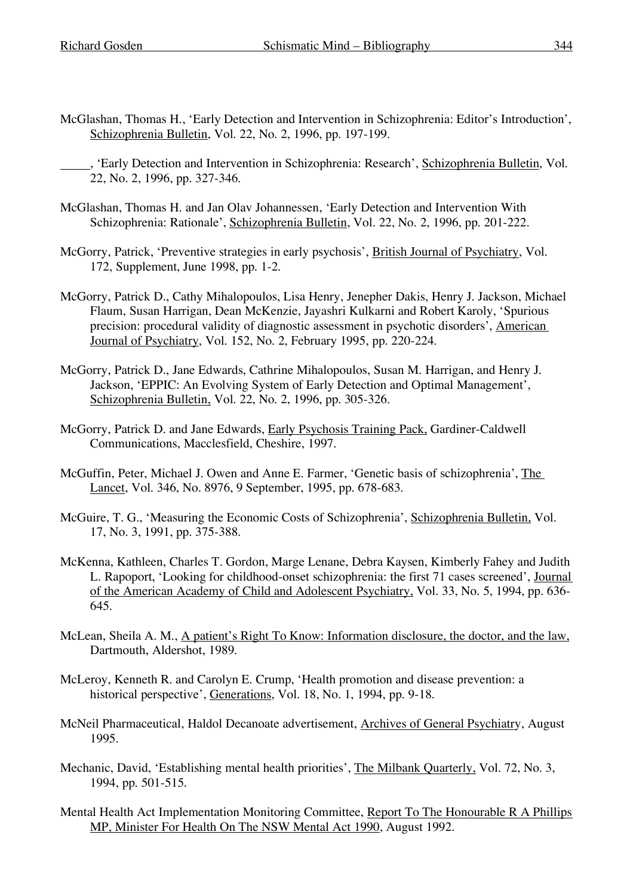McGlashan, Thomas H., 'Early Detection and Intervention in Schizophrenia: Editor's Introduction', Schizophrenia Bulletin, Vol. 22, No. 2, 1996, pp. 197-199.

_____, 'Early Detection and Intervention in Schizophrenia: Research', Schizophrenia Bulletin, Vol. 22, No. 2, 1996, pp. 327-346.

McGlashan, Thomas H. and Jan Olav Johannessen, 'Early Detection and Intervention With Schizophrenia: Rationale', Schizophrenia Bulletin, Vol. 22, No. 2, 1996, pp. 201-222.

McGorry, Patrick, 'Preventive strategies in early psychosis', British Journal of Psychiatry, Vol. 172, Supplement, June 1998, pp. 1-2.

McGorry, Patrick D., Cathy Mihalopoulos, Lisa Henry, Jenepher Dakis, Henry J. Jackson, Michael Flaum, Susan Harrigan, Dean McKenzie, Jayashri Kulkarni and Robert Karoly, 'Spurious precision: procedural validity of diagnostic assessment in psychotic disorders', American Journal of Psychiatry, Vol. 152, No. 2, February 1995, pp. 220-224.

McGorry, Patrick D., Jane Edwards, Cathrine Mihalopoulos, Susan M. Harrigan, and Henry J. Jackson, 'EPPIC: An Evolving System of Early Detection and Optimal Management', Schizophrenia Bulletin, Vol. 22, No. 2, 1996, pp. 305-326.

McGorry, Patrick D. and Jane Edwards, Early Psychosis Training Pack, Gardiner-Caldwell Communications, Macclesfield, Cheshire, 1997.

McGuffin, Peter, Michael J. Owen and Anne E. Farmer, 'Genetic basis of schizophrenia', The Lancet, Vol. 346, No. 8976, 9 September, 1995, pp. 678-683.

McGuire, T. G., 'Measuring the Economic Costs of Schizophrenia', Schizophrenia Bulletin, Vol. 17, No. 3, 1991, pp. 375-388.

McKenna, Kathleen, Charles T. Gordon, Marge Lenane, Debra Kaysen, Kimberly Fahey and Judith L. Rapoport, 'Looking for childhood-onset schizophrenia: the first 71 cases screened', Journal of the American Academy of Child and Adolescent Psychiatry, Vol. 33, No. 5, 1994, pp. 636-645.

McLean, Sheila A. M., A patient's Right To Know: Information disclosure, the doctor, and the law, Dartmouth, Aldershot, 1989.

McLeroy, Kenneth R. and Carolyn E. Crump, 'Health promotion and disease prevention: a historical perspective', Generations, Vol. 18, No. 1, 1994, pp. 9-18.

McNeil Pharmaceutical, Haldol Decanoate advertisement, Archives of General Psychiatry, August 1995.

Mechanic, David, 'Establishing mental health priorities', The Milbank Quarterly, Vol. 72, No. 3, 1994, pp. 501-515.

Mental Health Act Implementation Monitoring Committee, Report To The Honourable R A Phillips MP, Minister For Health On The NSW Mental Act 1990, August 1992.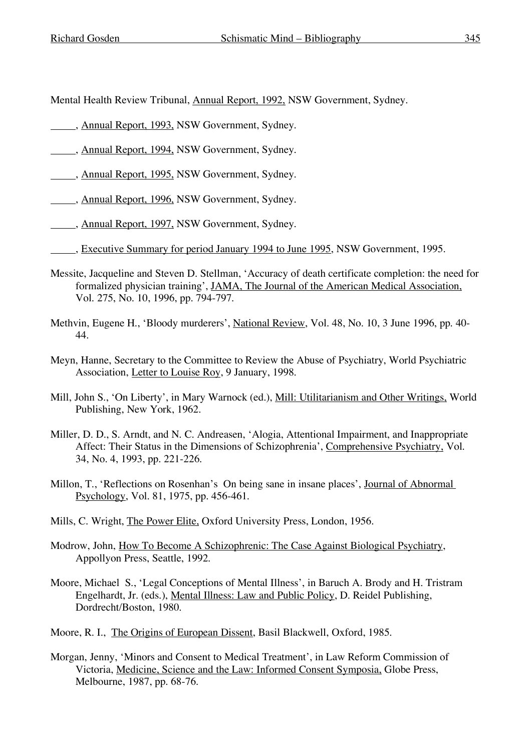Mental Health Review Tribunal, Annual Report, 1992, NSW Government, Sydney.

_____, Annual Report, 1993, NSW Government, Sydney.

_____, Annual Report, 1994, NSW Government, Sydney.

_____, Annual Report, 1995, NSW Government, Sydney.

_____, Annual Report, 1996, NSW Government, Sydney.

_____, Annual Report, 1997, NSW Government, Sydney.

_____, Executive Summary for period January 1994 to June 1995, NSW Government, 1995.

Messite, Jacqueline and Steven D. Stellman, 'Accuracy of death certificate completion: the need for formalized physician training', JAMA, The Journal of the American Medical Association, Vol. 275, No. 10, 1996, pp. 794-797.

Methvin, Eugene H., 'Bloody murderers', National Review, Vol. 48, No. 10, 3 June 1996, pp. 40-44.

Meyn, Hanne, Secretary to the Committee to Review the Abuse of Psychiatry, World Psychiatric Association, Letter to Louise Roy, 9 January, 1998.

Mill, John S., 'On Liberty', in Mary Warnock (ed.), Mill: Utilitarianism and Other Writings, World Publishing, New York, 1962.

Miller, D. D., S. Arndt, and N. C. Andreasen, 'Alogia, Attentional Impairment, and Inappropriate Affect: Their Status in the Dimensions of Schizophrenia', Comprehensive Psychiatry, Vol. 34, No. 4, 1993, pp. 221-226.

Millon, T., 'Reflections on Rosenhan's On being sane in insane places', Journal of Abnormal Psychology, Vol. 81, 1975, pp. 456-461.

Mills, C. Wright, The Power Elite, Oxford University Press, London, 1956.

Modrow, John, How To Become A Schizophrenic: The Case Against Biological Psychiatry, Appollyon Press, Seattle, 1992.

Moore, Michael S., 'Legal Conceptions of Mental Illness', in Baruch A. Brody and H. Tristram Engelhardt, Jr. (eds.), Mental Illness: Law and Public Policy, D. Reidel Publishing, Dordrecht/Boston, 1980.

Moore, R. I., The Origins of European Dissent, Basil Blackwell, Oxford, 1985.

Morgan, Jenny, 'Minors and Consent to Medical Treatment', in Law Reform Commission of Victoria, Medicine, Science and the Law: Informed Consent Symposia, Globe Press, Melbourne, 1987, pp. 68-76.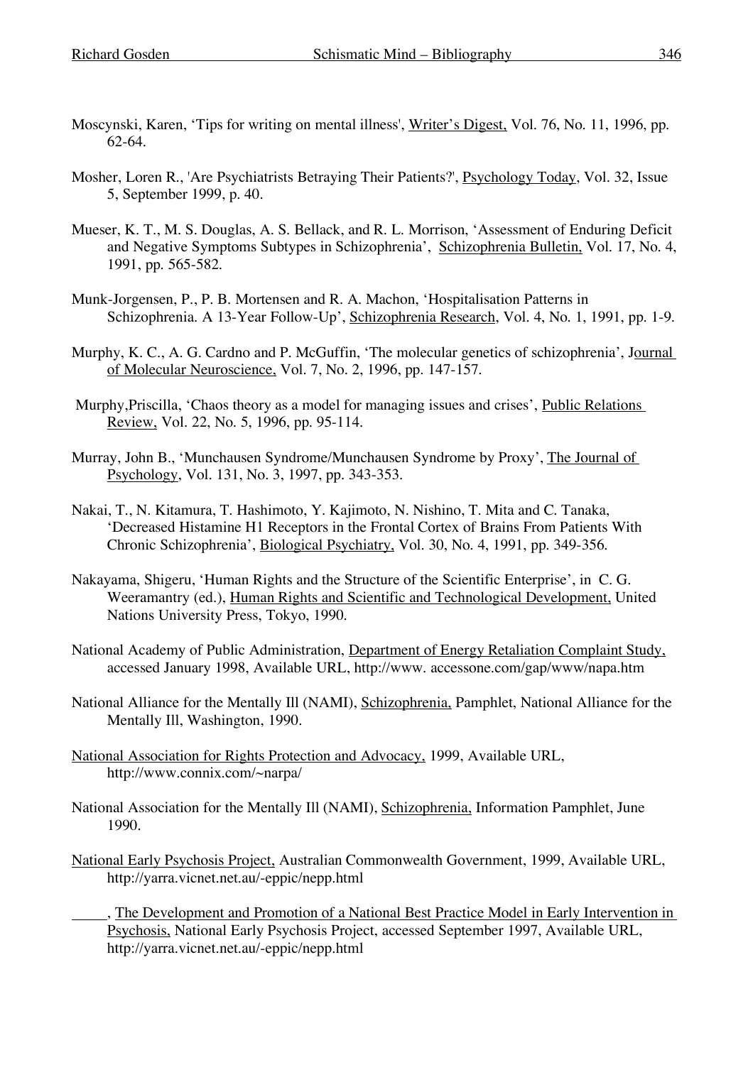Moscynski, Karen, 'Tips for writing on mental illness', Writer's Digest, Vol. 76, No. 11, 1996, pp. 62-64.

Mosher, Loren R., 'Are Psychiatrists Betraying Their Patients?', Psychology Today, Vol. 32, Issue 5, September 1999, p. 40.

Mueser, K. T., M. S. Douglas, A. S. Bellack, and R. L. Morrison, 'Assessment of Enduring Deficit and Negative Symptoms Subtypes in Schizophrenia', Schizophrenia Bulletin, Vol. 17, No. 4, 1991, pp. 565-582.

Munk-Jorgensen, P., P. B. Mortensen and R. A. Machon, 'Hospitalisation Patterns in Schizophrenia. A 13-Year Follow-Up', Schizophrenia Research, Vol. 4, No. 1, 1991, pp. 1-9.

Murphy, K. C., A. G. Cardno and P. McGuffin, 'The molecular genetics of schizophrenia', Journal of Molecular Neuroscience, Vol. 7, No. 2, 1996, pp. 147-157.

Murphy,Priscilla, 'Chaos theory as a model for managing issues and crises', Public Relations Review, Vol. 22, No. 5, 1996, pp. 95-114.

Murray, John B., 'Munchausen Syndrome/Munchausen Syndrome by Proxy', The Journal of Psychology, Vol. 131, No. 3, 1997, pp. 343-353.

Nakai, T., N. Kitamura, T. Hashimoto, Y. Kajimoto, N. Nishino, T. Mita and C. Tanaka, 'Decreased Histamine H1 Receptors in the Frontal Cortex of Brains From Patients With Chronic Schizophrenia', Biological Psychiatry, Vol. 30, No. 4, 1991, pp. 349-356.

Nakayama, Shigeru, 'Human Rights and the Structure of the Scientific Enterprise', in C. G. Weeramantry (ed.), Human Rights and Scientific and Technological Development, United Nations University Press, Tokyo, 1990.

National Academy of Public Administration, Department of Energy Retaliation Complaint Study, accessed January 1998, Available URL, http://www. accessone.com/gap/www/napa.htm

National Alliance for the Mentally Ill (NAMI), Schizophrenia, Pamphlet, National Alliance for the Mentally Ill, Washington, 1990.

National Association for Rights Protection and Advocacy, 1999, Available URL, http://www.connix.com/~narpa/

National Association for the Mentally Ill (NAMI), Schizophrenia, Information Pamphlet, June 1990.

National Early Psychosis Project, Australian Commonwealth Government, 1999, Available URL, http://yarra.vicnet.net.au/-eppic/nepp.html

\_\_\_\_\_, The Development and Promotion of a National Best Practice Model in Early Intervention in Psychosis, National Early Psychosis Project, accessed September 1997, Available URL, http://yarra.vicnet.net.au/-eppic/nepp.html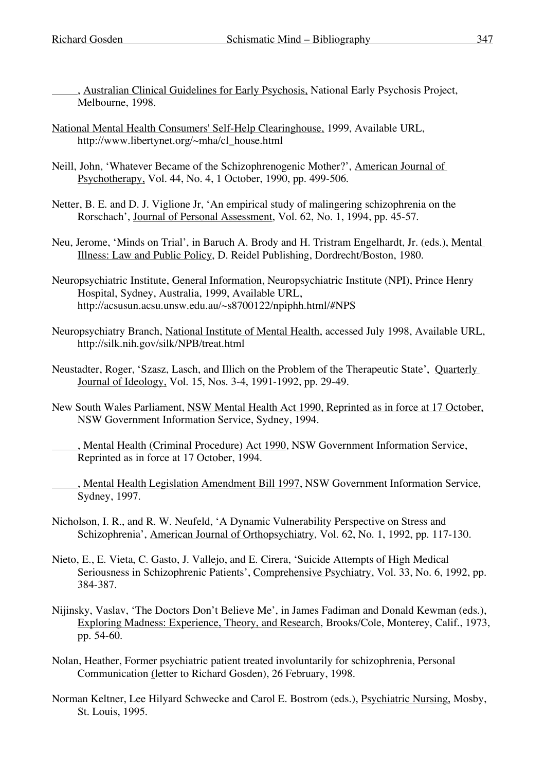_____, Australian Clinical Guidelines for Early Psychosis, National Early Psychosis Project, Melbourne, 1998.

National Mental Health Consumers' Self-Help Clearinghouse, 1999, Available URL, http://www.libertynet.org/~mha/cl_house.html

Neill, John, 'Whatever Became of the Schizophrenogenic Mother?', American Journal of Psychotherapy, Vol. 44, No. 4, 1 October, 1990, pp. 499-506.

Netter, B. E. and D. J. Viglione Jr, 'An empirical study of malingering schizophrenia on the Rorschach', Journal of Personal Assessment, Vol. 62, No. 1, 1994, pp. 45-57.

Neu, Jerome, 'Minds on Trial', in Baruch A. Brody and H. Tristram Engelhardt, Jr. (eds.), Mental Illness: Law and Public Policy, D. Reidel Publishing, Dordrecht/Boston, 1980.

Neuropsychiatric Institute, General Information, Neuropsychiatric Institute (NPI), Prince Henry Hospital, Sydney, Australia, 1999, Available URL, http://acsusun.acsu.unsw.edu.au/~s8700122/npiphh.html/#NPS

Neuropsychiatry Branch, National Institute of Mental Health, accessed July 1998, Available URL, http://silk.nih.gov/silk/NPB/treat.html

Neustadter, Roger, 'Szasz, Lasch, and Illich on the Problem of the Therapeutic State', Quarterly Journal of Ideology, Vol. 15, Nos. 3-4, 1991-1992, pp. 29-49.

New South Wales Parliament, NSW Mental Health Act 1990, Reprinted as in force at 17 October, NSW Government Information Service, Sydney, 1994.

_____, Mental Health (Criminal Procedure) Act 1990, NSW Government Information Service, Reprinted as in force at 17 October, 1994.

_____, Mental Health Legislation Amendment Bill 1997, NSW Government Information Service, Sydney, 1997.

Nicholson, I. R., and R. W. Neufeld, 'A Dynamic Vulnerability Perspective on Stress and Schizophrenia', American Journal of Orthopsychiatry, Vol. 62, No. 1, 1992, pp. 117-130.

Nieto, E., E. Vieta, C. Gasto, J. Vallejo, and E. Cirera, 'Suicide Attempts of High Medical Seriousness in Schizophrenic Patients', Comprehensive Psychiatry, Vol. 33, No. 6, 1992, pp. 384-387.

Nijinsky, Vaslav, 'The Doctors Don't Believe Me', in James Fadiman and Donald Kewman (eds.), Exploring Madness: Experience, Theory, and Research, Brooks/Cole, Monterey, Calif., 1973, pp. 54-60.

Nolan, Heather, Former psychiatric patient treated involuntarily for schizophrenia, Personal Communication (letter to Richard Gosden), 26 February, 1998.

Norman Keltner, Lee Hilyard Schwecke and Carol E. Bostrom (eds.), Psychiatric Nursing, Mosby, St. Louis, 1995.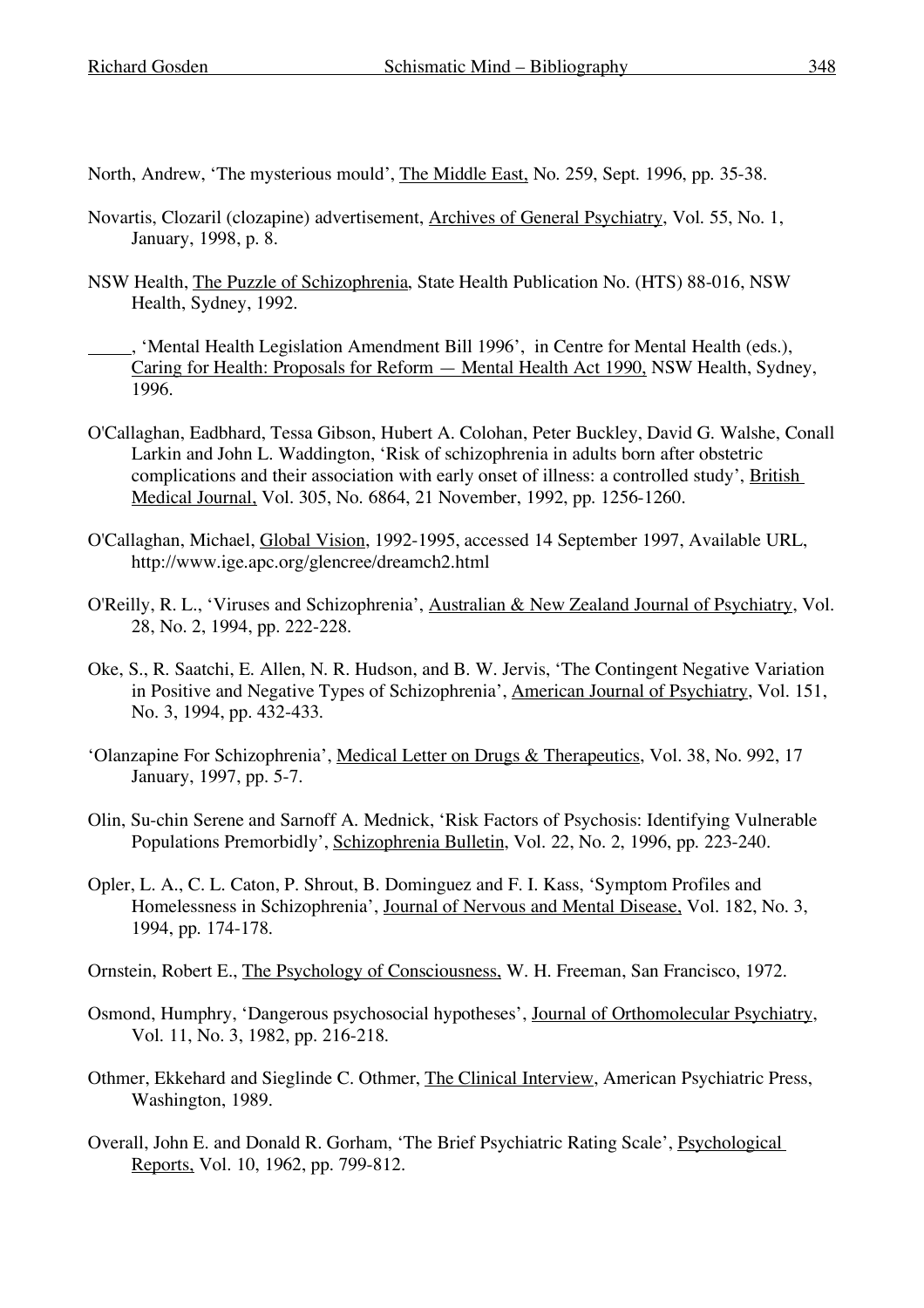North, Andrew, 'The mysterious mould', The Middle East, No. 259, Sept. 1996, pp. 35-38.

Novartis, Clozaril (clozapine) advertisement, Archives of General Psychiatry, Vol. 55, No. 1, January, 1998, p. 8.

NSW Health, The Puzzle of Schizophrenia, State Health Publication No. (HTS) 88-016, NSW Health, Sydney, 1992.

_____, 'Mental Health Legislation Amendment Bill 1996', in Centre for Mental Health (eds.), Caring for Health: Proposals for Reform — Mental Health Act 1990, NSW Health, Sydney, 1996.

O'Callaghan, Eadbhard, Tessa Gibson, Hubert A. Colohan, Peter Buckley, David G. Walshe, Conall Larkin and John L. Waddington, 'Risk of schizophrenia in adults born after obstetric complications and their association with early onset of illness: a controlled study', British Medical Journal, Vol. 305, No. 6864, 21 November, 1992, pp. 1256-1260.

O'Callaghan, Michael, Global Vision, 1992-1995, accessed 14 September 1997, Available URL, http://www.ige.apc.org/glencree/dreamch2.html

O'Reilly, R. L., 'Viruses and Schizophrenia', Australian & New Zealand Journal of Psychiatry, Vol. 28, No. 2, 1994, pp. 222-228.

Oke, S., R. Saatchi, E. Allen, N. R. Hudson, and B. W. Jervis, 'The Contingent Negative Variation in Positive and Negative Types of Schizophrenia', American Journal of Psychiatry, Vol. 151, No. 3, 1994, pp. 432-433.

'Olanzapine For Schizophrenia', Medical Letter on Drugs & Therapeutics, Vol. 38, No. 992, 17 January, 1997, pp. 5-7.

Olin, Su-chin Serene and Sarnoff A. Mednick, 'Risk Factors of Psychosis: Identifying Vulnerable Populations Premorbidly', Schizophrenia Bulletin, Vol. 22, No. 2, 1996, pp. 223-240.

Opler, L. A., C. L. Caton, P. Shrout, B. Dominguez and F. I. Kass, 'Symptom Profiles and Homelessness in Schizophrenia', Journal of Nervous and Mental Disease, Vol. 182, No. 3, 1994, pp. 174-178.

Ornstein, Robert E., The Psychology of Consciousness, W. H. Freeman, San Francisco, 1972.

Osmond, Humphry, 'Dangerous psychosocial hypotheses', Journal of Orthomolecular Psychiatry, Vol. 11, No. 3, 1982, pp. 216-218.

Othmer, Ekkehard and Sieglinde C. Othmer, The Clinical Interview, American Psychiatric Press, Washington, 1989.

Overall, John E. and Donald R. Gorham, 'The Brief Psychiatric Rating Scale', Psychological Reports, Vol. 10, 1962, pp. 799-812.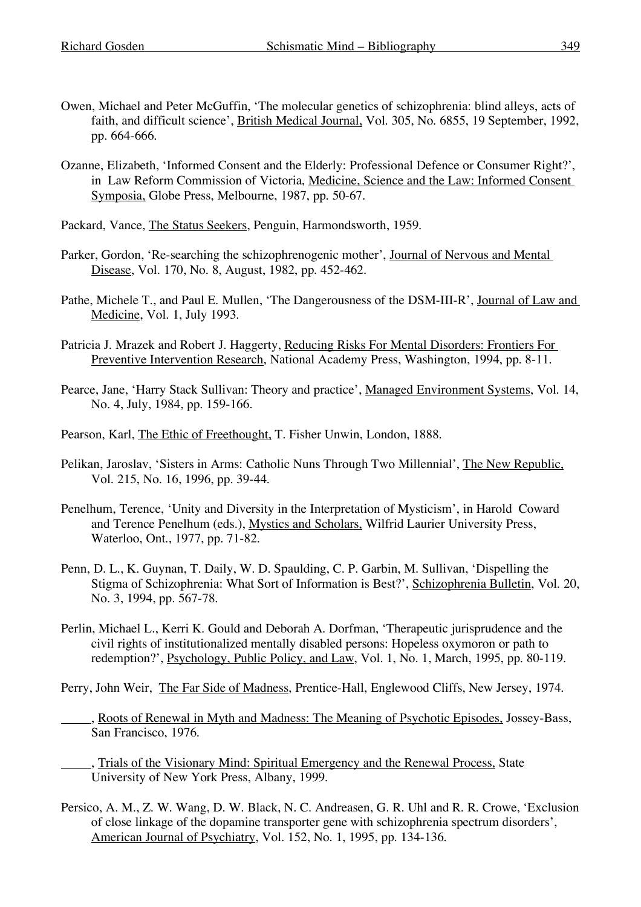Owen, Michael and Peter McGuffin, 'The molecular genetics of schizophrenia: blind alleys, acts of faith, and difficult science', British Medical Journal, Vol. 305, No. 6855, 19 September, 1992, pp. 664-666.

Ozanne, Elizabeth, 'Informed Consent and the Elderly: Professional Defence or Consumer Right?', in Law Reform Commission of Victoria, Medicine, Science and the Law: Informed Consent Symposia, Globe Press, Melbourne, 1987, pp. 50-67.

Packard, Vance, The Status Seekers, Penguin, Harmondsworth, 1959.

Parker, Gordon, 'Re-searching the schizophrenogenic mother', Journal of Nervous and Mental Disease, Vol. 170, No. 8, August, 1982, pp. 452-462.

Pathe, Michele T., and Paul E. Mullen, 'The Dangerousness of the DSM-III-R', Journal of Law and Medicine, Vol. 1, July 1993.

Patricia J. Mrazek and Robert J. Haggerty, Reducing Risks For Mental Disorders: Frontiers For Preventive Intervention Research, National Academy Press, Washington, 1994, pp. 8-11.

Pearce, Jane, 'Harry Stack Sullivan: Theory and practice', Managed Environment Systems, Vol. 14, No. 4, July, 1984, pp. 159-166.

Pearson, Karl, The Ethic of Freethought, T. Fisher Unwin, London, 1888.

Pelikan, Jaroslav, 'Sisters in Arms: Catholic Nuns Through Two Millennial', The New Republic, Vol. 215, No. 16, 1996, pp. 39-44.

Penelhum, Terence, 'Unity and Diversity in the Interpretation of Mysticism', in Harold Coward and Terence Penelhum (eds.), Mystics and Scholars, Wilfrid Laurier University Press, Waterloo, Ont., 1977, pp. 71-82.

Penn, D. L., K. Guynan, T. Daily, W. D. Spaulding, C. P. Garbin, M. Sullivan, 'Dispelling the Stigma of Schizophrenia: What Sort of Information is Best?', Schizophrenia Bulletin, Vol. 20, No. 3, 1994, pp. 567-78.

Perlin, Michael L., Kerri K. Gould and Deborah A. Dorfman, 'Therapeutic jurisprudence and the civil rights of institutionalized mentally disabled persons: Hopeless oxymoron or path to redemption?', Psychology, Public Policy, and Law, Vol. 1, No. 1, March, 1995, pp. 80-119.

Perry, John Weir, The Far Side of Madness, Prentice-Hall, Englewood Cliffs, New Jersey, 1974.

_____, Roots of Renewal in Myth and Madness: The Meaning of Psychotic Episodes, Jossey-Bass, San Francisco, 1976.

_____, Trials of the Visionary Mind: Spiritual Emergency and the Renewal Process, State University of New York Press, Albany, 1999.

Persico, A. M., Z. W. Wang, D. W. Black, N. C. Andreasen, G. R. Uhl and R. R. Crowe, 'Exclusion of close linkage of the dopamine transporter gene with schizophrenia spectrum disorders', American Journal of Psychiatry, Vol. 152, No. 1, 1995, pp. 134-136.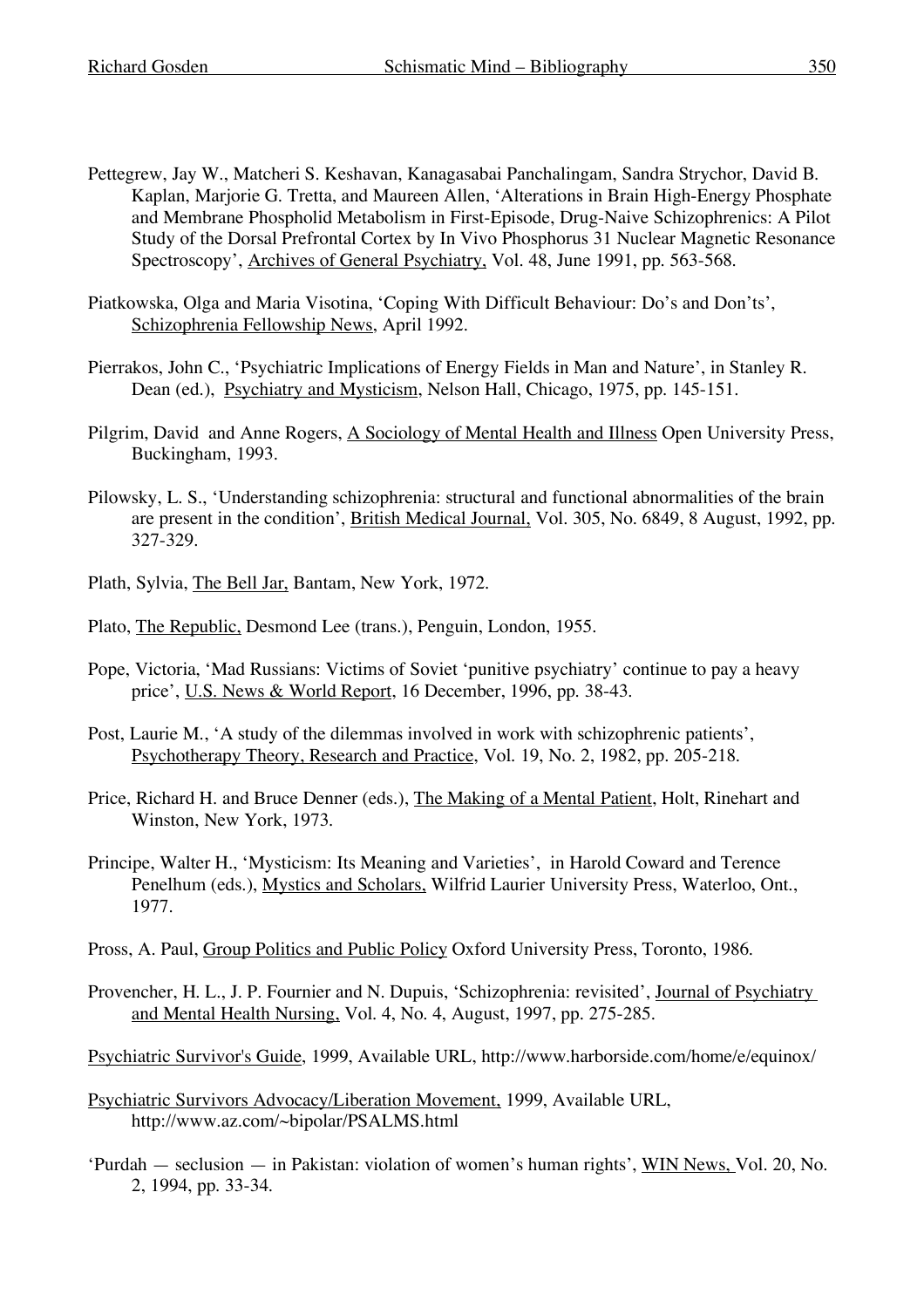Pettegrew, Jay W., Matcheri S. Keshavan, Kanagasabai Panchalingam, Sandra Strychor, David B. Kaplan, Marjorie G. Tretta, and Maureen Allen, 'Alterations in Brain High-Energy Phosphate and Membrane Phospholid Metabolism in First-Episode, Drug-Naive Schizophrenics: A Pilot Study of the Dorsal Prefrontal Cortex by In Vivo Phosphorus 31 Nuclear Magnetic Resonance Spectroscopy', Archives of General Psychiatry, Vol. 48, June 1991, pp. 563-568.

Piatkowska, Olga and Maria Visotina, 'Coping With Difficult Behaviour: Do's and Don'ts', Schizophrenia Fellowship News, April 1992.

Pierrakos, John C., 'Psychiatric Implications of Energy Fields in Man and Nature', in Stanley R. Dean (ed.), Psychiatry and Mysticism, Nelson Hall, Chicago, 1975, pp. 145-151.

Pilgrim, David and Anne Rogers, A Sociology of Mental Health and Illness Open University Press, Buckingham, 1993.

Pilowsky, L. S., 'Understanding schizophrenia: structural and functional abnormalities of the brain are present in the condition', British Medical Journal, Vol. 305, No. 6849, 8 August, 1992, pp. 327-329.

Plath, Sylvia, The Bell Jar, Bantam, New York, 1972.

Plato, The Republic, Desmond Lee (trans.), Penguin, London, 1955.

Pope, Victoria, 'Mad Russians: Victims of Soviet 'punitive psychiatry' continue to pay a heavy price', U.S. News & World Report, 16 December, 1996, pp. 38-43.

Post, Laurie M., 'A study of the dilemmas involved in work with schizophrenic patients', Psychotherapy Theory, Research and Practice, Vol. 19, No. 2, 1982, pp. 205-218.

Price, Richard H. and Bruce Denner (eds.), The Making of a Mental Patient, Holt, Rinehart and Winston, New York, 1973.

Principe, Walter H., 'Mysticism: Its Meaning and Varieties', in Harold Coward and Terence Penelhum (eds.), Mystics and Scholars, Wilfrid Laurier University Press, Waterloo, Ont., 1977.

Pross, A. Paul, Group Politics and Public Policy Oxford University Press, Toronto, 1986.

Provencher, H. L., J. P. Fournier and N. Dupuis, 'Schizophrenia: revisited', Journal of Psychiatry and Mental Health Nursing, Vol. 4, No. 4, August, 1997, pp. 275-285.

Psychiatric Survivor's Guide, 1999, Available URL, http://www.harborside.com/home/e/equinox/

Psychiatric Survivors Advocacy/Liberation Movement, 1999, Available URL, http://www.az.com/~bipolar/PSALMS.html

'Purdah — seclusion — in Pakistan: violation of women's human rights', WIN News, Vol. 20, No. 2, 1994, pp. 33-34.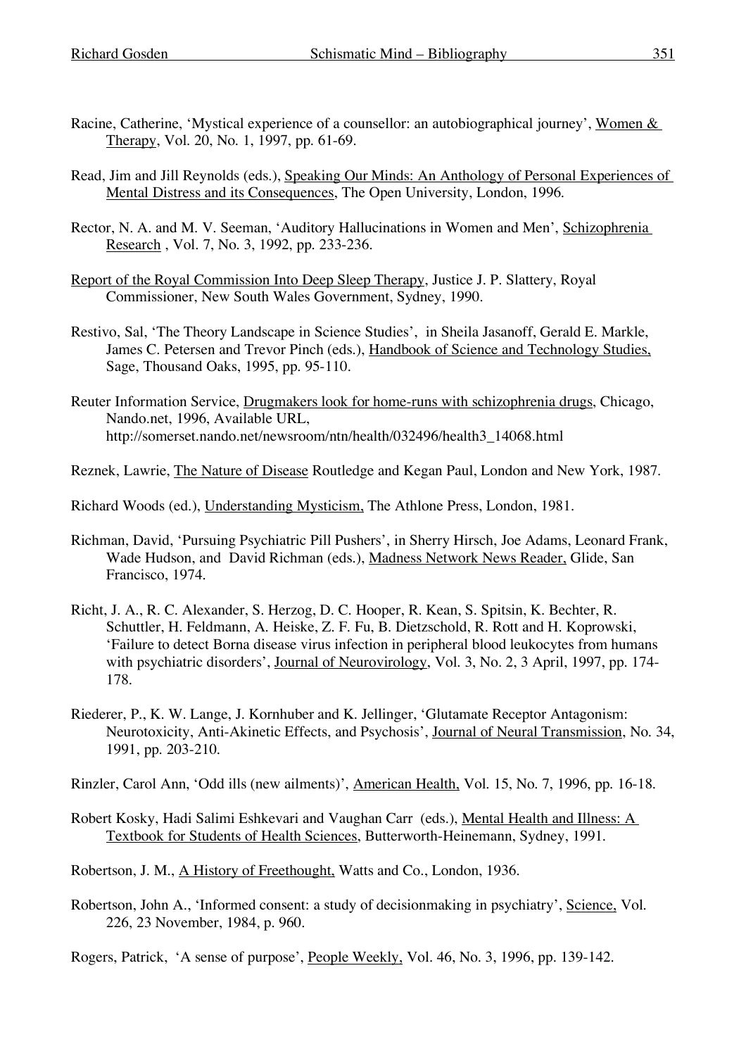Racine, Catherine, 'Mystical experience of a counsellor: an autobiographical journey', Women & Therapy, Vol. 20, No. 1, 1997, pp. 61-69.

Read, Jim and Jill Reynolds (eds.), Speaking Our Minds: An Anthology of Personal Experiences of Mental Distress and its Consequences, The Open University, London, 1996.

Rector, N. A. and M. V. Seeman, 'Auditory Hallucinations in Women and Men', Schizophrenia Research , Vol. 7, No. 3, 1992, pp. 233-236.

Report of the Royal Commission Into Deep Sleep Therapy, Justice J. P. Slattery, Royal Commissioner, New South Wales Government, Sydney, 1990.

Restivo, Sal, 'The Theory Landscape in Science Studies', in Sheila Jasanoff, Gerald E. Markle, James C. Petersen and Trevor Pinch (eds.), Handbook of Science and Technology Studies, Sage, Thousand Oaks, 1995, pp. 95-110.

Reuter Information Service, Drugmakers look for home-runs with schizophrenia drugs, Chicago, Nando.net, 1996, Available URL, http://somerset.nando.net/newsroom/ntn/health/032496/health3_14068.html

Reznek, Lawrie, The Nature of Disease Routledge and Kegan Paul, London and New York, 1987.

Richard Woods (ed.), Understanding Mysticism, The Athlone Press, London, 1981.

Richman, David, 'Pursuing Psychiatric Pill Pushers', in Sherry Hirsch, Joe Adams, Leonard Frank, Wade Hudson, and David Richman (eds.), Madness Network News Reader, Glide, San Francisco, 1974.

Richt, J. A., R. C. Alexander, S. Herzog, D. C. Hooper, R. Kean, S. Spitsin, K. Bechter, R. Schuttler, H. Feldmann, A. Heiske, Z. F. Fu, B. Dietzschold, R. Rott and H. Koprowski, 'Failure to detect Borna disease virus infection in peripheral blood leukocytes from humans with psychiatric disorders', Journal of Neurovirology, Vol. 3, No. 2, 3 April, 1997, pp. 174-178.

Riederer, P., K. W. Lange, J. Kornhuber and K. Jellinger, 'Glutamate Receptor Antagonism: Neurotoxicity, Anti-Akinetic Effects, and Psychosis', Journal of Neural Transmission, No. 34, 1991, pp. 203-210.

Rinzler, Carol Ann, 'Odd ills (new ailments)', American Health, Vol. 15, No. 7, 1996, pp. 16-18.

Robert Kosky, Hadi Salimi Eshkevari and Vaughan Carr (eds.), Mental Health and Illness: A Textbook for Students of Health Sciences, Butterworth-Heinemann, Sydney, 1991.

Robertson, J. M., A History of Freethought, Watts and Co., London, 1936.

Robertson, John A., 'Informed consent: a study of decisionmaking in psychiatry', Science, Vol. 226, 23 November, 1984, p. 960.

Rogers, Patrick, 'A sense of purpose', People Weekly, Vol. 46, No. 3, 1996, pp. 139-142.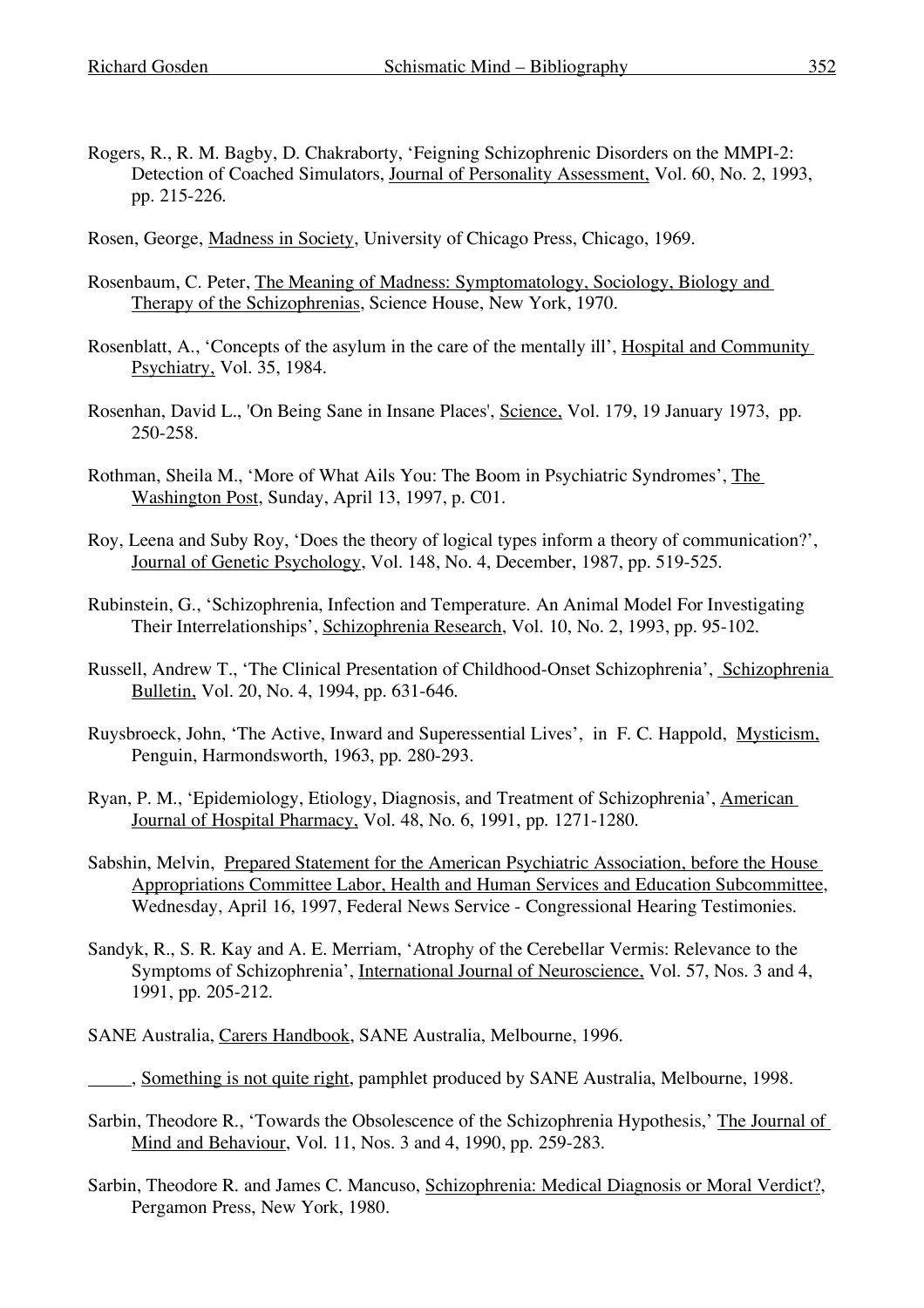Rogers, R., R. M. Bagby, D. Chakraborty, 'Feigning Schizophrenic Disorders on the MMPI-2: Detection of Coached Simulators, Journal of Personality Assessment, Vol. 60, No. 2, 1993, pp. 215-226.

Rosen, George, Madness in Society, University of Chicago Press, Chicago, 1969.

Rosenbaum, C. Peter, The Meaning of Madness: Symptomatology, Sociology, Biology and Therapy of the Schizophrenias, Science House, New York, 1970.

Rosenblatt, A., 'Concepts of the asylum in the care of the mentally ill', Hospital and Community Psychiatry, Vol. 35, 1984.

Rosenhan, David L., 'On Being Sane in Insane Places', Science, Vol. 179, 19 January 1973, pp. 250-258.

Rothman, Sheila M., 'More of What Ails You: The Boom in Psychiatric Syndromes', The Washington Post, Sunday, April 13, 1997, p. C01.

Roy, Leena and Suby Roy, 'Does the theory of logical types inform a theory of communication?', Journal of Genetic Psychology, Vol. 148, No. 4, December, 1987, pp. 519-525.

Rubinstein, G., 'Schizophrenia, Infection and Temperature. An Animal Model For Investigating Their Interrelationships', Schizophrenia Research, Vol. 10, No. 2, 1993, pp. 95-102.

Russell, Andrew T., 'The Clinical Presentation of Childhood-Onset Schizophrenia', Schizophrenia Bulletin, Vol. 20, No. 4, 1994, pp. 631-646.

Ruysbroeck, John, 'The Active, Inward and Superessential Lives', in F. C. Happold, Mysticism, Penguin, Harmondsworth, 1963, pp. 280-293.

Ryan, P. M., 'Epidemiology, Etiology, Diagnosis, and Treatment of Schizophrenia', American Journal of Hospital Pharmacy, Vol. 48, No. 6, 1991, pp. 1271-1280.

Sabshin, Melvin, Prepared Statement for the American Psychiatric Association, before the House Appropriations Committee Labor, Health and Human Services and Education Subcommittee, Wednesday, April 16, 1997, Federal News Service - Congressional Hearing Testimonies.

Sandyk, R., S. R. Kay and A. E. Merriam, 'Atrophy of the Cerebellar Vermis: Relevance to the Symptoms of Schizophrenia', International Journal of Neuroscience, Vol. 57, Nos. 3 and 4, 1991, pp. 205-212.

SANE Australia, Carers Handbook, SANE Australia, Melbourne, 1996.

_____, Something is not quite right, pamphlet produced by SANE Australia, Melbourne, 1998.

Sarbin, Theodore R., 'Towards the Obsolescence of the Schizophrenia Hypothesis,' The Journal of Mind and Behaviour, Vol. 11, Nos. 3 and 4, 1990, pp. 259-283.

Sarbin, Theodore R. and James C. Mancuso, Schizophrenia: Medical Diagnosis or Moral Verdict?, Pergamon Press, New York, 1980.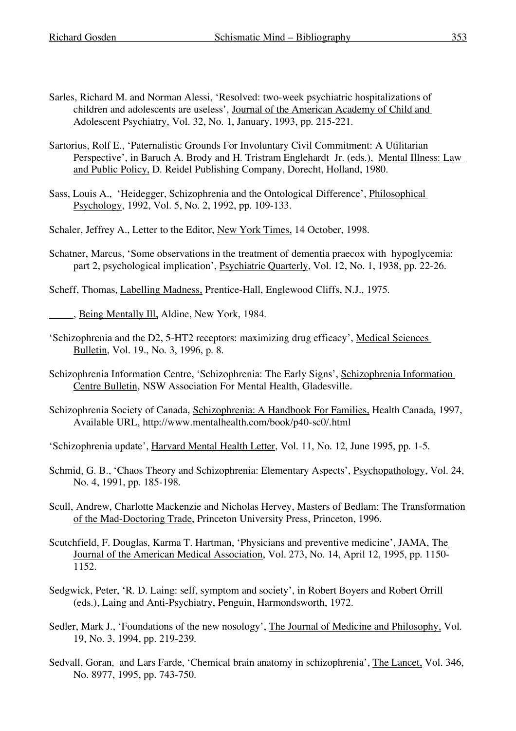Sarles, Richard M. and Norman Alessi, 'Resolved: two-week psychiatric hospitalizations of children and adolescents are useless', Journal of the American Academy of Child and Adolescent Psychiatry, Vol. 32, No. 1, January, 1993, pp. 215-221.

Sartorius, Rolf E., 'Paternalistic Grounds For Involuntary Civil Commitment: A Utilitarian Perspective', in Baruch A. Brody and H. Tristram Englehardt Jr. (eds.), Mental Illness: Law and Public Policy, D. Reidel Publishing Company, Dorecht, Holland, 1980.

Sass, Louis A., 'Heidegger, Schizophrenia and the Ontological Difference', Philosophical Psychology, 1992, Vol. 5, No. 2, 1992, pp. 109-133.

Schaler, Jeffrey A., Letter to the Editor, New York Times, 14 October, 1998.

Schatner, Marcus, 'Some observations in the treatment of dementia praecox with hypoglycemia: part 2, psychological implication', Psychiatric Quarterly, Vol. 12, No. 1, 1938, pp. 22-26.

Scheff, Thomas, Labelling Madness, Prentice-Hall, Englewood Cliffs, N.J., 1975.

_____, Being Mentally Ill, Aldine, New York, 1984.

'Schizophrenia and the D2, 5-HT2 receptors: maximizing drug efficacy', Medical Sciences Bulletin, Vol. 19., No. 3, 1996, p. 8.

Schizophrenia Information Centre, 'Schizophrenia: The Early Signs', Schizophrenia Information Centre Bulletin, NSW Association For Mental Health, Gladesville.

Schizophrenia Society of Canada, Schizophrenia: A Handbook For Families, Health Canada, 1997, Available URL, http://www.mentalhealth.com/book/p40-sc0/.html

'Schizophrenia update', Harvard Mental Health Letter, Vol. 11, No. 12, June 1995, pp. 1-5.

Schmid, G. B., 'Chaos Theory and Schizophrenia: Elementary Aspects', Psychopathology, Vol. 24, No. 4, 1991, pp. 185-198.

Scull, Andrew, Charlotte Mackenzie and Nicholas Hervey, Masters of Bedlam: The Transformation of the Mad-Doctoring Trade, Princeton University Press, Princeton, 1996.

Scutchfield, F. Douglas, Karma T. Hartman, 'Physicians and preventive medicine', JAMA, The Journal of the American Medical Association, Vol. 273, No. 14, April 12, 1995, pp. 1150-1152.

Sedgwick, Peter, 'R. D. Laing: self, symptom and society', in Robert Boyers and Robert Orrill (eds.), Laing and Anti-Psychiatry, Penguin, Harmondsworth, 1972.

Sedler, Mark J., 'Foundations of the new nosology', The Journal of Medicine and Philosophy, Vol. 19, No. 3, 1994, pp. 219-239.

Sedvall, Goran, and Lars Farde, 'Chemical brain anatomy in schizophrenia', The Lancet, Vol. 346, No. 8977, 1995, pp. 743-750.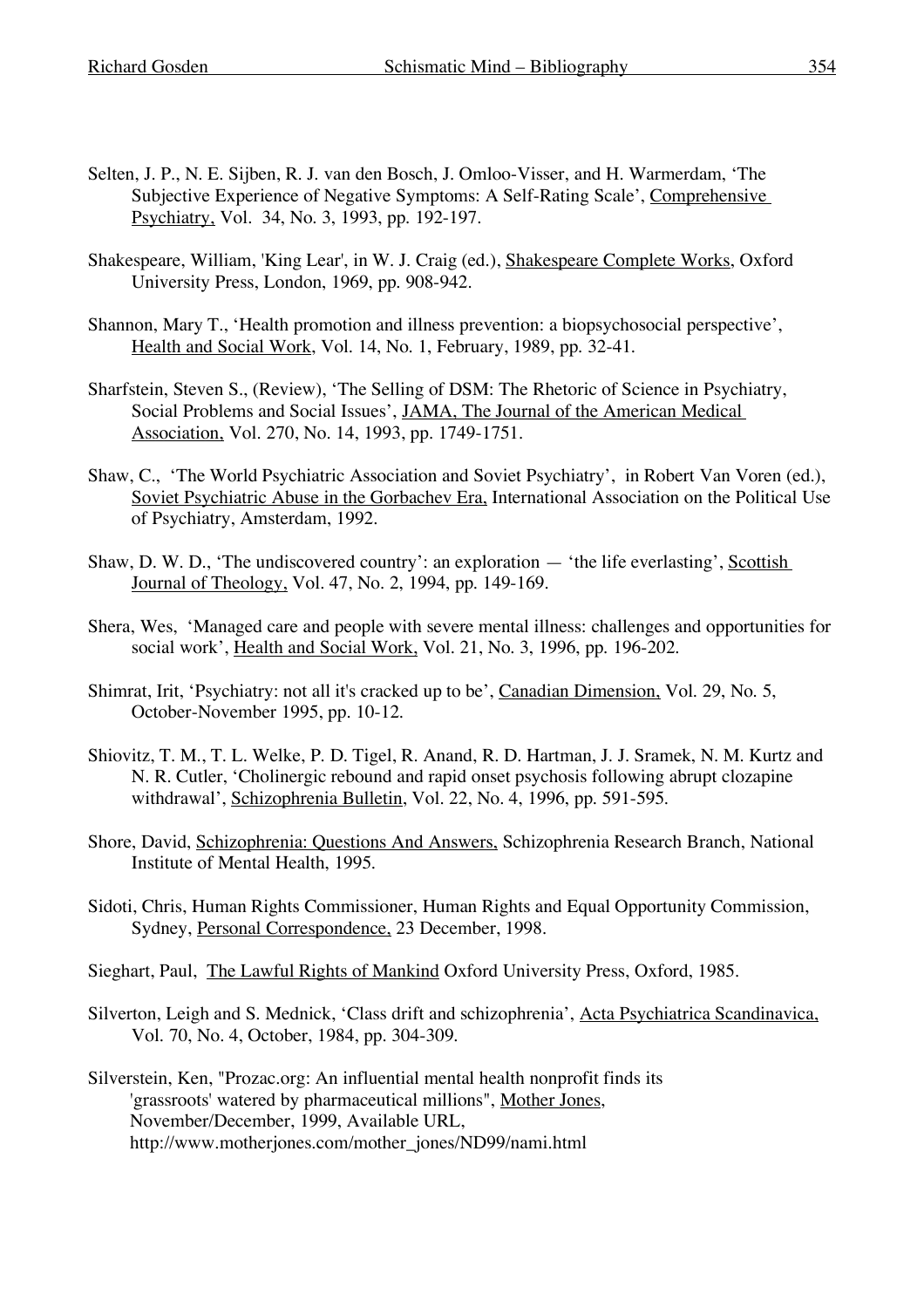Selten, J. P., N. E. Sijben, R. J. van den Bosch, J. Omloo-Visser, and H. Warmerdam, 'The Subjective Experience of Negative Symptoms: A Self-Rating Scale', Comprehensive Psychiatry, Vol. 34, No. 3, 1993, pp. 192-197.

Shakespeare, William, 'King Lear', in W. J. Craig (ed.), Shakespeare Complete Works, Oxford University Press, London, 1969, pp. 908-942.

Shannon, Mary T., 'Health promotion and illness prevention: a biopsychosocial perspective', Health and Social Work, Vol. 14, No. 1, February, 1989, pp. 32-41.

Sharfstein, Steven S., (Review), 'The Selling of DSM: The Rhetoric of Science in Psychiatry, Social Problems and Social Issues', JAMA, The Journal of the American Medical Association, Vol. 270, No. 14, 1993, pp. 1749-1751.

Shaw, C., 'The World Psychiatric Association and Soviet Psychiatry', in Robert Van Voren (ed.), Soviet Psychiatric Abuse in the Gorbachev Era, International Association on the Political Use of Psychiatry, Amsterdam, 1992.

Shaw, D. W. D., 'The undiscovered country': an exploration — 'the life everlasting', Scottish Journal of Theology, Vol. 47, No. 2, 1994, pp. 149-169.

Shera, Wes, 'Managed care and people with severe mental illness: challenges and opportunities for social work', Health and Social Work, Vol. 21, No. 3, 1996, pp. 196-202.

Shimrat, Irit, 'Psychiatry: not all it's cracked up to be', Canadian Dimension, Vol. 29, No. 5, October-November 1995, pp. 10-12.

Shiovitz, T. M., T. L. Welke, P. D. Tigel, R. Anand, R. D. Hartman, J. J. Sramek, N. M. Kurtz and N. R. Cutler, 'Cholinergic rebound and rapid onset psychosis following abrupt clozapine withdrawal', Schizophrenia Bulletin, Vol. 22, No. 4, 1996, pp. 591-595.

Shore, David, Schizophrenia: Questions And Answers, Schizophrenia Research Branch, National Institute of Mental Health, 1995.

Sidoti, Chris, Human Rights Commissioner, Human Rights and Equal Opportunity Commission, Sydney, Personal Correspondence, 23 December, 1998.

Sieghart, Paul, The Lawful Rights of Mankind Oxford University Press, Oxford, 1985.

Silverton, Leigh and S. Mednick, 'Class drift and schizophrenia', Acta Psychiatrica Scandinavica, Vol. 70, No. 4, October, 1984, pp. 304-309.

Silverstein, Ken, "Prozac.org: An influential mental health nonprofit finds its 'grassroots' watered by pharmaceutical millions", Mother Jones, November/December, 1999, Available URL, http://www.motherjones.com/mother_jones/ND99/nami.html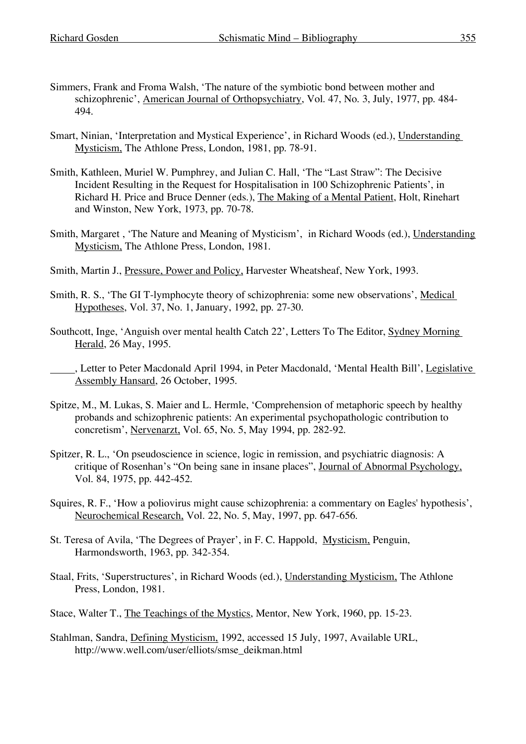Simmers, Frank and Froma Walsh, 'The nature of the symbiotic bond between mother and schizophrenic', American Journal of Orthopsychiatry, Vol. 47, No. 3, July, 1977, pp. 484-494.

Smart, Ninian, 'Interpretation and Mystical Experience', in Richard Woods (ed.), Understanding Mysticism, The Athlone Press, London, 1981, pp. 78-91.

Smith, Kathleen, Muriel W. Pumphrey, and Julian C. Hall, 'The "Last Straw": The Decisive Incident Resulting in the Request for Hospitalisation in 100 Schizophrenic Patients', in Richard H. Price and Bruce Denner (eds.), The Making of a Mental Patient, Holt, Rinehart and Winston, New York, 1973, pp. 70-78.

Smith, Margaret , 'The Nature and Meaning of Mysticism', in Richard Woods (ed.), Understanding Mysticism, The Athlone Press, London, 1981.

Smith, Martin J., Pressure, Power and Policy, Harvester Wheatsheaf, New York, 1993.

Smith, R. S., 'The GI T-lymphocyte theory of schizophrenia: some new observations', Medical Hypotheses, Vol. 37, No. 1, January, 1992, pp. 27-30.

Southcott, Inge, 'Anguish over mental health Catch 22', Letters To The Editor, Sydney Morning Herald, 26 May, 1995.

_____, Letter to Peter Macdonald April 1994, in Peter Macdonald, 'Mental Health Bill', Legislative Assembly Hansard, 26 October, 1995.

Spitze, M., M. Lukas, S. Maier and L. Hermle, 'Comprehension of metaphoric speech by healthy probands and schizophrenic patients: An experimental psychopathologic contribution to concretism', Nervenarzt, Vol. 65, No. 5, May 1994, pp. 282-92.

Spitzer, R. L., 'On pseudoscience in science, logic in remission, and psychiatric diagnosis: A critique of Rosenhan's "On being sane in insane places", Journal of Abnormal Psychology, Vol. 84, 1975, pp. 442-452.

Squires, R. F., 'How a poliovirus might cause schizophrenia: a commentary on Eagles' hypothesis', Neurochemical Research, Vol. 22, No. 5, May, 1997, pp. 647-656.

St. Teresa of Avila, 'The Degrees of Prayer', in F. C. Happold, Mysticism, Penguin, Harmondsworth, 1963, pp. 342-354.

Staal, Frits, 'Superstructures', in Richard Woods (ed.), Understanding Mysticism, The Athlone Press, London, 1981.

Stace, Walter T., The Teachings of the Mystics, Mentor, New York, 1960, pp. 15-23.

Stahlman, Sandra, Defining Mysticism, 1992, accessed 15 July, 1997, Available URL, http://www.well.com/user/elliots/smse_deikman.html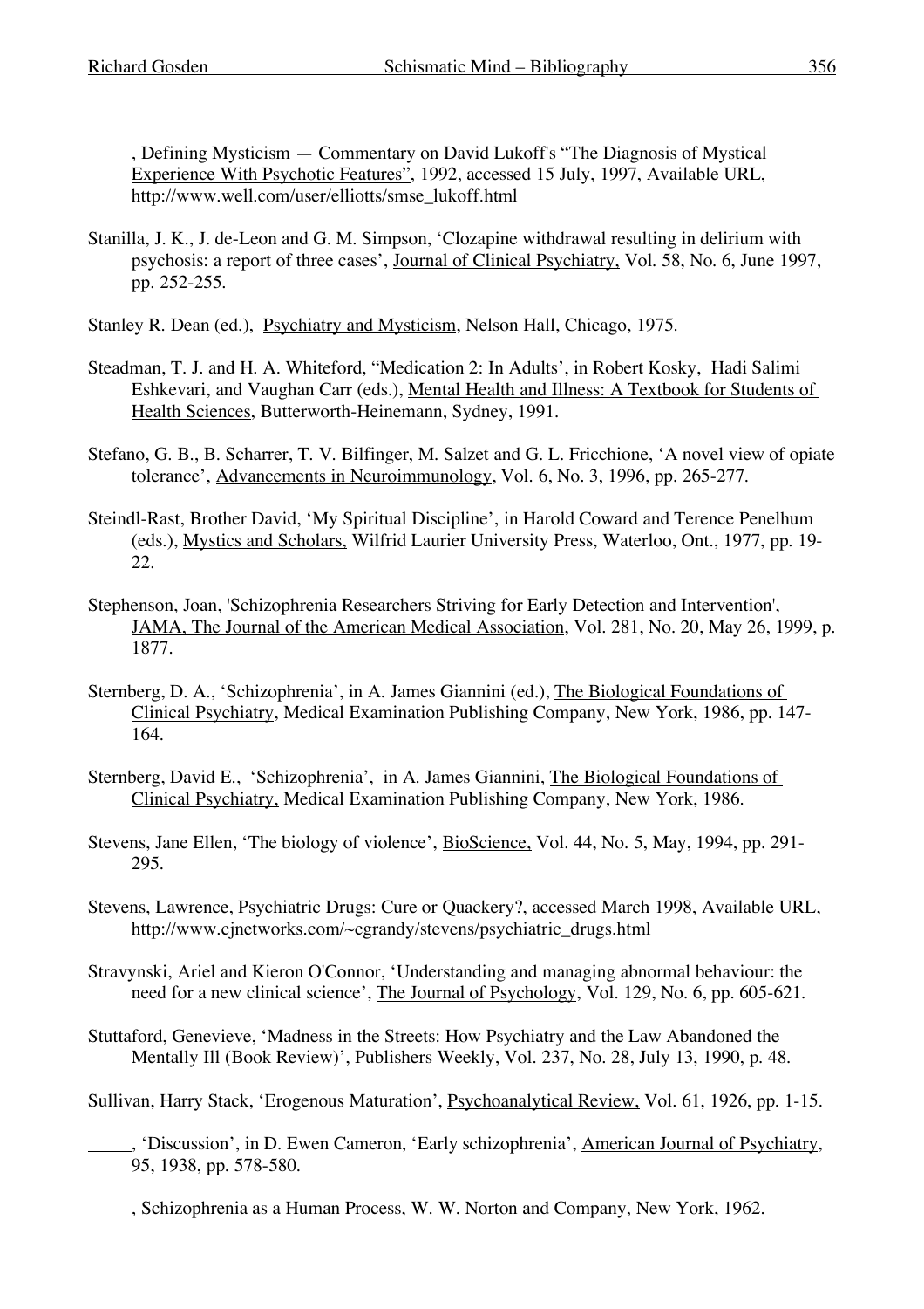_____, Defining Mysticism — Commentary on David Lukoff's "The Diagnosis of Mystical Experience With Psychotic Features", 1992, accessed 15 July, 1997, Available URL, http://www.well.com/user/elliotts/smse_lukoff.html

Stanilla, J. K., J. de-Leon and G. M. Simpson, 'Clozapine withdrawal resulting in delirium with psychosis: a report of three cases', Journal of Clinical Psychiatry, Vol. 58, No. 6, June 1997, pp. 252-255.

Stanley R. Dean (ed.), Psychiatry and Mysticism, Nelson Hall, Chicago, 1975.

Steadman, T. J. and H. A. Whiteford, "Medication 2: In Adults', in Robert Kosky, Hadi Salimi Eshkevari, and Vaughan Carr (eds.), Mental Health and Illness: A Textbook for Students of Health Sciences, Butterworth-Heinemann, Sydney, 1991.

Stefano, G. B., B. Scharrer, T. V. Bilfinger, M. Salzet and G. L. Fricchione, 'A novel view of opiate tolerance', Advancements in Neuroimmunology, Vol. 6, No. 3, 1996, pp. 265-277.

Steindl-Rast, Brother David, 'My Spiritual Discipline', in Harold Coward and Terence Penelhum (eds.), Mystics and Scholars, Wilfrid Laurier University Press, Waterloo, Ont., 1977, pp. 19-22.

Stephenson, Joan, 'Schizophrenia Researchers Striving for Early Detection and Intervention', JAMA, The Journal of the American Medical Association, Vol. 281, No. 20, May 26, 1999, p. 1877.

Sternberg, D. A., 'Schizophrenia', in A. James Giannini (ed.), The Biological Foundations of Clinical Psychiatry, Medical Examination Publishing Company, New York, 1986, pp. 147-164.

Sternberg, David E., 'Schizophrenia', in A. James Giannini, The Biological Foundations of Clinical Psychiatry, Medical Examination Publishing Company, New York, 1986.

Stevens, Jane Ellen, 'The biology of violence', BioScience, Vol. 44, No. 5, May, 1994, pp. 291-295.

Stevens, Lawrence, Psychiatric Drugs: Cure or Quackery?, accessed March 1998, Available URL, http://www.cjnetworks.com/~cgrandy/stevens/psychiatric_drugs.html

Stravynski, Ariel and Kieron O'Connor, 'Understanding and managing abnormal behaviour: the need for a new clinical science', The Journal of Psychology, Vol. 129, No. 6, pp. 605-621.

Stuttaford, Genevieve, 'Madness in the Streets: How Psychiatry and the Law Abandoned the Mentally Ill (Book Review)', Publishers Weekly, Vol. 237, No. 28, July 13, 1990, p. 48.

Sullivan, Harry Stack, 'Erogenous Maturation', Psychoanalytical Review, Vol. 61, 1926, pp. 1-15.

_____, 'Discussion', in D. Ewen Cameron, 'Early schizophrenia', American Journal of Psychiatry, 95, 1938, pp. 578-580.

_____, Schizophrenia as a Human Process, W. W. Norton and Company, New York, 1962.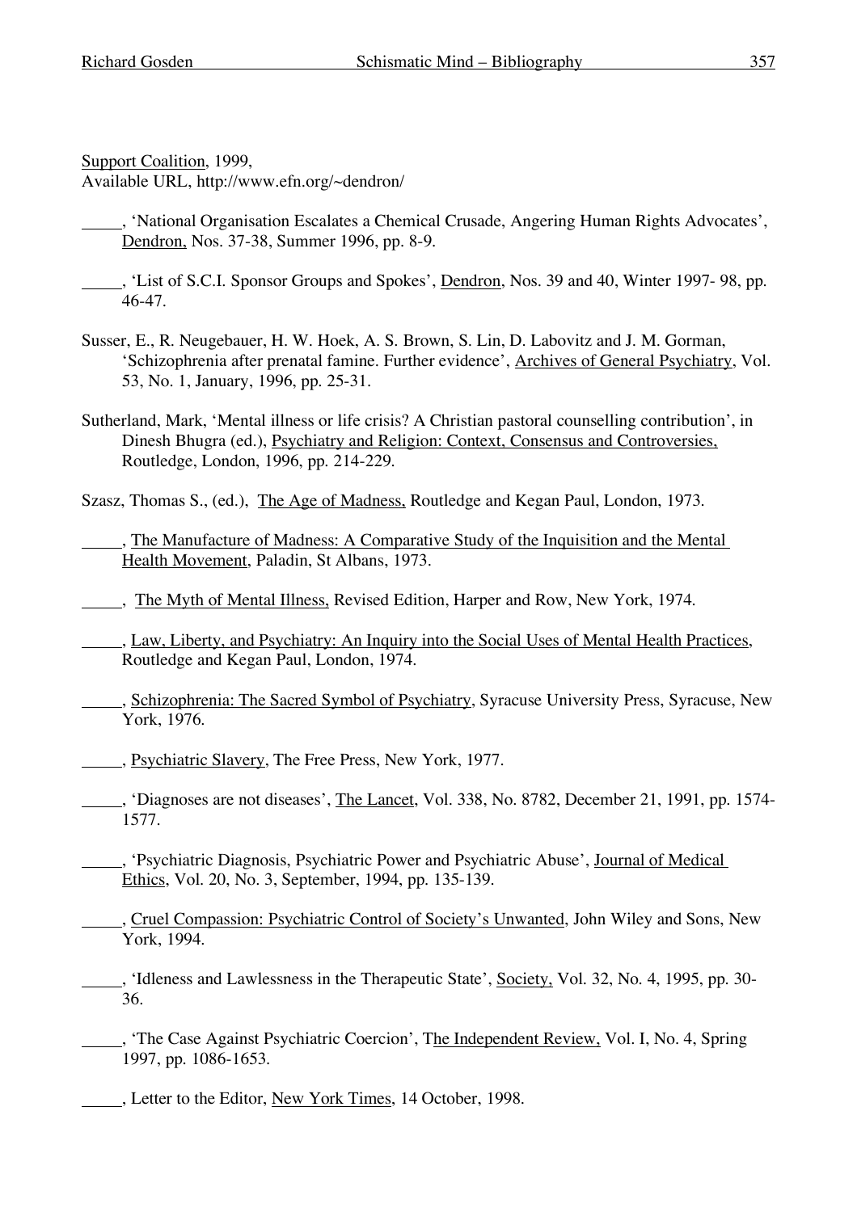Support Coalition, 1999,
Available URL, http://www.efn.org/~dendron/

_____, 'National Organisation Escalates a Chemical Crusade, Angering Human Rights Advocates', Dendron, Nos. 37-38, Summer 1996, pp. 8-9.

_____, 'List of S.C.I. Sponsor Groups and Spokes', Dendron, Nos. 39 and 40, Winter 1997- 98, pp. 46-47.

Susser, E., R. Neugebauer, H. W. Hoek, A. S. Brown, S. Lin, D. Labovitz and J. M. Gorman, 'Schizophrenia after prenatal famine. Further evidence', Archives of General Psychiatry, Vol. 53, No. 1, January, 1996, pp. 25-31.

Sutherland, Mark, 'Mental illness or life crisis? A Christian pastoral counselling contribution', in Dinesh Bhugra (ed.), Psychiatry and Religion: Context, Consensus and Controversies, Routledge, London, 1996, pp. 214-229.

Szasz, Thomas S., (ed.), The Age of Madness, Routledge and Kegan Paul, London, 1973.

_____, The Manufacture of Madness: A Comparative Study of the Inquisition and the Mental Health Movement, Paladin, St Albans, 1973.

_____, The Myth of Mental Illness, Revised Edition, Harper and Row, New York, 1974.

_____, Law, Liberty, and Psychiatry: An Inquiry into the Social Uses of Mental Health Practices, Routledge and Kegan Paul, London, 1974.

_____, Schizophrenia: The Sacred Symbol of Psychiatry, Syracuse University Press, Syracuse, New York, 1976.

_____, Psychiatric Slavery, The Free Press, New York, 1977.

_____, 'Diagnoses are not diseases', The Lancet, Vol. 338, No. 8782, December 21, 1991, pp. 1574-1577.

_____, 'Psychiatric Diagnosis, Psychiatric Power and Psychiatric Abuse', Journal of Medical Ethics, Vol. 20, No. 3, September, 1994, pp. 135-139.

_____, Cruel Compassion: Psychiatric Control of Society's Unwanted, John Wiley and Sons, New York, 1994.

_____, 'Idleness and Lawlessness in the Therapeutic State', Society, Vol. 32, No. 4, 1995, pp. 30-36.

_____, 'The Case Against Psychiatric Coercion', The Independent Review, Vol. I, No. 4, Spring 1997, pp. 1086-1653.

_____, Letter to the Editor, New York Times, 14 October, 1998.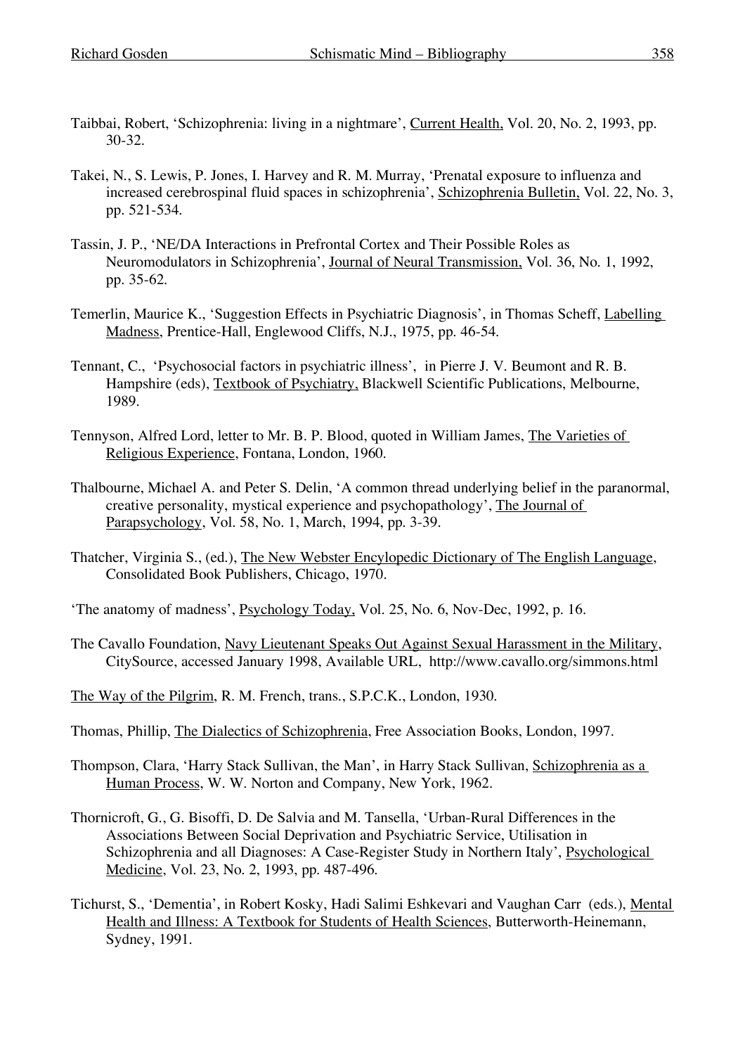Taibbai, Robert, 'Schizophrenia: living in a nightmare', Current Health, Vol. 20, No. 2, 1993, pp. 30-32.

Takei, N., S. Lewis, P. Jones, I. Harvey and R. M. Murray, 'Prenatal exposure to influenza and increased cerebrospinal fluid spaces in schizophrenia', Schizophrenia Bulletin, Vol. 22, No. 3, pp. 521-534.

Tassin, J. P., 'NE/DA Interactions in Prefrontal Cortex and Their Possible Roles as Neuromodulators in Schizophrenia', Journal of Neural Transmission, Vol. 36, No. 1, 1992, pp. 35-62.

Temerlin, Maurice K., 'Suggestion Effects in Psychiatric Diagnosis', in Thomas Scheff, Labelling Madness, Prentice-Hall, Englewood Cliffs, N.J., 1975, pp. 46-54.

Tennant, C., 'Psychosocial factors in psychiatric illness', in Pierre J. V. Beumont and R. B. Hampshire (eds), Textbook of Psychiatry, Blackwell Scientific Publications, Melbourne, 1989.

Tennyson, Alfred Lord, letter to Mr. B. P. Blood, quoted in William James, The Varieties of Religious Experience, Fontana, London, 1960.

Thalbourne, Michael A. and Peter S. Delin, 'A common thread underlying belief in the paranormal, creative personality, mystical experience and psychopathology', The Journal of Parapsychology, Vol. 58, No. 1, March, 1994, pp. 3-39.

Thatcher, Virginia S., (ed.), The New Webster Encylopedic Dictionary of The English Language, Consolidated Book Publishers, Chicago, 1970.

'The anatomy of madness', Psychology Today, Vol. 25, No. 6, Nov-Dec, 1992, p. 16.

The Cavallo Foundation, Navy Lieutenant Speaks Out Against Sexual Harassment in the Military, CitySource, accessed January 1998, Available URL, http://www.cavallo.org/simmons.html

The Way of the Pilgrim, R. M. French, trans., S.P.C.K., London, 1930.

Thomas, Phillip, The Dialectics of Schizophrenia, Free Association Books, London, 1997.

Thompson, Clara, 'Harry Stack Sullivan, the Man', in Harry Stack Sullivan, Schizophrenia as a Human Process, W. W. Norton and Company, New York, 1962.

Thornicroft, G., G. Bisoffi, D. De Salvia and M. Tansella, 'Urban-Rural Differences in the Associations Between Social Deprivation and Psychiatric Service, Utilisation in Schizophrenia and all Diagnoses: A Case-Register Study in Northern Italy', Psychological Medicine, Vol. 23, No. 2, 1993, pp. 487-496.

Tichurst, S., 'Dementia', in Robert Kosky, Hadi Salimi Eshkevari and Vaughan Carr (eds.), Mental Health and Illness: A Textbook for Students of Health Sciences, Butterworth-Heinemann, Sydney, 1991.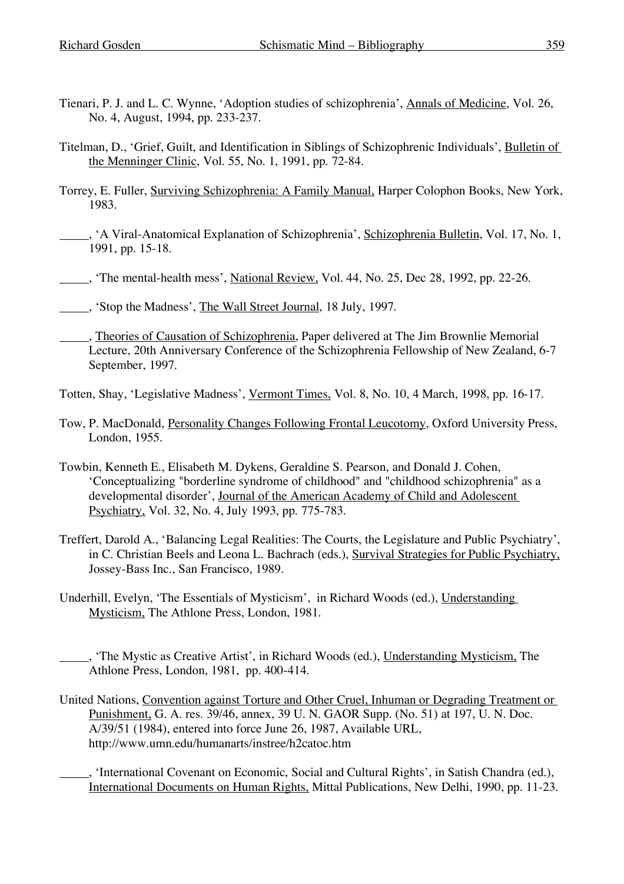Tienari, P. J. and L. C. Wynne, 'Adoption studies of schizophrenia', Annals of Medicine, Vol. 26, No. 4, August, 1994, pp. 233-237.

Titelman, D., 'Grief, Guilt, and Identification in Siblings of Schizophrenic Individuals', Bulletin of the Menninger Clinic, Vol. 55, No. 1, 1991, pp. 72-84.

Torrey, E. Fuller, Surviving Schizophrenia: A Family Manual, Harper Colophon Books, New York, 1983.

_____, 'A Viral-Anatomical Explanation of Schizophrenia', Schizophrenia Bulletin, Vol. 17, No. 1, 1991, pp. 15-18.

_____, 'The mental-health mess', National Review, Vol. 44, No. 25, Dec 28, 1992, pp. 22-26.

_____, 'Stop the Madness', The Wall Street Journal, 18 July, 1997.

_____, Theories of Causation of Schizophrenia, Paper delivered at The Jim Brownlie Memorial Lecture, 20th Anniversary Conference of the Schizophrenia Fellowship of New Zealand, 6-7 September, 1997.

Totten, Shay, 'Legislative Madness', Vermont Times, Vol. 8, No. 10, 4 March, 1998, pp. 16-17.

Tow, P. MacDonald, Personality Changes Following Frontal Leucotomy, Oxford University Press, London, 1955.

Towbin, Kenneth E., Elisabeth M. Dykens, Geraldine S. Pearson, and Donald J. Cohen, 'Conceptualizing "borderline syndrome of childhood" and "childhood schizophrenia" as a developmental disorder', Journal of the American Academy of Child and Adolescent Psychiatry, Vol. 32, No. 4, July 1993, pp. 775-783.

Treffert, Darold A., 'Balancing Legal Realities: The Courts, the Legislature and Public Psychiatry', in C. Christian Beels and Leona L. Bachrach (eds.), Survival Strategies for Public Psychiatry, Jossey-Bass Inc., San Francisco, 1989.

Underhill, Evelyn, 'The Essentials of Mysticism', in Richard Woods (ed.), Understanding Mysticism, The Athlone Press, London, 1981.

_____, 'The Mystic as Creative Artist', in Richard Woods (ed.), Understanding Mysticism, The Athlone Press, London, 1981, pp. 400-414.

United Nations, Convention against Torture and Other Cruel, Inhuman or Degrading Treatment or Punishment, G. A. res. 39/46, annex, 39 U. N. GAOR Supp. (No. 51) at 197, U. N. Doc. A/39/51 (1984), entered into force June 26, 1987, Available URL, http://www.umn.edu/humanarts/instree/h2catoc.htm

_____, 'International Covenant on Economic, Social and Cultural Rights', in Satish Chandra (ed.), International Documents on Human Rights, Mittal Publications, New Delhi, 1990, pp. 11-23.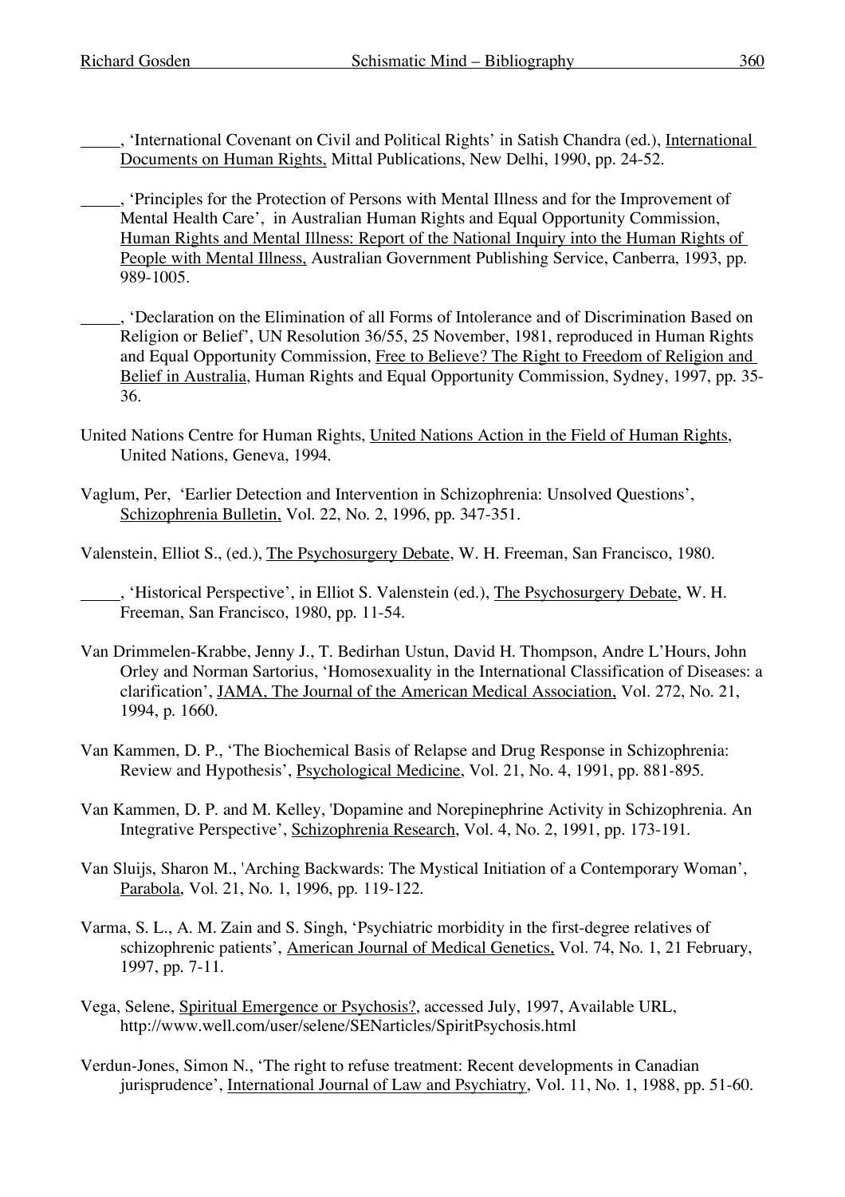_____, 'International Covenant on Civil and Political Rights' in Satish Chandra (ed.), International Documents on Human Rights, Mittal Publications, New Delhi, 1990, pp. 24-52.

_____, 'Principles for the Protection of Persons with Mental Illness and for the Improvement of Mental Health Care', in Australian Human Rights and Equal Opportunity Commission, Human Rights and Mental Illness: Report of the National Inquiry into the Human Rights of People with Mental Illness, Australian Government Publishing Service, Canberra, 1993, pp. 989-1005.

_____, 'Declaration on the Elimination of all Forms of Intolerance and of Discrimination Based on Religion or Belief', UN Resolution 36/55, 25 November, 1981, reproduced in Human Rights and Equal Opportunity Commission, Free to Believe? The Right to Freedom of Religion and Belief in Australia, Human Rights and Equal Opportunity Commission, Sydney, 1997, pp. 35-36.

United Nations Centre for Human Rights, United Nations Action in the Field of Human Rights, United Nations, Geneva, 1994.

Vaglum, Per, 'Earlier Detection and Intervention in Schizophrenia: Unsolved Questions', Schizophrenia Bulletin, Vol. 22, No. 2, 1996, pp. 347-351.

Valenstein, Elliot S., (ed.), The Psychosurgery Debate, W. H. Freeman, San Francisco, 1980.

_____, 'Historical Perspective', in Elliot S. Valenstein (ed.), The Psychosurgery Debate, W. H. Freeman, San Francisco, 1980, pp. 11-54.

Van Drimmelen-Krabbe, Jenny J., T. Bedirhan Ustun, David H. Thompson, Andre L'Hours, John Orley and Norman Sartorius, 'Homosexuality in the International Classification of Diseases: a clarification', JAMA, The Journal of the American Medical Association, Vol. 272, No. 21, 1994, p. 1660.

Van Kammen, D. P., 'The Biochemical Basis of Relapse and Drug Response in Schizophrenia: Review and Hypothesis', Psychological Medicine, Vol. 21, No. 4, 1991, pp. 881-895.

Van Kammen, D. P. and M. Kelley, 'Dopamine and Norepinephrine Activity in Schizophrenia. An Integrative Perspective', Schizophrenia Research, Vol. 4, No. 2, 1991, pp. 173-191.

Van Sluijs, Sharon M., 'Arching Backwards: The Mystical Initiation of a Contemporary Woman', Parabola, Vol. 21, No. 1, 1996, pp. 119-122.

Varma, S. L., A. M. Zain and S. Singh, 'Psychiatric morbidity in the first-degree relatives of schizophrenic patients', American Journal of Medical Genetics, Vol. 74, No. 1, 21 February, 1997, pp. 7-11.

Vega, Selene, Spiritual Emergence or Psychosis?, accessed July, 1997, Available URL, http://www.well.com/user/selene/SENarticles/SpiritPsychosis.html

Verdun-Jones, Simon N., 'The right to refuse treatment: Recent developments in Canadian jurisprudence', International Journal of Law and Psychiatry, Vol. 11, No. 1, 1988, pp. 51-60.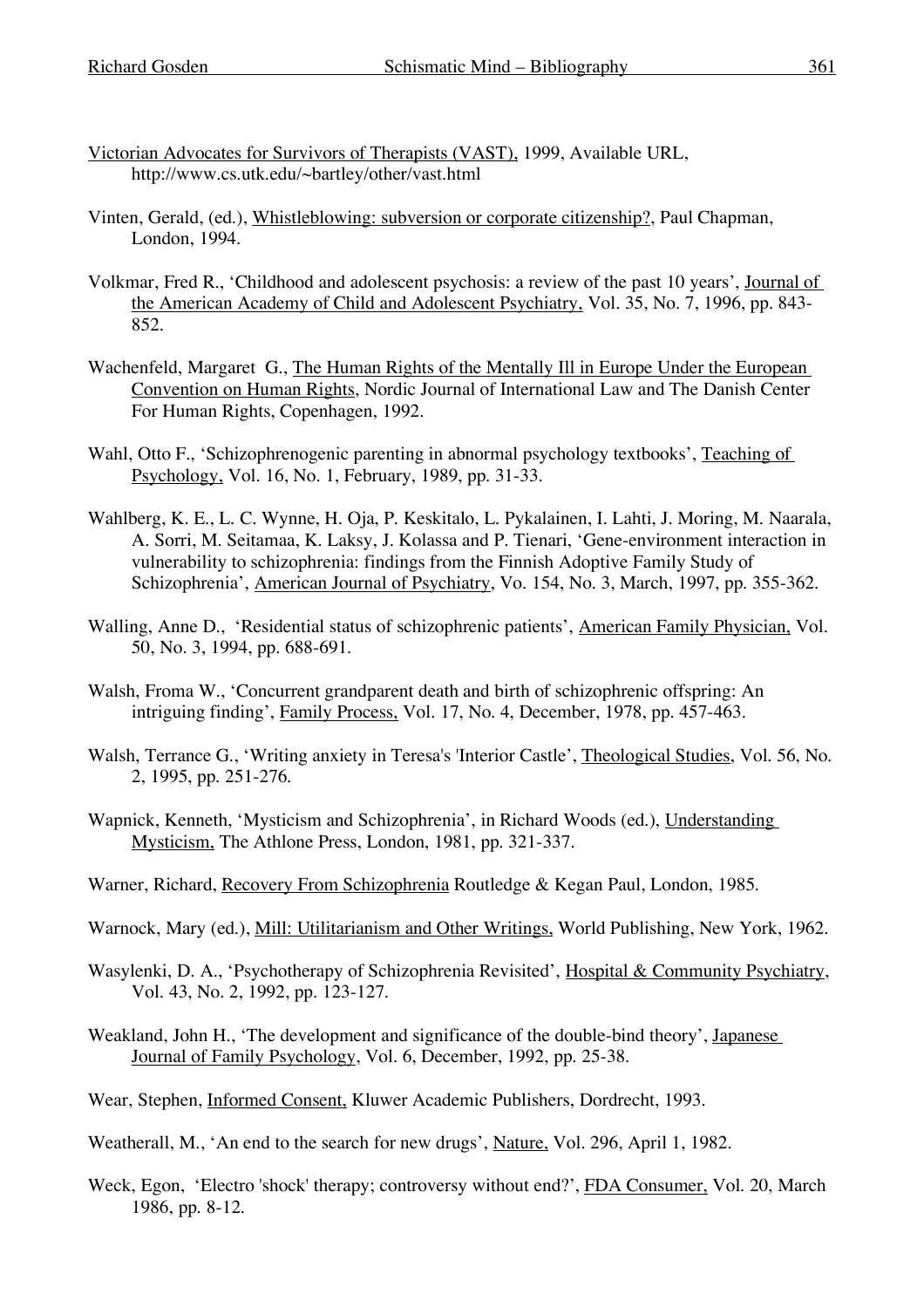Victorian Advocates for Survivors of Therapists (VAST), 1999, Available URL, http://www.cs.utk.edu/~bartley/other/vast.html

Vinten, Gerald, (ed.), Whistleblowing: subversion or corporate citizenship?, Paul Chapman, London, 1994.

Volkmar, Fred R., 'Childhood and adolescent psychosis: a review of the past 10 years', Journal of the American Academy of Child and Adolescent Psychiatry, Vol. 35, No. 7, 1996, pp. 843-852.

Wachenfeld, Margaret G., The Human Rights of the Mentally Ill in Europe Under the European Convention on Human Rights, Nordic Journal of International Law and The Danish Center For Human Rights, Copenhagen, 1992.

Wahl, Otto F., 'Schizophrenogenic parenting in abnormal psychology textbooks', Teaching of Psychology, Vol. 16, No. 1, February, 1989, pp. 31-33.

Wahlberg, K. E., L. C. Wynne, H. Oja, P. Keskitalo, L. Pykalainen, I. Lahti, J. Moring, M. Naarala, A. Sorri, M. Seitamaa, K. Laksy, J. Kolassa and P. Tienari, 'Gene-environment interaction in vulnerability to schizophrenia: findings from the Finnish Adoptive Family Study of Schizophrenia', American Journal of Psychiatry, Vo. 154, No. 3, March, 1997, pp. 355-362.

Walling, Anne D., 'Residential status of schizophrenic patients', American Family Physician, Vol. 50, No. 3, 1994, pp. 688-691.

Walsh, Froma W., 'Concurrent grandparent death and birth of schizophrenic offspring: An intriguing finding', Family Process, Vol. 17, No. 4, December, 1978, pp. 457-463.

Walsh, Terrance G., 'Writing anxiety in Teresa's 'Interior Castle', Theological Studies, Vol. 56, No. 2, 1995, pp. 251-276.

Wapnick, Kenneth, 'Mysticism and Schizophrenia', in Richard Woods (ed.), Understanding Mysticism, The Athlone Press, London, 1981, pp. 321-337.

Warner, Richard, Recovery From Schizophrenia Routledge & Kegan Paul, London, 1985.

Warnock, Mary (ed.), Mill: Utilitarianism and Other Writings, World Publishing, New York, 1962.

Wasylenki, D. A., 'Psychotherapy of Schizophrenia Revisited', Hospital & Community Psychiatry, Vol. 43, No. 2, 1992, pp. 123-127.

Weakland, John H., 'The development and significance of the double-bind theory', Japanese Journal of Family Psychology, Vol. 6, December, 1992, pp. 25-38.

Wear, Stephen, Informed Consent, Kluwer Academic Publishers, Dordrecht, 1993.

Weatherall, M., 'An end to the search for new drugs', Nature, Vol. 296, April 1, 1982.

Weck, Egon, 'Electro 'shock' therapy; controversy without end?', FDA Consumer, Vol. 20, March 1986, pp. 8-12.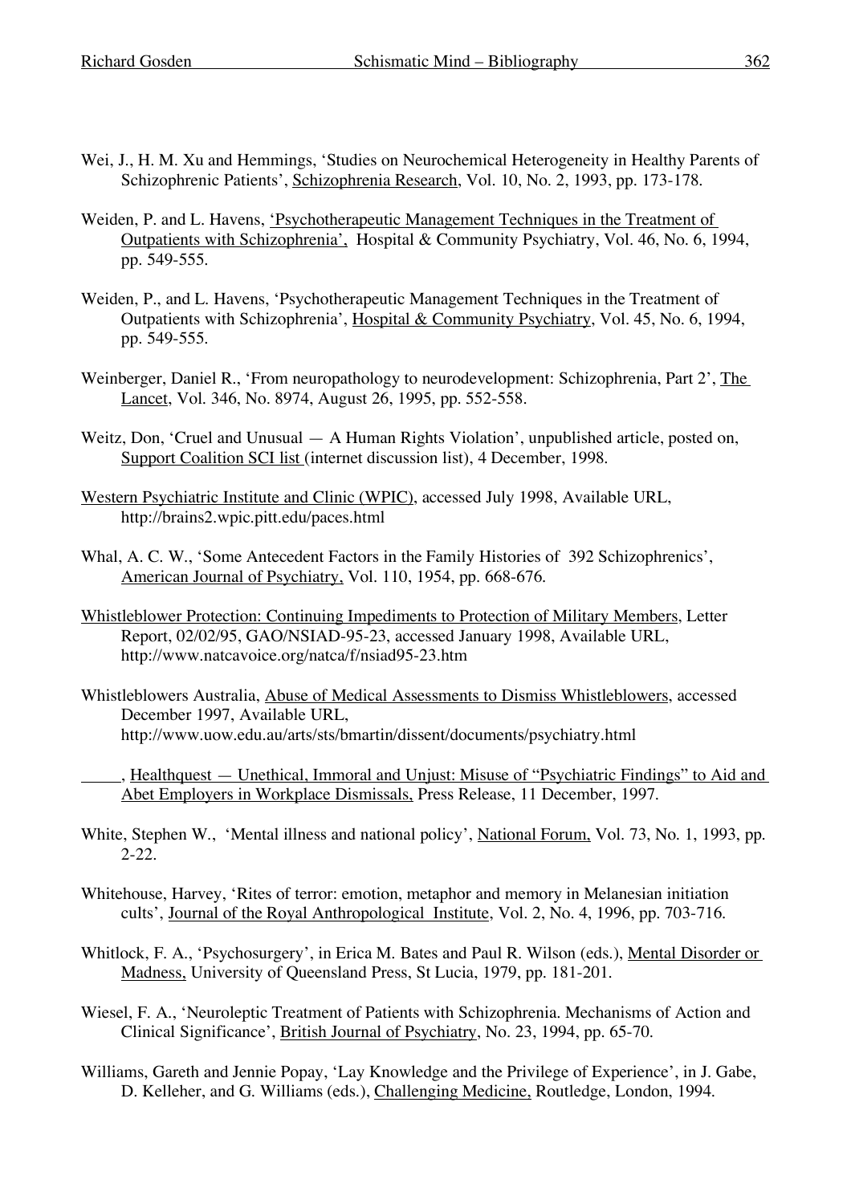Wei, J., H. M. Xu and Hemmings, 'Studies on Neurochemical Heterogeneity in Healthy Parents of Schizophrenic Patients', Schizophrenia Research, Vol. 10, No. 2, 1993, pp. 173-178.

Weiden, P. and L. Havens, 'Psychotherapeutic Management Techniques in the Treatment of Outpatients with Schizophrenia', Hospital & Community Psychiatry, Vol. 46, No. 6, 1994, pp. 549-555.

Weiden, P., and L. Havens, 'Psychotherapeutic Management Techniques in the Treatment of Outpatients with Schizophrenia', Hospital & Community Psychiatry, Vol. 45, No. 6, 1994, pp. 549-555.

Weinberger, Daniel R., 'From neuropathology to neurodevelopment: Schizophrenia, Part 2', The Lancet, Vol. 346, No. 8974, August 26, 1995, pp. 552-558.

Weitz, Don, 'Cruel and Unusual — A Human Rights Violation', unpublished article, posted on, Support Coalition SCI list (internet discussion list), 4 December, 1998.

Western Psychiatric Institute and Clinic (WPIC), accessed July 1998, Available URL, http://brains2.wpic.pitt.edu/paces.html

Whal, A. C. W., 'Some Antecedent Factors in the Family Histories of 392 Schizophrenics', American Journal of Psychiatry, Vol. 110, 1954, pp. 668-676.

Whistleblower Protection: Continuing Impediments to Protection of Military Members, Letter Report, 02/02/95, GAO/NSIAD-95-23, accessed January 1998, Available URL, http://www.natcavoice.org/natca/f/nsiad95-23.htm

Whistleblowers Australia, Abuse of Medical Assessments to Dismiss Whistleblowers, accessed December 1997, Available URL, http://www.uow.edu.au/arts/sts/bmartin/dissent/documents/psychiatry.html

\_\_\_\_\_, Healthquest — Unethical, Immoral and Unjust: Misuse of "Psychiatric Findings" to Aid and Abet Employers in Workplace Dismissals, Press Release, 11 December, 1997.

White, Stephen W., 'Mental illness and national policy', National Forum, Vol. 73, No. 1, 1993, pp. 2-22.

Whitehouse, Harvey, 'Rites of terror: emotion, metaphor and memory in Melanesian initiation cults', Journal of the Royal Anthropological Institute, Vol. 2, No. 4, 1996, pp. 703-716.

Whitlock, F. A., 'Psychosurgery', in Erica M. Bates and Paul R. Wilson (eds.), Mental Disorder or Madness, University of Queensland Press, St Lucia, 1979, pp. 181-201.

Wiesel, F. A., 'Neuroleptic Treatment of Patients with Schizophrenia. Mechanisms of Action and Clinical Significance', British Journal of Psychiatry, No. 23, 1994, pp. 65-70.

Williams, Gareth and Jennie Popay, 'Lay Knowledge and the Privilege of Experience', in J. Gabe, D. Kelleher, and G. Williams (eds.), Challenging Medicine, Routledge, London, 1994.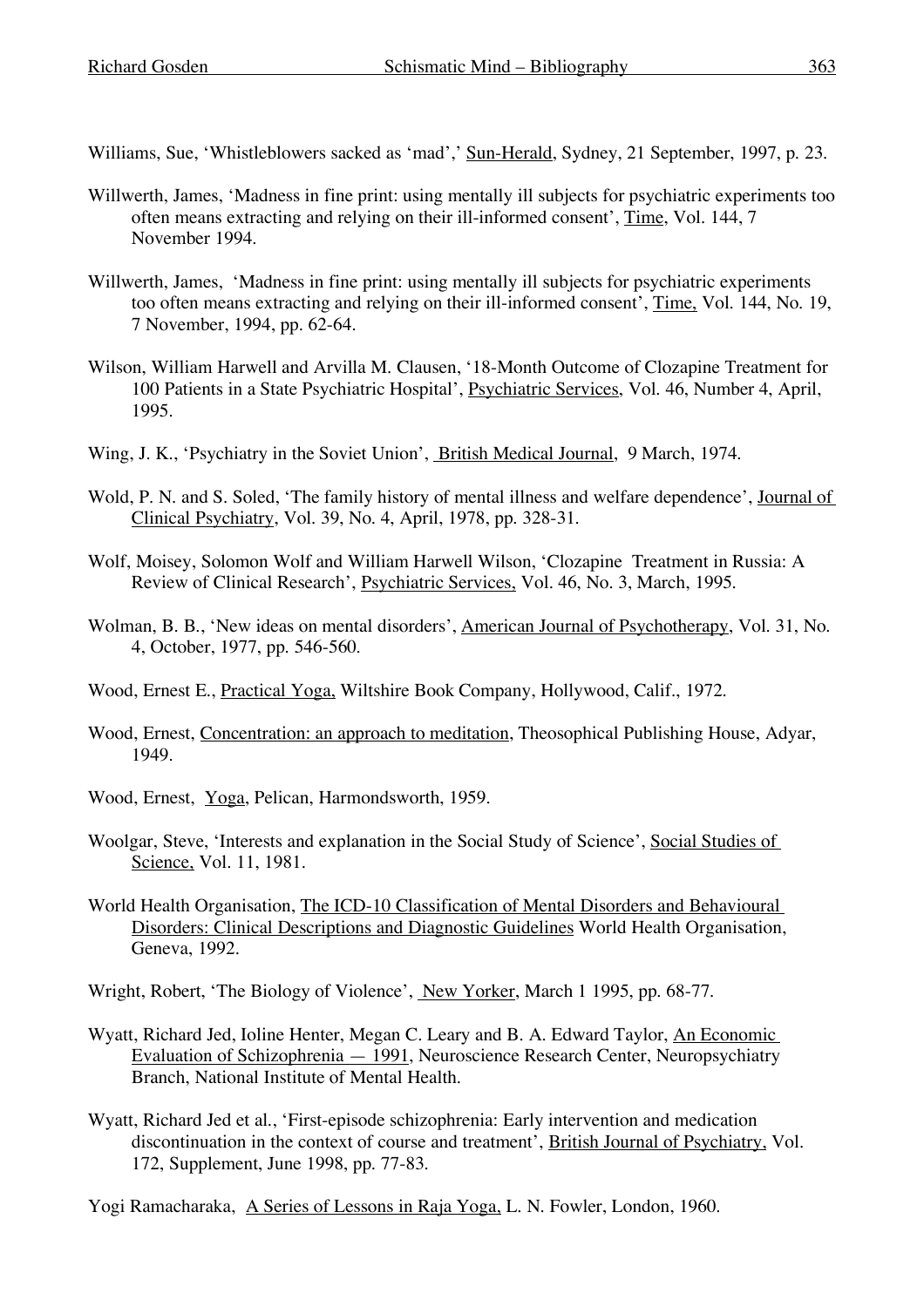Williams, Sue, 'Whistleblowers sacked as 'mad',' Sun-Herald, Sydney, 21 September, 1997, p. 23.

Willwerth, James, 'Madness in fine print: using mentally ill subjects for psychiatric experiments too often means extracting and relying on their ill-informed consent', Time, Vol. 144, 7 November 1994.

Willwerth, James, 'Madness in fine print: using mentally ill subjects for psychiatric experiments too often means extracting and relying on their ill-informed consent', Time, Vol. 144, No. 19, 7 November, 1994, pp. 62-64.

Wilson, William Harwell and Arvilla M. Clausen, '18-Month Outcome of Clozapine Treatment for 100 Patients in a State Psychiatric Hospital', Psychiatric Services, Vol. 46, Number 4, April, 1995.

Wing, J. K., 'Psychiatry in the Soviet Union', British Medical Journal, 9 March, 1974.

Wold, P. N. and S. Soled, 'The family history of mental illness and welfare dependence', Journal of Clinical Psychiatry, Vol. 39, No. 4, April, 1978, pp. 328-31.

Wolf, Moisey, Solomon Wolf and William Harwell Wilson, 'Clozapine Treatment in Russia: A Review of Clinical Research', Psychiatric Services, Vol. 46, No. 3, March, 1995.

Wolman, B. B., 'New ideas on mental disorders', American Journal of Psychotherapy, Vol. 31, No. 4, October, 1977, pp. 546-560.

Wood, Ernest E., Practical Yoga, Wiltshire Book Company, Hollywood, Calif., 1972.

Wood, Ernest, Concentration: an approach to meditation, Theosophical Publishing House, Adyar, 1949.

Wood, Ernest, Yoga, Pelican, Harmondsworth, 1959.

Woolgar, Steve, 'Interests and explanation in the Social Study of Science', Social Studies of Science, Vol. 11, 1981.

World Health Organisation, The ICD-10 Classification of Mental Disorders and Behavioural Disorders: Clinical Descriptions and Diagnostic Guidelines World Health Organisation, Geneva, 1992.

Wright, Robert, 'The Biology of Violence', New Yorker, March 1 1995, pp. 68-77.

Wyatt, Richard Jed, Ioline Henter, Megan C. Leary and B. A. Edward Taylor, An Economic Evaluation of Schizophrenia — 1991, Neuroscience Research Center, Neuropsychiatry Branch, National Institute of Mental Health.

Wyatt, Richard Jed et al., 'First-episode schizophrenia: Early intervention and medication discontinuation in the context of course and treatment', British Journal of Psychiatry, Vol. 172, Supplement, June 1998, pp. 77-83.

Yogi Ramacharaka, A Series of Lessons in Raja Yoga, L. N. Fowler, London, 1960.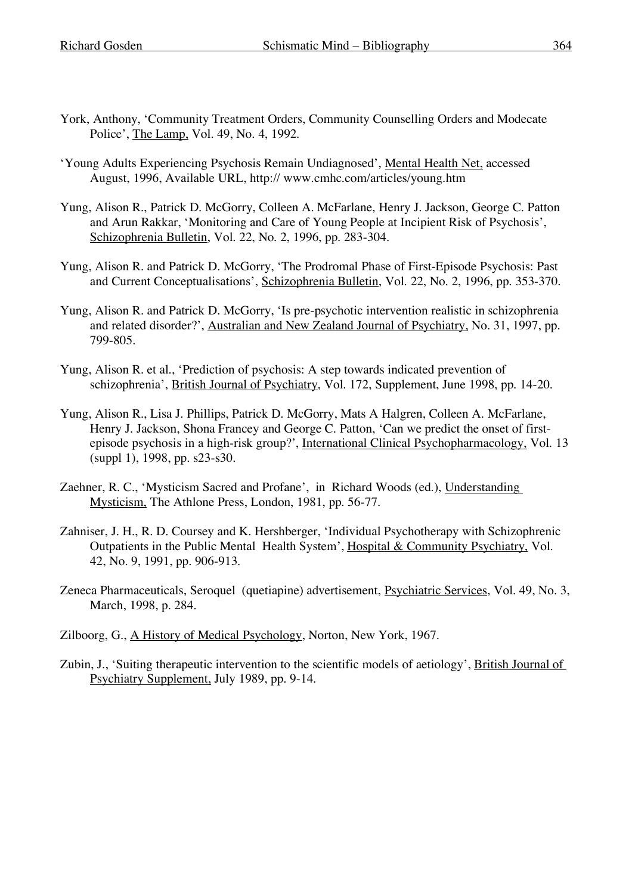York, Anthony, 'Community Treatment Orders, Community Counselling Orders and Modecate Police', The Lamp, Vol. 49, No. 4, 1992.

'Young Adults Experiencing Psychosis Remain Undiagnosed', Mental Health Net, accessed August, 1996, Available URL, http:// www.cmhc.com/articles/young.htm

Yung, Alison R., Patrick D. McGorry, Colleen A. McFarlane, Henry J. Jackson, George C. Patton and Arun Rakkar, 'Monitoring and Care of Young People at Incipient Risk of Psychosis', Schizophrenia Bulletin, Vol. 22, No. 2, 1996, pp. 283-304.

Yung, Alison R. and Patrick D. McGorry, 'The Prodromal Phase of First-Episode Psychosis: Past and Current Conceptualisations', Schizophrenia Bulletin, Vol. 22, No. 2, 1996, pp. 353-370.

Yung, Alison R. and Patrick D. McGorry, 'Is pre-psychotic intervention realistic in schizophrenia and related disorder?', Australian and New Zealand Journal of Psychiatry, No. 31, 1997, pp. 799-805.

Yung, Alison R. et al., 'Prediction of psychosis: A step towards indicated prevention of schizophrenia', British Journal of Psychiatry, Vol. 172, Supplement, June 1998, pp. 14-20.

Yung, Alison R., Lisa J. Phillips, Patrick D. McGorry, Mats A Halgren, Colleen A. McFarlane, Henry J. Jackson, Shona Francey and George C. Patton, 'Can we predict the onset of first-episode psychosis in a high-risk group?', International Clinical Psychopharmacology, Vol. 13 (suppl 1), 1998, pp. s23-s30.

Zaehner, R. C., 'Mysticism Sacred and Profane', in Richard Woods (ed.), Understanding Mysticism, The Athlone Press, London, 1981, pp. 56-77.

Zahniser, J. H., R. D. Coursey and K. Hershberger, 'Individual Psychotherapy with Schizophrenic Outpatients in the Public Mental Health System', Hospital & Community Psychiatry, Vol. 42, No. 9, 1991, pp. 906-913.

Zeneca Pharmaceuticals, Seroquel (quetiapine) advertisement, Psychiatric Services, Vol. 49, No. 3, March, 1998, p. 284.

Zilboorg, G., A History of Medical Psychology, Norton, New York, 1967.

Zubin, J., 'Suiting therapeutic intervention to the scientific models of aetiology', British Journal of Psychiatry Supplement, July 1989, pp. 9-14.